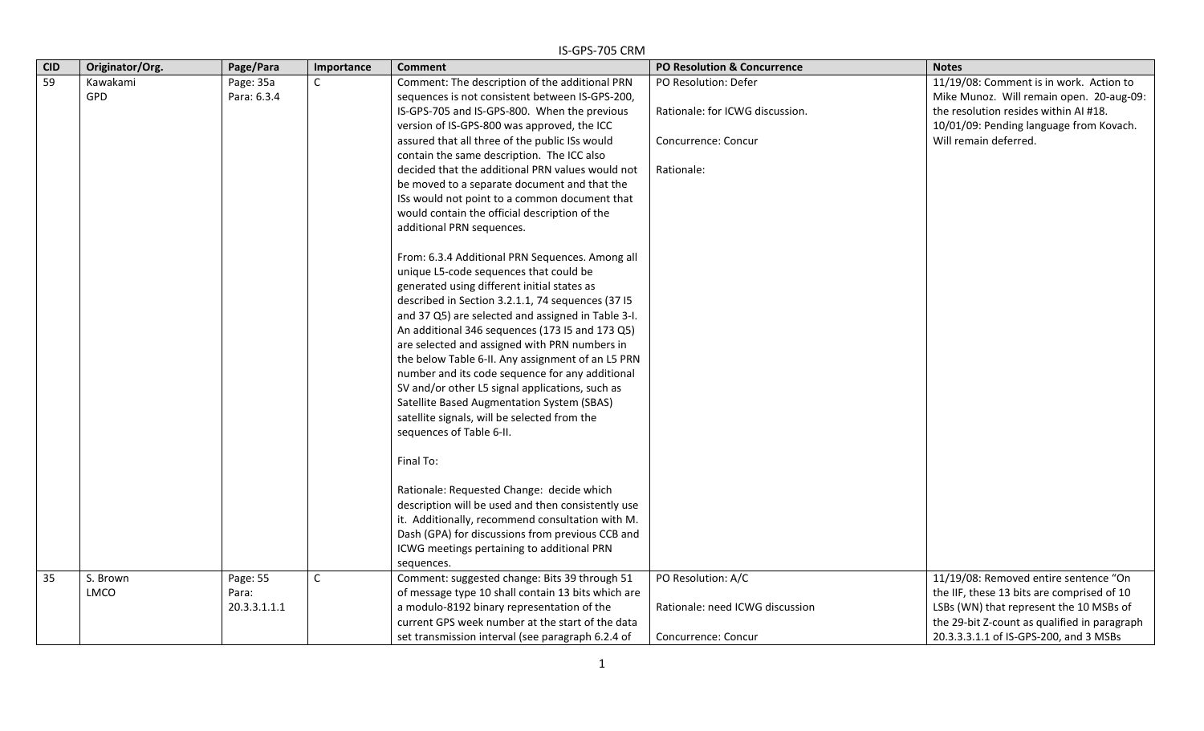# IS-GPS-705 CRM

| CID | Originator/Org. | Page/Para | Importance | Comment | PO Resolution & Concurrence | Notes |
|---|---|---|---|---|---|---|
| 59 | Kawakami<br>GPD | Page: 35a<br>Para: 6.3.4 | C | Comment: The description of the additional PRN sequences is not consistent between IS-GPS-200, IS-GPS-705 and IS-GPS-800. When the previous version of IS-GPS-800 was approved, the ICC assured that all three of the public ISs would contain the same description. The ICC also decided that the additional PRN values would not be moved to a separate document and that the ISs would not point to a common document that would contain the official description of the additional PRN sequences.<br><br>From: 6.3.4 Additional PRN Sequences. Among all unique L5-code sequences that could be generated using different initial states as described in Section 3.2.1.1, 74 sequences (37 I5 and 37 Q5) are selected and assigned in Table 3-I. An additional 346 sequences (173 I5 and 173 Q5) are selected and assigned with PRN numbers in the below Table 6-II. Any assignment of an L5 PRN number and its code sequence for any additional SV and/or other L5 signal applications, such as Satellite Based Augmentation System (SBAS) satellite signals, will be selected from the sequences of Table 6-II.<br><br>Final To:<br><br>Rationale: Requested Change: decide which description will be used and then consistently use it. Additionally, recommend consultation with M. Dash (GPA) for discussions from previous CCB and ICWG meetings pertaining to additional PRN sequences. | PO Resolution: Defer<br><br>Rationale: for ICWG discussion.<br><br>Concurrence: Concur<br><br>Rationale: | 11/19/08: Comment is in work. Action to Mike Munoz. Will remain open. 20-aug-09: the resolution resides within AI #18.<br>10/01/09: Pending language from Kovach. Will remain deferred. |
| 35 | S. Brown<br>LMCO | Page: 55<br>Para: 20.3.3.1.1.1 | C | Comment: suggested change: Bits 39 through 51 of message type 10 shall contain 13 bits which are a modulo-8192 binary representation of the current GPS week number at the start of the data set transmission interval (see paragraph 6.2.4 of | PO Resolution: A/C<br><br>Rationale: need ICWG discussion<br><br>Concurrence: Concur | 11/19/08: Removed entire sentence "On the IIF, these 13 bits are comprised of 10 LSBs (WN) that represent the 10 MSBs of the 29-bit Z-count as qualified in paragraph 20.3.3.3.1.1 of IS-GPS-200, and 3 MSBs |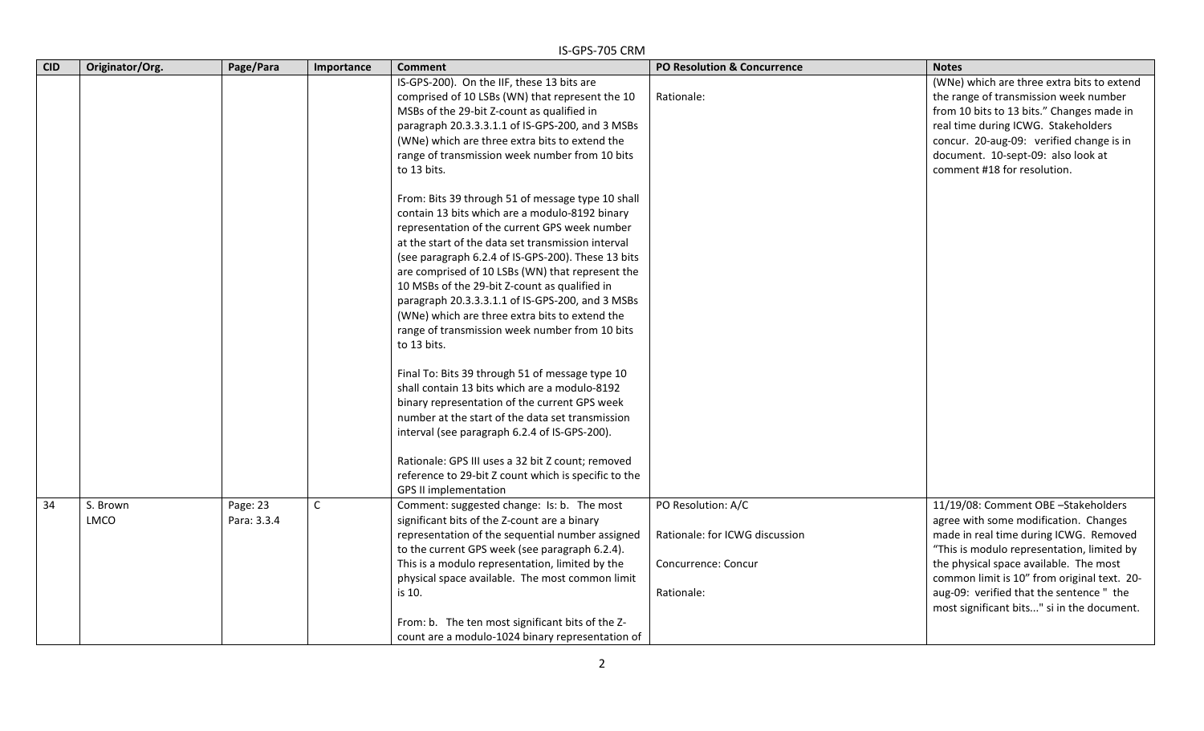| CID | Originator/Org. | Page/Para | Importance | Comment | PO Resolution & Concurrence | Notes |
| --- | --- | --- | --- | --- | --- | --- |
| | | | | IS-GPS-200). On the IIF, these 13 bits are comprised of 10 LSBs (WN) that represent the 10 MSBs of the 29-bit Z-count as qualified in paragraph 20.3.3.3.1.1 of IS-GPS-200, and 3 MSBs (WNe) which are three extra bits to extend the range of transmission week number from 10 bits to 13 bits.<br><br>From: Bits 39 through 51 of message type 10 shall contain 13 bits which are a modulo-8192 binary representation of the current GPS week number at the start of the data set transmission interval (see paragraph 6.2.4 of IS-GPS-200). These 13 bits are comprised of 10 LSBs (WN) that represent the 10 MSBs of the 29-bit Z-count as qualified in paragraph 20.3.3.3.1.1 of IS-GPS-200, and 3 MSBs (WNe) which are three extra bits to extend the range of transmission week number from 10 bits to 13 bits.<br><br>Final To: Bits 39 through 51 of message type 10 shall contain 13 bits which are a modulo-8192 binary representation of the current GPS week number at the start of the data set transmission interval (see paragraph 6.2.4 of IS-GPS-200).<br><br>Rationale: GPS III uses a 32 bit Z count; removed reference to 29-bit Z count which is specific to the GPS II implementation | Rationale: | (WNe) which are three extra bits to extend the range of transmission week number from 10 bits to 13 bits." Changes made in real time during ICWG. Stakeholders concur. 20-aug-09: verified change is in document. 10-sept-09: also look at comment #18 for resolution. |
| 34 | S. Brown<br>LMCO | Page: 23<br>Para: 3.3.4 | C | Comment: suggested change: Is: b. The most significant bits of the Z-count are a binary representation of the sequential number assigned to the current GPS week (see paragraph 6.2.4). This is a modulo representation, limited by the physical space available. The most common limit is 10.<br><br>From: b. The ten most significant bits of the Z-count are a modulo-1024 binary representation of | PO Resolution: A/C<br><br>Rationale: for ICWG discussion<br><br>Concurrence: Concur<br><br>Rationale: | 11/19/08: Comment OBE –Stakeholders agree with some modification. Changes made in real time during ICWG. Removed "This is modulo representation, limited by the physical space available. The most common limit is 10" from original text. 20-aug-09: verified that the sentence " the most significant bits..." si in the document. |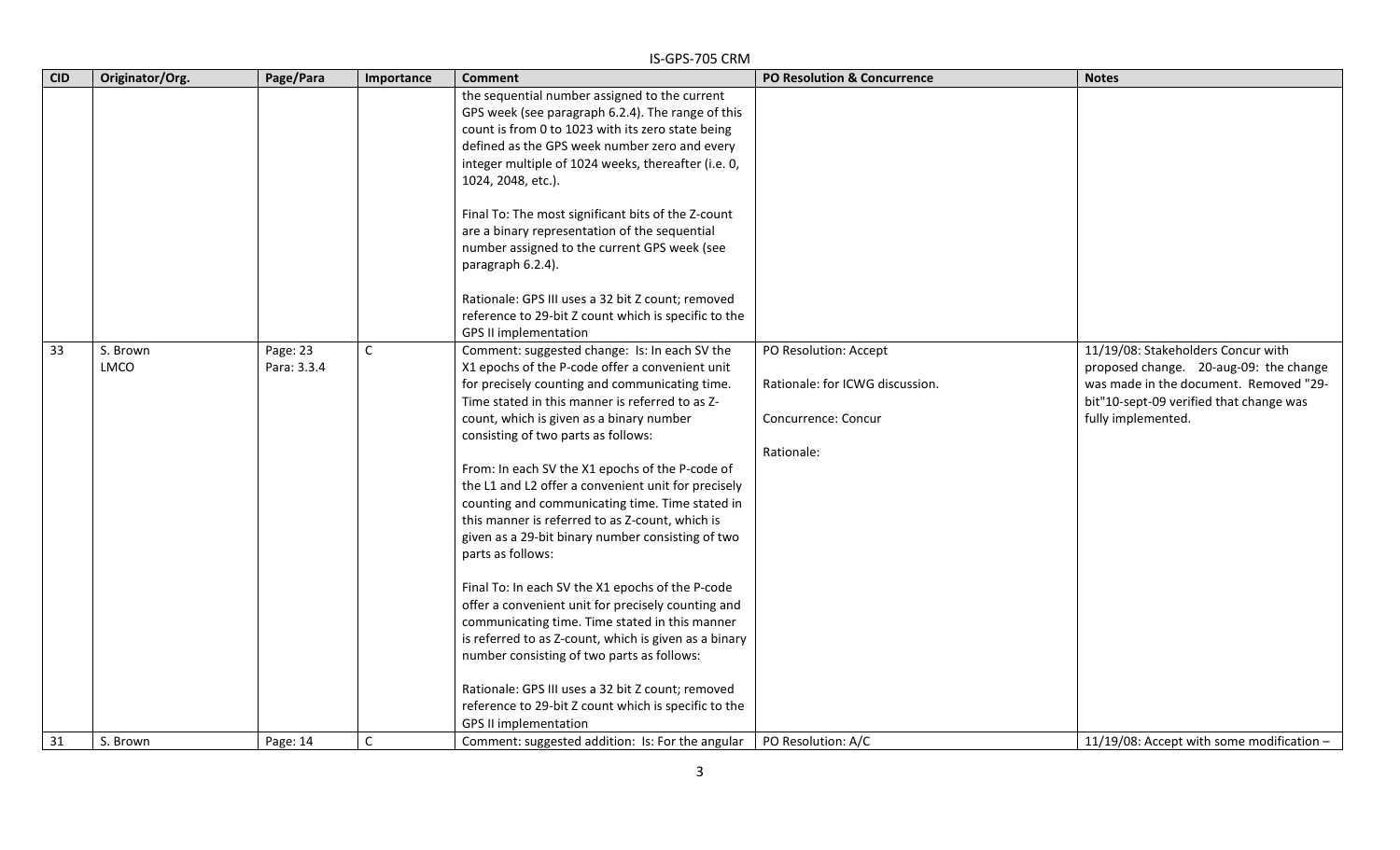| CID | Originator/Org. | Page/Para | Importance | Comment | PO Resolution & Concurrence | Notes |
|---|---|---|---|---|---|---|
| | | | | the sequential number assigned to the current GPS week (see paragraph 6.2.4). The range of this count is from 0 to 1023 with its zero state being defined as the GPS week number zero and every integer multiple of 1024 weeks, thereafter (i.e. 0, 1024, 2048, etc.).<br><br>Final To: The most significant bits of the Z-count are a binary representation of the sequential number assigned to the current GPS week (see paragraph 6.2.4).<br><br>Rationale: GPS III uses a 32 bit Z count; removed reference to 29-bit Z count which is specific to the GPS II implementation | | |
| 33 | S. Brown<br>LMCO | Page: 23<br>Para: 3.3.4 | C | Comment: suggested change: Is: In each SV the X1 epochs of the P-code offer a convenient unit for precisely counting and communicating time. Time stated in this manner is referred to as Z-count, which is given as a binary number consisting of two parts as follows:<br><br>From: In each SV the X1 epochs of the P-code of the L1 and L2 offer a convenient unit for precisely counting and communicating time. Time stated in this manner is referred to as Z-count, which is given as a 29-bit binary number consisting of two parts as follows:<br><br>Final To: In each SV the X1 epochs of the P-code offer a convenient unit for precisely counting and communicating time. Time stated in this manner is referred to as Z-count, which is given as a binary number consisting of two parts as follows:<br><br>Rationale: GPS III uses a 32 bit Z count; removed reference to 29-bit Z count which is specific to the GPS II implementation | PO Resolution: Accept<br><br>Rationale: for ICWG discussion.<br><br>Concurrence: Concur<br><br>Rationale: | 11/19/08: Stakeholders Concur with proposed change. 20-aug-09: the change was made in the document. Removed "29-bit"10-sept-09 verified that change was fully implemented. |
| 31 | S. Brown | Page: 14 | C | Comment: suggested addition: Is: For the angular | PO Resolution: A/C | 11/19/08: Accept with some modification – |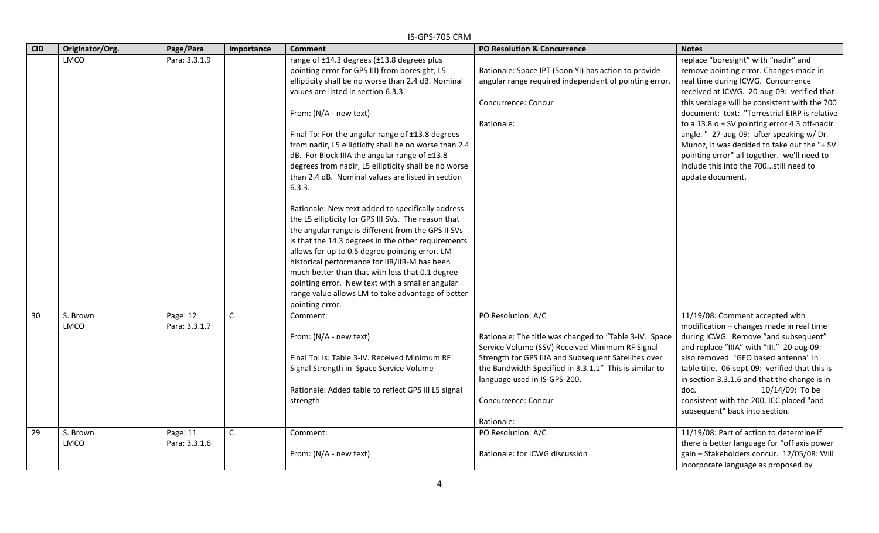| CID | Originator/Org. | Page/Para | Importance | Comment | PO Resolution & Concurrence | Notes |
|---|---|---|---|---|---|---|
| | LMCO | Para: 3.3.1.9 | | range of ±14.3 degrees (±13.8 degrees plus pointing error for GPS III) from boresight, L5 ellipticity shall be no worse than 2.4 dB. Nominal values are listed in section 6.3.3.<br><br>From: (N/A - new text)<br><br>Final To: For the angular range of ±13.8 degrees from nadir, L5 ellipticity shall be no worse than 2.4 dB. For Block IIIA the angular range of ±13.8 degrees from nadir, L5 ellipticity shall be no worse than 2.4 dB. Nominal values are listed in section 6.3.3.<br><br>Rationale: New text added to specifically address the L5 ellipticity for GPS III SVs. The reason that the angular range is different from the GPS II SVs is that the 14.3 degrees in the other requirements allows for up to 0.5 degree pointing error. LM historical performance for IIR/IIR-M has been much better than that with less that 0.1 degree pointing error. New text with a smaller angular range value allows LM to take advantage of better pointing error. | Rationale: Space IPT (Soon Yi) has action to provide angular range required independent of pointing error.<br><br>Concurrence: Concur<br><br>Rationale: | replace "boresight" with "nadir" and remove pointing error. Changes made in real time during ICWG. Concurrence received at ICWG. 20-aug-09: verified that this verbiage will be consistent with the 700 document: text: "Terrestrial EIRP is relative to a 13.8 o + SV pointing error 4.3 off-nadir angle. " 27-aug-09: after speaking w/ Dr. Munoz, it was decided to take out the "+ SV pointing error" all together. we'll need to include this into the 700...still need to update document. |
| 30 | S. Brown<br>LMCO | Page: 12<br>Para: 3.3.1.7 | C | Comment:<br><br>From: (N/A - new text)<br><br>Final To: Is: Table 3-IV. Received Minimum RF Signal Strength in Space Service Volume<br><br>Rationale: Added table to reflect GPS III L5 signal strength | PO Resolution: A/C<br><br>Rationale: The title was changed to "Table 3-IV. Space Service Volume (SSV) Received Minimum RF Signal Strength for GPS IIIA and Subsequent Satellites over the Bandwidth Specified in 3.3.1.1" This is similar to language used in IS-GPS-200.<br><br>Concurrence: Concur<br><br>Rationale: | 11/19/08: Comment accepted with modification – changes made in real time during ICWG. Remove "and subsequent" and replace "IIIA" with "III." 20-aug-09: also removed "GEO based antenna" in table title. 06-sept-09: verified that this is in section 3.3.1.6 and that the change is in doc. 10/14/09: To be consistent with the 200, ICC placed "and subsequent" back into section. |
| 29 | S. Brown<br>LMCO | Page: 11<br>Para: 3.3.1.6 | C | Comment:<br><br>From: (N/A - new text) | PO Resolution: A/C<br><br>Rationale: for ICWG discussion | 11/19/08: Part of action to determine if there is better language for "off axis power gain – Stakeholders concur. 12/05/08: Will incorporate language as proposed by |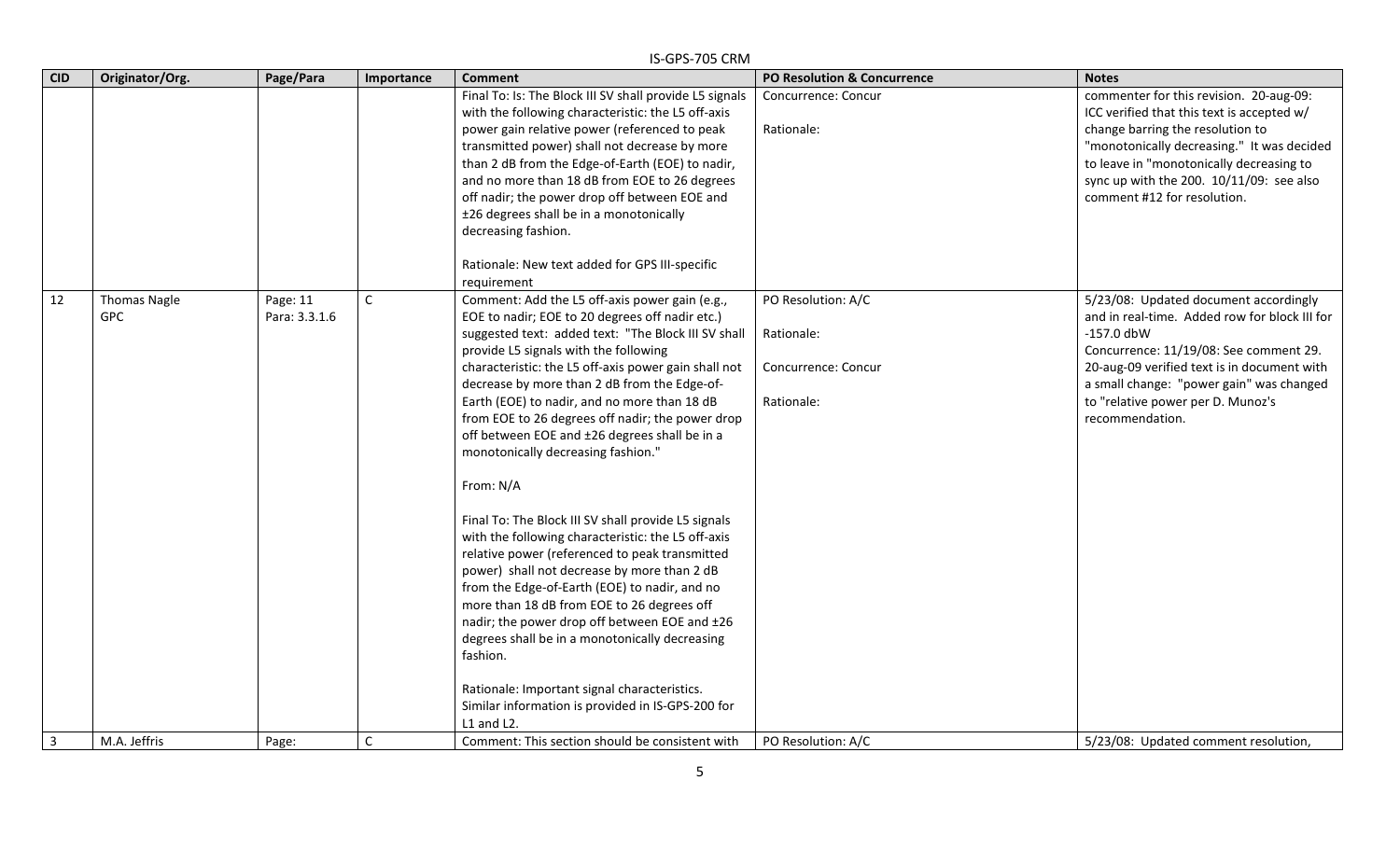| CID | Originator/Org. | Page/Para | Importance | Comment | PO Resolution & Concurrence | Notes |
|---|---|---|---|---|---|---|
| | | | | Final To: Is: The Block III SV shall provide L5 signals with the following characteristic: the L5 off-axis power gain relative power (referenced to peak transmitted power) shall not decrease by more than 2 dB from the Edge-of-Earth (EOE) to nadir, and no more than 18 dB from EOE to 26 degrees off nadir; the power drop off between EOE and ±26 degrees shall be in a monotonically decreasing fashion.<br><br>Rationale: New text added for GPS III-specific requirement | Concurrence: Concur<br><br>Rationale: | commenter for this revision. 20-aug-09: ICC verified that this text is accepted w/ change barring the resolution to "monotonically decreasing." It was decided to leave in "monotonically decreasing to sync up with the 200. 10/11/09: see also comment #12 for resolution. |
| 12 | Thomas Nagle<br>GPC | Page: 11<br>Para: 3.3.1.6 | C | Comment: Add the L5 off-axis power gain (e.g., EOE to nadir; EOE to 20 degrees off nadir etc.) suggested text: added text: "The Block III SV shall provide L5 signals with the following characteristic: the L5 off-axis power gain shall not decrease by more than 2 dB from the Edge-of-Earth (EOE) to nadir, and no more than 18 dB from EOE to 26 degrees off nadir; the power drop off between EOE and ±26 degrees shall be in a monotonically decreasing fashion."<br><br>From: N/A<br><br>Final To: The Block III SV shall provide L5 signals with the following characteristic: the L5 off-axis relative power (referenced to peak transmitted power) shall not decrease by more than 2 dB from the Edge-of-Earth (EOE) to nadir, and no more than 18 dB from EOE to 26 degrees off nadir; the power drop off between EOE and ±26 degrees shall be in a monotonically decreasing fashion.<br><br>Rationale: Important signal characteristics. Similar information is provided in IS-GPS-200 for L1 and L2. | PO Resolution: A/C<br><br>Rationale:<br><br>Concurrence: Concur<br><br>Rationale: | 5/23/08: Updated document accordingly and in real-time. Added row for block III for -157.0 dbW<br>Concurrence: 11/19/08: See comment 29.<br>20-aug-09 verified text is in document with a small change: "power gain" was changed to "relative power per D. Munoz's recommendation. |
| 3 | M.A. Jeffris | Page: | C | Comment: This section should be consistent with | PO Resolution: A/C | 5/23/08: Updated comment resolution, |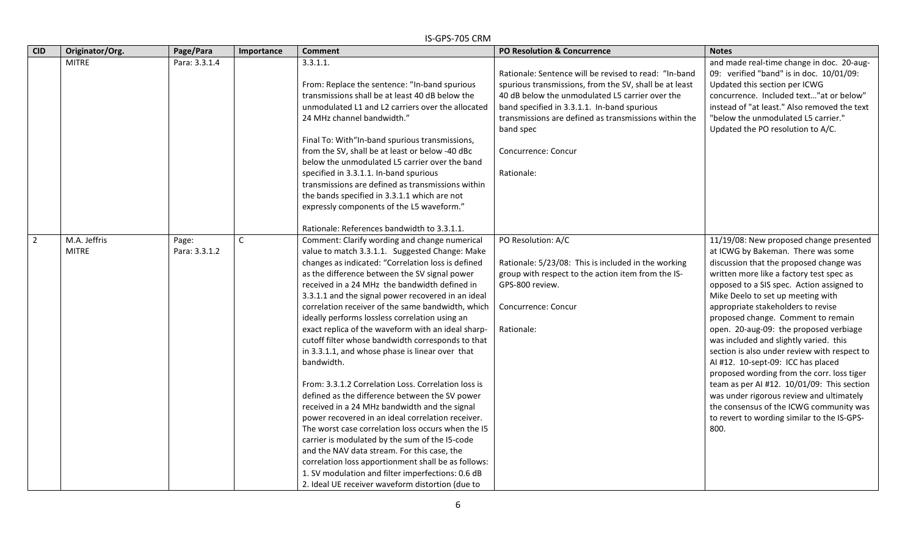| CID | Originator/Org. | Page/Para | Importance | Comment | PO Resolution & Concurrence | Notes |
|---|---|---|---|---|---|---|
| | MITRE | Para: 3.3.1.4 | | 3.3.1.1.<br><br>From: Replace the sentence: "In-band spurious transmissions shall be at least 40 dB below the unmodulated L1 and L2 carriers over the allocated 24 MHz channel bandwidth."<br><br>Final To: With"In-band spurious transmissions, from the SV, shall be at least or below -40 dBc below the unmodulated L5 carrier over the band specified in 3.3.1.1. In-band spurious transmissions are defined as transmissions within the bands specified in 3.3.1.1 which are not expressly components of the L5 waveform."<br><br>Rationale: References bandwidth to 3.3.1.1. | Rationale: Sentence will be revised to read: "In-band spurious transmissions, from the SV, shall be at least 40 dB below the unmodulated L5 carrier over the band specified in 3.3.1.1. In-band spurious transmissions are defined as transmissions within the band spec<br><br>Concurrence: Concur<br><br>Rationale: | and made real-time change in doc. 20-aug-09: verified "band" is in doc. 10/01/09: Updated this section per ICWG concurrence. Included text…"at or below" instead of "at least." Also removed the text "below the unmodulated L5 carrier." Updated the PO resolution to A/C. |
| 2 | M.A. Jeffris<br>MITRE | Page:<br>Para: 3.3.1.2 | C | Comment: Clarify wording and change numerical value to match 3.3.1.1. Suggested Change: Make changes as indicated: "Correlation loss is defined as the difference between the SV signal power received in a 24 MHz the bandwidth defined in 3.3.1.1 and the signal power recovered in an ideal correlation receiver of the same bandwidth, which ideally performs lossless correlation using an exact replica of the waveform with an ideal sharp-cutoff filter whose bandwidth corresponds to that in 3.3.1.1, and whose phase is linear over that bandwidth.<br><br>From: 3.3.1.2 Correlation Loss. Correlation loss is defined as the difference between the SV power received in a 24 MHz bandwidth and the signal power recovered in an ideal correlation receiver. The worst case correlation loss occurs when the I5 carrier is modulated by the sum of the I5-code and the NAV data stream. For this case, the correlation loss apportionment shall be as follows:<br>1. SV modulation and filter imperfections: 0.6 dB<br>2. Ideal UE receiver waveform distortion (due to | PO Resolution: A/C<br><br>Rationale: 5/23/08: This is included in the working group with respect to the action item from the IS-GPS-800 review.<br><br>Concurrence: Concur<br><br>Rationale: | 11/19/08: New proposed change presented at ICWG by Bakeman. There was some discussion that the proposed change was written more like a factory test spec as opposed to a SIS spec. Action assigned to Mike Deelo to set up meeting with appropriate stakeholders to revise proposed change. Comment to remain open. 20-aug-09: the proposed verbiage was included and slightly varied. this section is also under review with respect to AI #12. 10-sept-09: ICC has placed proposed wording from the corr. loss tiger team as per AI #12. 10/01/09: This section was under rigorous review and ultimately the consensus of the ICWG community was to revert to wording similar to the IS-GPS-800. |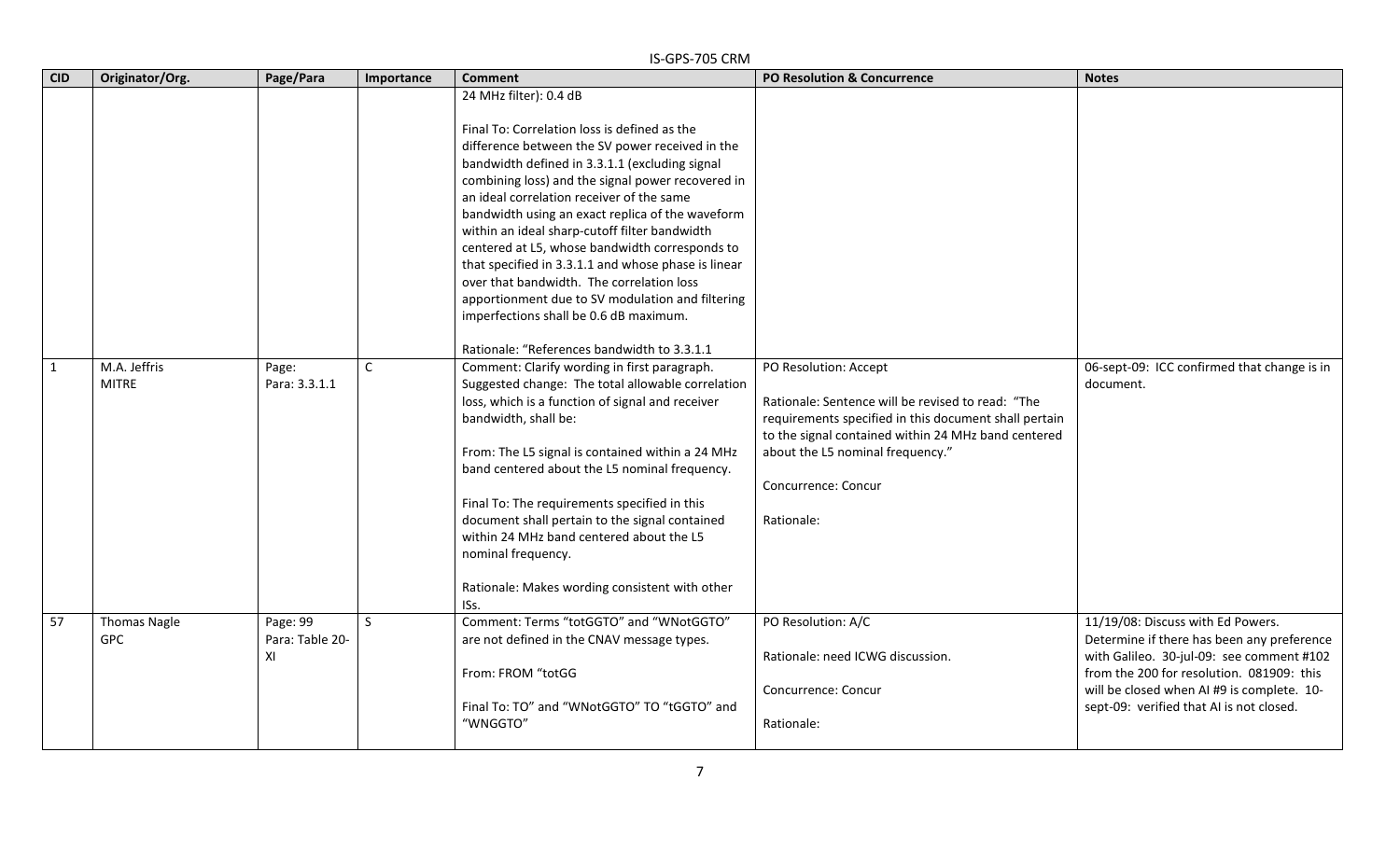| CID | Originator/Org. | Page/Para | Importance | Comment | PO Resolution & Concurrence | Notes |
|---|---|---|---|---|---|---|
| | | | | 24 MHz filter): 0.4 dB<br><br>Final To: Correlation loss is defined as the difference between the SV power received in the bandwidth defined in 3.3.1.1 (excluding signal combining loss) and the signal power recovered in an ideal correlation receiver of the same bandwidth using an exact replica of the waveform within an ideal sharp-cutoff filter bandwidth centered at L5, whose bandwidth corresponds to that specified in 3.3.1.1 and whose phase is linear over that bandwidth. The correlation loss apportionment due to SV modulation and filtering imperfections shall be 0.6 dB maximum.<br><br>Rationale: "References bandwidth to 3.3.1.1 | | |
| 1 | M.A. Jeffris<br>MITRE | Page:<br>Para: 3.3.1.1 | C | Comment: Clarify wording in first paragraph. Suggested change: The total allowable correlation loss, which is a function of signal and receiver bandwidth, shall be:<br><br>From: The L5 signal is contained within a 24 MHz band centered about the L5 nominal frequency.<br><br>Final To: The requirements specified in this document shall pertain to the signal contained within 24 MHz band centered about the L5 nominal frequency.<br><br>Rationale: Makes wording consistent with other ISs. | PO Resolution: Accept<br><br>Rationale: Sentence will be revised to read: "The requirements specified in this document shall pertain to the signal contained within 24 MHz band centered about the L5 nominal frequency."<br><br>Concurrence: Concur<br><br>Rationale: | 06-sept-09: ICC confirmed that change is in document. |
| 57 | Thomas Nagle<br>GPC | Page: 99<br>Para: Table 20-XI | S | Comment: Terms "totGGTO" and "WNotGGTO" are not defined in the CNAV message types.<br><br>From: FROM "totGG<br><br>Final To: TO" and "WNotGGTO" TO "tGGTO" and "WNGGTO" | PO Resolution: A/C<br><br>Rationale: need ICWG discussion.<br><br>Concurrence: Concur<br><br>Rationale: | 11/19/08: Discuss with Ed Powers. Determine if there has been any preference with Galileo. 30-jul-09: see comment #102 from the 200 for resolution. 081909: this will be closed when AI #9 is complete. 10-sept-09: verified that AI is not closed. |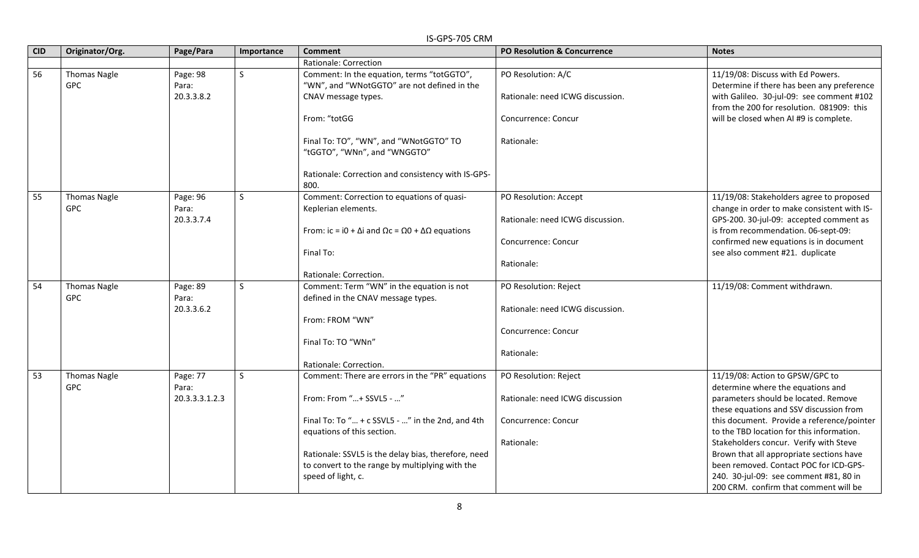| CID | Originator/Org. | Page/Para | Importance | Comment | PO Resolution & Concurrence | Notes |
|---|---|---|---|---|---|---|
| | | | | Rationale: Correction | | |
| 56 | Thomas Nagle GPC | Page: 98 Para: 20.3.3.8.2 | S | Comment: In the equation, terms "totGGTO", "WN", and "WNotGGTO" are not defined in the CNAV message types.<br><br>From: "totGG<br><br>Final To: TO", "WN", and "WNotGGTO" TO "tGGTO", "WNn", and "WNGGTO"<br><br>Rationale: Correction and consistency with IS-GPS-800. | PO Resolution: A/C<br><br>Rationale: need ICWG discussion.<br><br>Concurrence: Concur<br><br>Rationale: | 11/19/08: Discuss with Ed Powers. Determine if there has been any preference with Galileo. 30-jul-09: see comment #102 from the 200 for resolution. 081909: this will be closed when AI #9 is complete. |
| 55 | Thomas Nagle GPC | Page: 96 Para: 20.3.3.7.4 | S | Comment: Correction to equations of quasi-Keplerian elements.<br><br>From: $i_c = i_0 + \Delta i$ and $\Omega_c = \Omega_0 + \Delta\Omega$ equations<br><br>Final To:<br><br>Rationale: Correction. | PO Resolution: Accept<br><br>Rationale: need ICWG discussion.<br><br>Concurrence: Concur<br><br>Rationale: | 11/19/08: Stakeholders agree to proposed change in order to make consistent with IS-GPS-200. 30-jul-09: accepted comment as is from recommendation. 06-sept-09: confirmed new equations is in document see also comment #21. duplicate |
| 54 | Thomas Nagle GPC | Page: 89 Para: 20.3.3.6.2 | S | Comment: Term "WN" in the equation is not defined in the CNAV message types.<br><br>From: FROM "WN"<br><br>Final To: TO "WNn"<br><br>Rationale: Correction. | PO Resolution: Reject<br><br>Rationale: need ICWG discussion.<br><br>Concurrence: Concur<br><br>Rationale: | 11/19/08: Comment withdrawn. |
| 53 | Thomas Nagle GPC | Page: 77 Para: 20.3.3.3.1.2.3 | S | Comment: There are errors in the "PR" equations<br><br>From: From "…+ SSVL5 - …"<br><br>Final To: To "… + c SSVL5 - …" in the 2nd, and 4th equations of this section.<br><br>Rationale: SSVL5 is the delay bias, therefore, need to convert to the range by multiplying with the speed of light, c. | PO Resolution: Reject<br><br>Rationale: need ICWG discussion<br><br>Concurrence: Concur<br><br>Rationale: | 11/19/08: Action to GPSW/GPC to determine where the equations and parameters should be located. Remove these equations and SSV discussion from this document. Provide a reference/pointer to the TBD location for this information. Stakeholders concur. Verify with Steve Brown that all appropriate sections have been removed. Contact POC for ICD-GPS-240. 30-jul-09: see comment #81, 80 in 200 CRM. confirm that comment will be |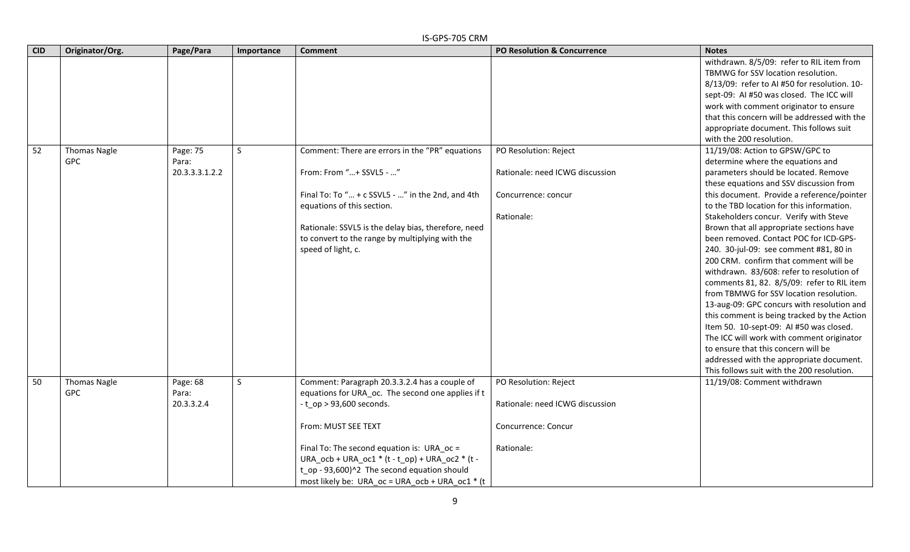| CID | Originator/Org. | Page/Para | Importance | Comment | PO Resolution & Concurrence | Notes |
|---|---|---|---|---|---|---|
| | | | | | | withdrawn. 8/5/09: refer to RIL item from TBMWG for SSV location resolution. 8/13/09: refer to AI #50 for resolution. 10-sept-09: AI #50 was closed. The ICC will work with comment originator to ensure that this concern will be addressed with the appropriate document. This follows suit with the 200 resolution. |
| 52 | Thomas Nagle GPC | Page: 75 Para: 20.3.3.3.1.2.2 | S | Comment: There are errors in the "PR" equations<br><br>From: From "…+ SSVL5 - …"<br><br>Final To: To "… + c SSVL5 - …" in the 2nd, and 4th equations of this section.<br><br>Rationale: SSVL5 is the delay bias, therefore, need to convert to the range by multiplying with the speed of light, c. | PO Resolution: Reject<br><br>Rationale: need ICWG discussion<br><br>Concurrence: concur<br><br>Rationale: | 11/19/08: Action to GPSW/GPC to determine where the equations and parameters should be located. Remove these equations and SSV discussion from this document. Provide a reference/pointer to the TBD location for this information. Stakeholders concur. Verify with Steve Brown that all appropriate sections have been removed. Contact POC for ICD-GPS-240. 30-jul-09: see comment #81, 80 in 200 CRM. confirm that comment will be withdrawn. 83/608: refer to resolution of comments 81, 82. 8/5/09: refer to RIL item from TBMWG for SSV location resolution. 13-aug-09: GPC concurs with resolution and this comment is being tracked by the Action Item 50. 10-sept-09: AI #50 was closed. The ICC will work with comment originator to ensure that this concern will be addressed with the appropriate document. This follows suit with the 200 resolution. |
| 50 | Thomas Nagle GPC | Page: 68 Para: 20.3.3.2.4 | S | Comment: Paragraph 20.3.3.2.4 has a couple of equations for URA_oc. The second one applies if t - t_op > 93,600 seconds.<br><br>From: MUST SEE TEXT<br><br>Final To: The second equation is: URA_oc = URA_ocb + URA_oc1 * (t - t_op) + URA_oc2 * (t - t_op - 93,600)^2 The second equation should most likely be: URA_oc = URA_ocb + URA_oc1 * (t | PO Resolution: Reject<br><br>Rationale: need ICWG discussion<br><br>Concurrence: Concur<br><br>Rationale: | 11/19/08: Comment withdrawn |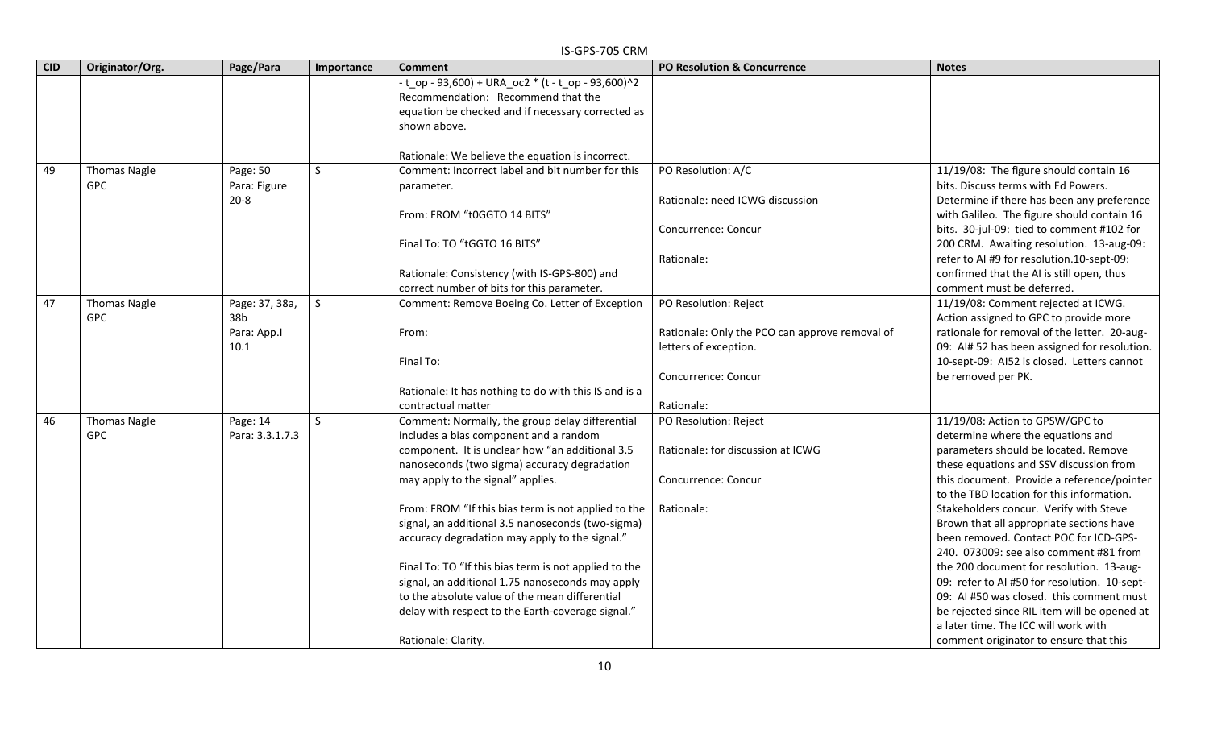| CID | Originator/Org. | Page/Para | Importance | Comment | PO Resolution & Concurrence | Notes |
|---|---|---|---|---|---|---|
| | | | | - t_op - 93,600) + URA_oc2 * (t - t_op - 93,600)^2<br>Recommendation: Recommend that the equation be checked and if necessary corrected as shown above.<br><br>Rationale: We believe the equation is incorrect. | | |
| 49 | Thomas Nagle<br>GPC | Page: 50<br>Para: Figure 20-8 | S | Comment: Incorrect label and bit number for this parameter.<br><br>From: FROM "t0GGTO 14 BITS"<br><br>Final To: TO "tGGTO 16 BITS"<br><br>Rationale: Consistency (with IS-GPS-800) and correct number of bits for this parameter. | PO Resolution: A/C<br><br>Rationale: need ICWG discussion<br><br>Concurrence: Concur<br><br>Rationale: | 11/19/08: The figure should contain 16 bits. Discuss terms with Ed Powers. Determine if there has been any preference with Galileo. The figure should contain 16 bits. 30-jul-09: tied to comment #102 for 200 CRM. Awaiting resolution. 13-aug-09: refer to AI #9 for resolution.10-sept-09: confirmed that the AI is still open, thus comment must be deferred. |
| 47 | Thomas Nagle<br>GPC | Page: 37, 38a, 38b<br>Para: App.I 10.1 | S | Comment: Remove Boeing Co. Letter of Exception<br><br>From:<br><br>Final To:<br><br>Rationale: It has nothing to do with this IS and is a contractual matter | PO Resolution: Reject<br><br>Rationale: Only the PCO can approve removal of letters of exception.<br><br>Concurrence: Concur<br><br>Rationale: | 11/19/08: Comment rejected at ICWG. Action assigned to GPC to provide more rationale for removal of the letter. 20-aug-09: AI# 52 has been assigned for resolution. 10-sept-09: AI52 is closed. Letters cannot be removed per PK. |
| 46 | Thomas Nagle<br>GPC | Page: 14<br>Para: 3.3.1.7.3 | S | Comment: Normally, the group delay differential includes a bias component and a random component. It is unclear how "an additional 3.5 nanoseconds (two sigma) accuracy degradation may apply to the signal" applies.<br><br>From: FROM "If this bias term is not applied to the signal, an additional 3.5 nanoseconds (two-sigma) accuracy degradation may apply to the signal."<br><br>Final To: TO "If this bias term is not applied to the signal, an additional 1.75 nanoseconds may apply to the absolute value of the mean differential delay with respect to the Earth-coverage signal."<br><br>Rationale: Clarity. | PO Resolution: Reject<br><br>Rationale: for discussion at ICWG<br><br>Concurrence: Concur<br><br>Rationale: | 11/19/08: Action to GPSW/GPC to determine where the equations and parameters should be located. Remove these equations and SSV discussion from this document. Provide a reference/pointer to the TBD location for this information. Stakeholders concur. Verify with Steve Brown that all appropriate sections have been removed. Contact POC for ICD-GPS-240. 073009: see also comment #81 from the 200 document for resolution. 13-aug-09: refer to AI #50 for resolution. 10-sept-09: AI #50 was closed. this comment must be rejected since RIL item will be opened at a later time. The ICC will work with comment originator to ensure that this |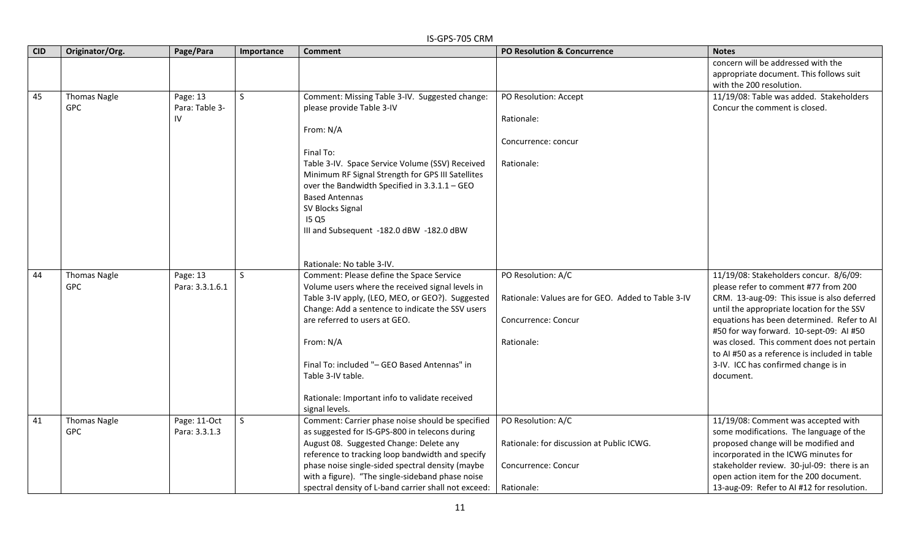| CID | Originator/Org. | Page/Para | Importance | Comment | PO Resolution & Concurrence | Notes |
|---|---|---|---|---|---|---|
| | | | | | | concern will be addressed with the appropriate document. This follows suit with the 200 resolution. |
| 45 | Thomas Nagle GPC | Page: 13 Para: Table 3-IV | S | Comment: Missing Table 3-IV. Suggested change: please provide Table 3-IV<br><br>From: N/A<br><br>Final To:<br>Table 3-IV. Space Service Volume (SSV) Received Minimum RF Signal Strength for GPS III Satellites over the Bandwidth Specified in 3.3.1.1 – GEO Based Antennas<br>SV Blocks Signal<br>I5 Q5<br>III and Subsequent -182.0 dBW -182.0 dBW<br><br>Rationale: No table 3-IV. | PO Resolution: Accept<br><br>Rationale:<br><br>Concurrence: concur<br><br>Rationale: | 11/19/08: Table was added. Stakeholders Concur the comment is closed. |
| 44 | Thomas Nagle GPC | Page: 13 Para: 3.3.1.6.1 | S | Comment: Please define the Space Service Volume users where the received signal levels in Table 3-IV apply, (LEO, MEO, or GEO?). Suggested Change: Add a sentence to indicate the SSV users are referred to users at GEO.<br><br>From: N/A<br><br>Final To: included "– GEO Based Antennas" in Table 3-IV table.<br><br>Rationale: Important info to validate received signal levels. | PO Resolution: A/C<br><br>Rationale: Values are for GEO. Added to Table 3-IV<br><br>Concurrence: Concur<br><br>Rationale: | 11/19/08: Stakeholders concur. 8/6/09: please refer to comment #77 from 200 CRM. 13-aug-09: This issue is also deferred until the appropriate location for the SSV equations has been determined. Refer to AI #50 for way forward. 10-sept-09: AI #50 was closed. This comment does not pertain to AI #50 as a reference is included in table 3-IV. ICC has confirmed change is in document. |
| 41 | Thomas Nagle GPC | Page: 11-Oct Para: 3.3.1.3 | S | Comment: Carrier phase noise should be specified as suggested for IS-GPS-800 in telecons during August 08. Suggested Change: Delete any reference to tracking loop bandwidth and specify phase noise single-sided spectral density (maybe with a figure). "The single-sideband phase noise spectral density of L-band carrier shall not exceed: | PO Resolution: A/C<br><br>Rationale: for discussion at Public ICWG.<br><br>Concurrence: Concur<br><br>Rationale: | 11/19/08: Comment was accepted with some modifications. The language of the proposed change will be modified and incorporated in the ICWG minutes for stakeholder review. 30-jul-09: there is an open action item for the 200 document. 13-aug-09: Refer to AI #12 for resolution. |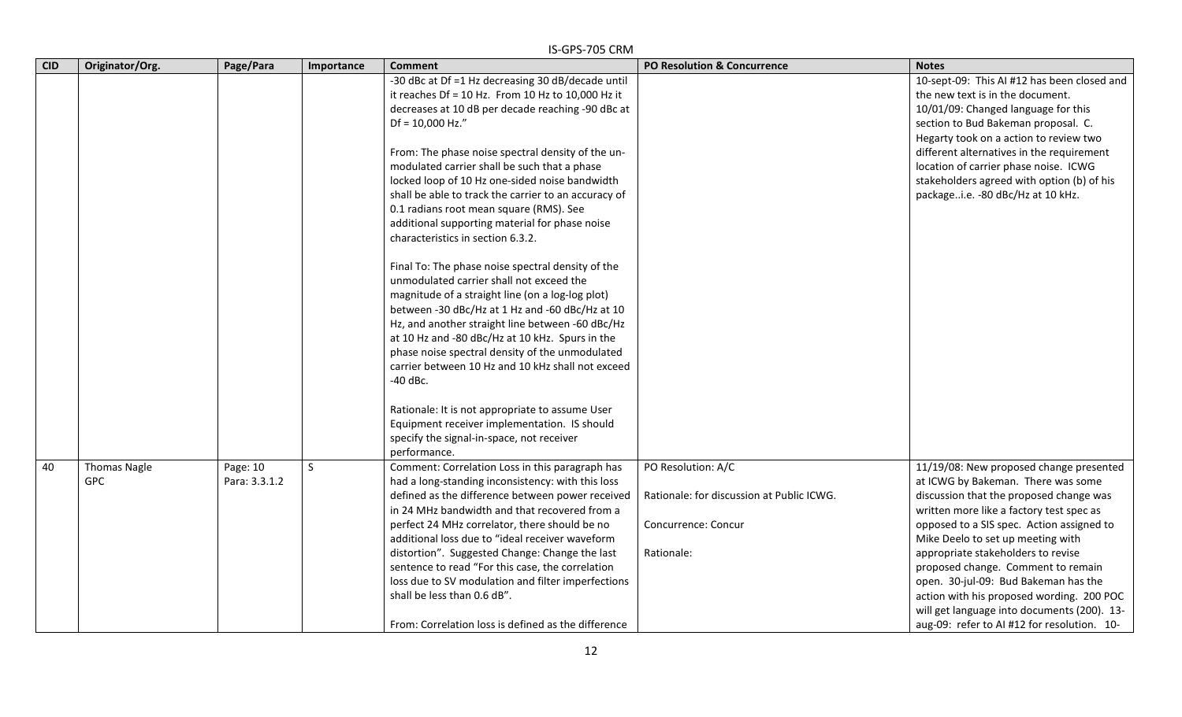| CID | Originator/Org. | Page/Para | Importance | Comment | PO Resolution & Concurrence | Notes |
|---|---|---|---|---|---|---|
| | | | | -30 dBc at Df =1 Hz decreasing 30 dB/decade until it reaches Df = 10 Hz. From 10 Hz to 10,000 Hz it decreases at 10 dB per decade reaching -90 dBc at Df = 10,000 Hz."<br><br>From: The phase noise spectral density of the un-modulated carrier shall be such that a phase locked loop of 10 Hz one-sided noise bandwidth shall be able to track the carrier to an accuracy of 0.1 radians root mean square (RMS). See additional supporting material for phase noise characteristics in section 6.3.2.<br><br>Final To: The phase noise spectral density of the unmodulated carrier shall not exceed the magnitude of a straight line (on a log-log plot) between -30 dBc/Hz at 1 Hz and -60 dBc/Hz at 10 Hz, and another straight line between -60 dBc/Hz at 10 Hz and -80 dBc/Hz at 10 kHz. Spurs in the phase noise spectral density of the unmodulated carrier between 10 Hz and 10 kHz shall not exceed -40 dBc.<br><br>Rationale: It is not appropriate to assume User Equipment receiver implementation. IS should specify the signal-in-space, not receiver performance. | | 10-sept-09: This AI #12 has been closed and the new text is in the document. 10/01/09: Changed language for this section to Bud Bakeman proposal. C. Hegarty took on a action to review two different alternatives in the requirement location of carrier phase noise. ICWG stakeholders agreed with option (b) of his package..i.e. -80 dBc/Hz at 10 kHz. |
| 40 | Thomas Nagle<br>GPC | Page: 10<br>Para: 3.3.1.2 | S | Comment: Correlation Loss in this paragraph has had a long-standing inconsistency: with this loss defined as the difference between power received in 24 MHz bandwidth and that recovered from a perfect 24 MHz correlator, there should be no additional loss due to "ideal receiver waveform distortion". Suggested Change: Change the last sentence to read "For this case, the correlation loss due to SV modulation and filter imperfections shall be less than 0.6 dB".<br><br>From: Correlation loss is defined as the difference | PO Resolution: A/C<br><br>Rationale: for discussion at Public ICWG.<br><br>Concurrence: Concur<br><br>Rationale: | 11/19/08: New proposed change presented at ICWG by Bakeman. There was some discussion that the proposed change was written more like a factory test spec as opposed to a SIS spec. Action assigned to Mike Deelo to set up meeting with appropriate stakeholders to revise proposed change. Comment to remain open. 30-jul-09: Bud Bakeman has the action with his proposed wording. 200 POC will get language into documents (200). 13-aug-09: refer to AI #12 for resolution. 10- |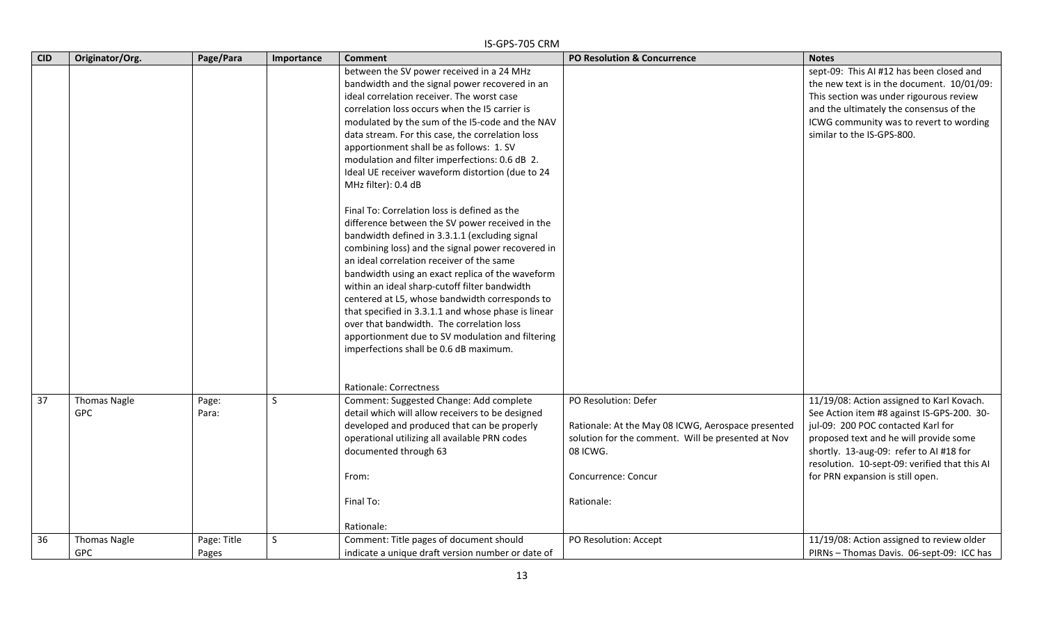| CID | Originator/Org. | Page/Para | Importance | Comment | PO Resolution & Concurrence | Notes |
|---|---|---|---|---|---|---|
| | | | | between the SV power received in a 24 MHz bandwidth and the signal power recovered in an ideal correlation receiver. The worst case correlation loss occurs when the I5 carrier is modulated by the sum of the I5-code and the NAV data stream. For this case, the correlation loss apportionment shall be as follows: 1. SV modulation and filter imperfections: 0.6 dB 2. Ideal UE receiver waveform distortion (due to 24 MHz filter): 0.4 dB<br><br>Final To: Correlation loss is defined as the difference between the SV power received in the bandwidth defined in 3.3.1.1 (excluding signal combining loss) and the signal power recovered in an ideal correlation receiver of the same bandwidth using an exact replica of the waveform within an ideal sharp-cutoff filter bandwidth centered at L5, whose bandwidth corresponds to that specified in 3.3.1.1 and whose phase is linear over that bandwidth. The correlation loss apportionment due to SV modulation and filtering imperfections shall be 0.6 dB maximum.<br><br>Rationale: Correctness | | sept-09: This AI #12 has been closed and the new text is in the document. 10/01/09: This section was under rigourous review and the ultimately the consensus of the ICWG community was to revert to wording similar to the IS-GPS-800. |
| 37 | Thomas Nagle<br>GPC | Page:<br>Para: | S | Comment: Suggested Change: Add complete detail which will allow receivers to be designed developed and produced that can be properly operational utilizing all available PRN codes documented through 63<br><br>From:<br><br>Final To:<br><br>Rationale: | PO Resolution: Defer<br><br>Rationale: At the May 08 ICWG, Aerospace presented solution for the comment. Will be presented at Nov 08 ICWG.<br><br>Concurrence: Concur<br><br>Rationale: | 11/19/08: Action assigned to Karl Kovach. See Action item #8 against IS-GPS-200. 30-jul-09: 200 POC contacted Karl for proposed text and he will provide some shortly. 13-aug-09: refer to AI #18 for resolution. 10-sept-09: verified that this AI for PRN expansion is still open. |
| 36 | Thomas Nagle<br>GPC | Page: Title Pages | S | Comment: Title pages of document should indicate a unique draft version number or date of | PO Resolution: Accept | 11/19/08: Action assigned to review older PIRNs – Thomas Davis. 06-sept-09: ICC has |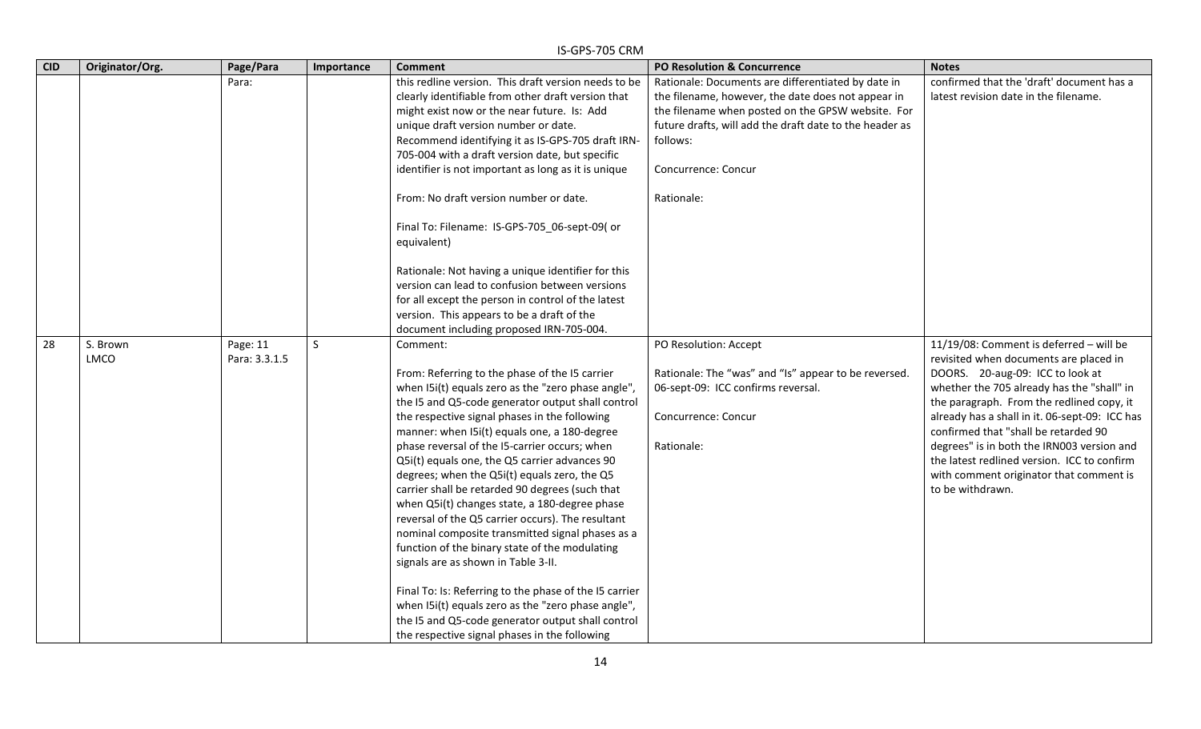| CID | Originator/Org. | Page/Para | Importance | Comment | PO Resolution & Concurrence | Notes |
|---|---|---|---|---|---|---|
| | | Para: | | this redline version. This draft version needs to be clearly identifiable from other draft version that might exist now or the near future. Is: Add unique draft version number or date. Recommend identifying it as IS-GPS-705 draft IRN-705-004 with a draft version date, but specific identifier is not important as long as it is unique<br><br>From: No draft version number or date.<br><br>Final To: Filename: IS-GPS-705_06-sept-09( or equivalent)<br><br>Rationale: Not having a unique identifier for this version can lead to confusion between versions for all except the person in control of the latest version. This appears to be a draft of the document including proposed IRN-705-004. | Rationale: Documents are differentiated by date in the filename, however, the date does not appear in the filename when posted on the GPSW website. For future drafts, will add the draft date to the header as follows:<br><br>Concurrence: Concur<br><br>Rationale: | confirmed that the 'draft' document has a latest revision date in the filename. |
| 28 | S. Brown<br>LMCO | Page: 11<br>Para: 3.3.1.5 | S | Comment:<br><br>From: Referring to the phase of the I5 carrier when I5i(t) equals zero as the "zero phase angle", the I5 and Q5-code generator output shall control the respective signal phases in the following manner: when I5i(t) equals one, a 180-degree phase reversal of the I5-carrier occurs; when Q5i(t) equals one, the Q5 carrier advances 90 degrees; when the Q5i(t) equals zero, the Q5 carrier shall be retarded 90 degrees (such that when Q5i(t) changes state, a 180-degree phase reversal of the Q5 carrier occurs). The resultant nominal composite transmitted signal phases as a function of the binary state of the modulating signals are as shown in Table 3-II.<br><br>Final To: Is: Referring to the phase of the I5 carrier when I5i(t) equals zero as the "zero phase angle", the I5 and Q5-code generator output shall control the respective signal phases in the following | PO Resolution: Accept<br><br>Rationale: The "was" and "Is" appear to be reversed. 06-sept-09: ICC confirms reversal.<br><br>Concurrence: Concur<br><br>Rationale: | 11/19/08: Comment is deferred – will be revisited when documents are placed in DOORS. 20-aug-09: ICC to look at whether the 705 already has the "shall" in the paragraph. From the redlined copy, it already has a shall in it. 06-sept-09: ICC has confirmed that "shall be retarded 90 degrees" is in both the IRN003 version and the latest redlined version. ICC to confirm with comment originator that comment is to be withdrawn. |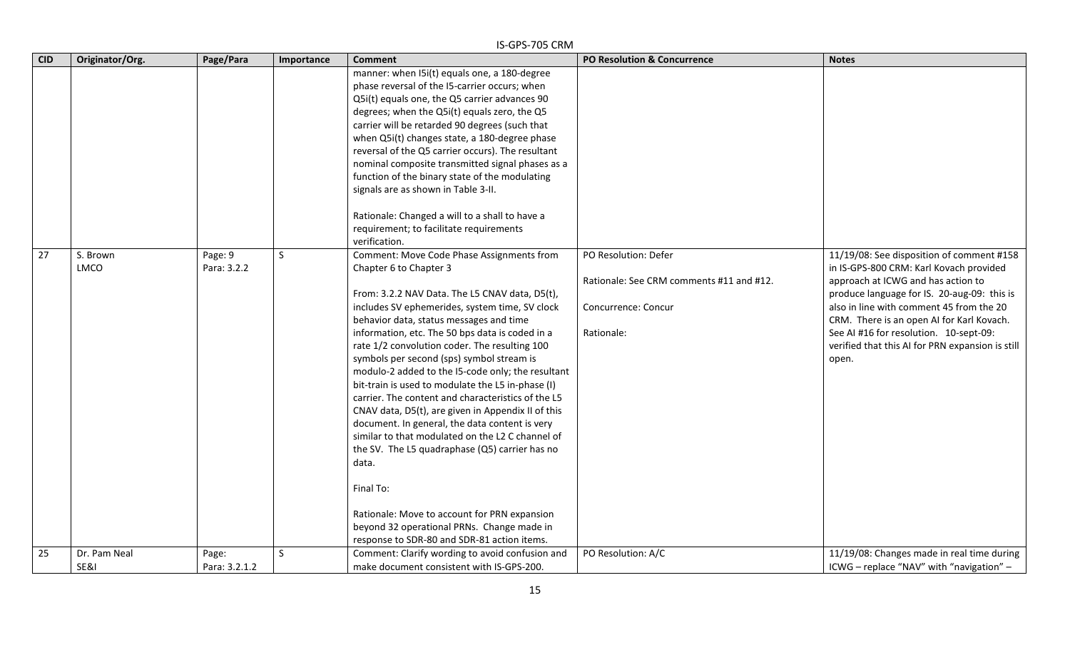| CID | Originator/Org. | Page/Para | Importance | Comment | PO Resolution & Concurrence | Notes |
|---|---|---|---|---|---|---|
| | | | | manner: when I5i(t) equals one, a 180-degree phase reversal of the I5-carrier occurs; when Q5i(t) equals one, the Q5 carrier advances 90 degrees; when the Q5i(t) equals zero, the Q5 carrier will be retarded 90 degrees (such that when Q5i(t) changes state, a 180-degree phase reversal of the Q5 carrier occurs). The resultant nominal composite transmitted signal phases as a function of the binary state of the modulating signals are as shown in Table 3-II.<br><br>Rationale: Changed a will to a shall to have a requirement; to facilitate requirements verification. | | |
| 27 | S. Brown<br>LMCO | Page: 9<br>Para: 3.2.2 | S | Comment: Move Code Phase Assignments from Chapter 6 to Chapter 3<br><br>From: 3.2.2 NAV Data. The L5 CNAV data, D5(t), includes SV ephemerides, system time, SV clock behavior data, status messages and time information, etc. The 50 bps data is coded in a rate 1/2 convolution coder. The resulting 100 symbols per second (sps) symbol stream is modulo-2 added to the I5-code only; the resultant bit-train is used to modulate the L5 in-phase (I) carrier. The content and characteristics of the L5 CNAV data, D5(t), are given in Appendix II of this document. In general, the data content is very similar to that modulated on the L2 C channel of the SV. The L5 quadraphase (Q5) carrier has no data.<br><br>Final To:<br><br>Rationale: Move to account for PRN expansion beyond 32 operational PRNs. Change made in response to SDR-80 and SDR-81 action items. | PO Resolution: Defer<br><br>Rationale: See CRM comments #11 and #12.<br><br>Concurrence: Concur<br><br>Rationale: | 11/19/08: See disposition of comment #158 in IS-GPS-800 CRM: Karl Kovach provided approach at ICWG and has action to produce language for IS. 20-aug-09: this is also in line with comment 45 from the 20 CRM. There is an open AI for Karl Kovach. See AI #16 for resolution. 10-sept-09: verified that this AI for PRN expansion is still open. |
| 25 | Dr. Pam Neal<br>SE&I | Page:<br>Para: 3.2.1.2 | S | Comment: Clarify wording to avoid confusion and make document consistent with IS-GPS-200. | PO Resolution: A/C | 11/19/08: Changes made in real time during ICWG – replace "NAV" with "navigation" – |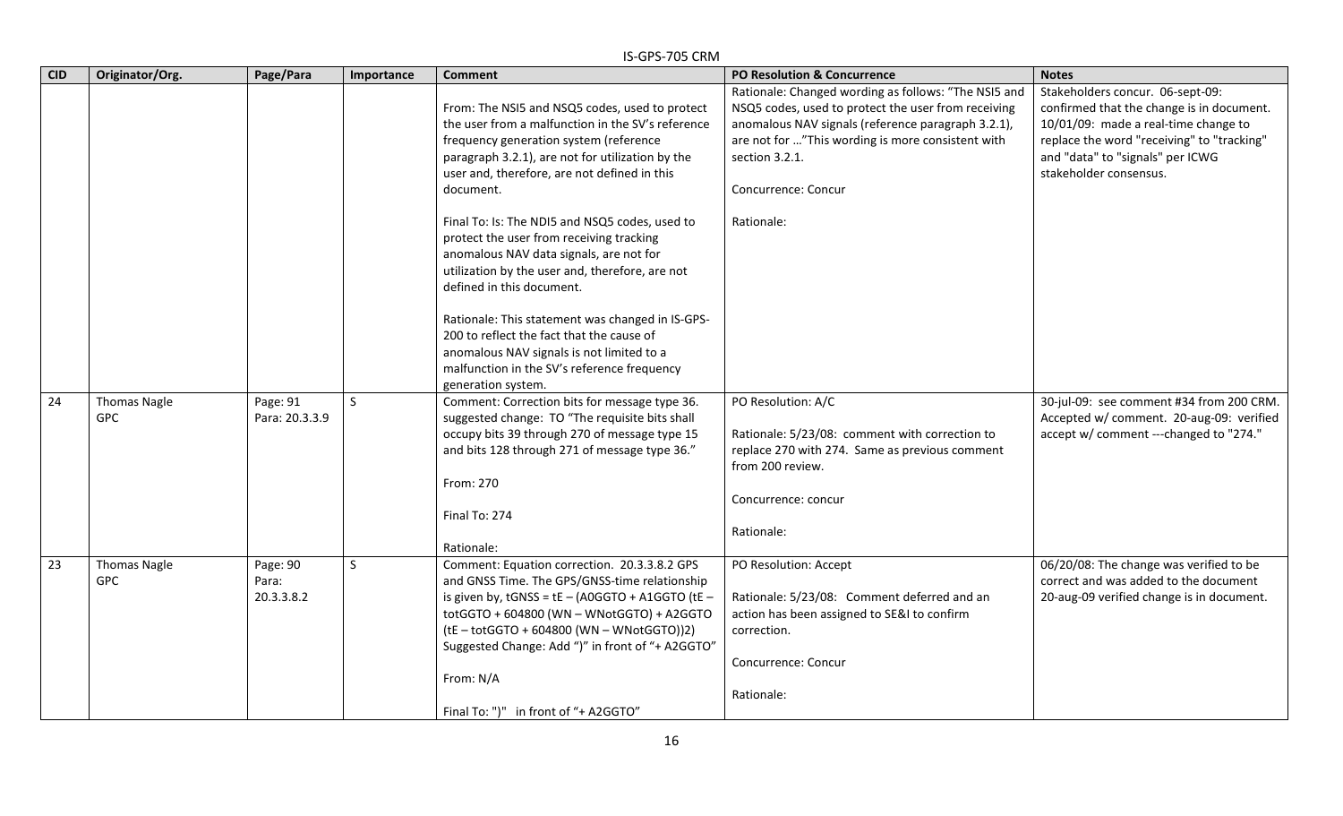| CID | Originator/Org. | Page/Para | Importance | Comment | PO Resolution & Concurrence | Notes |
|---|---|---|---|---|---|---|
| | | | | From: The NSI5 and NSQ5 codes, used to protect the user from a malfunction in the SV's reference frequency generation system (reference paragraph 3.2.1), are not for utilization by the user and, therefore, are not defined in this document.<br><br>Final To: Is: The NDI5 and NSQ5 codes, used to protect the user from receiving tracking anomalous NAV data signals, are not for utilization by the user and, therefore, are not defined in this document.<br><br>Rationale: This statement was changed in IS-GPS-200 to reflect the fact that the cause of anomalous NAV signals is not limited to a malfunction in the SV's reference frequency generation system. | Rationale: Changed wording as follows: "The NSI5 and NSQ5 codes, used to protect the user from receiving anomalous NAV signals (reference paragraph 3.2.1), are not for …"This wording is more consistent with section 3.2.1.<br><br>Concurrence: Concur<br><br>Rationale: | Stakeholders concur. 06-sept-09: confirmed that the change is in document. 10/01/09: made a real-time change to replace the word "receiving" to "tracking" and "data" to "signals" per ICWG stakeholder consensus. |
| 24 | Thomas Nagle GPC | Page: 91 Para: 20.3.3.9 | S | Comment: Correction bits for message type 36. suggested change: TO "The requisite bits shall occupy bits 39 through 270 of message type 15 and bits 128 through 271 of message type 36."<br><br>From: 270<br><br>Final To: 274<br><br>Rationale: | PO Resolution: A/C<br><br>Rationale: 5/23/08: comment with correction to replace 270 with 274. Same as previous comment from 200 review.<br><br>Concurrence: concur<br><br>Rationale: | 30-jul-09: see comment #34 from 200 CRM. Accepted w/ comment. 20-aug-09: verified accept w/ comment ---changed to "274." |
| 23 | Thomas Nagle GPC | Page: 90 Para: 20.3.3.8.2 | S | Comment: Equation correction. 20.3.3.8.2 GPS and GNSS Time. The GPS/GNSS-time relationship is given by, tGNSS = tE – (A0GGTO + A1GGTO (tE – totGGTO + 604800 (WN – WNotGGTO) + A2GGTO (tE – totGGTO + 604800 (WN – WNotGGTO))2)<br>Suggested Change: Add ")" in front of "+ A2GGTO"<br><br>From: N/A<br><br>Final To: ")" in front of "+ A2GGTO" | PO Resolution: Accept<br><br>Rationale: 5/23/08: Comment deferred and an action has been assigned to SE&I to confirm correction.<br><br>Concurrence: Concur<br><br>Rationale: | 06/20/08: The change was verified to be correct and was added to the document 20-aug-09 verified change is in document. |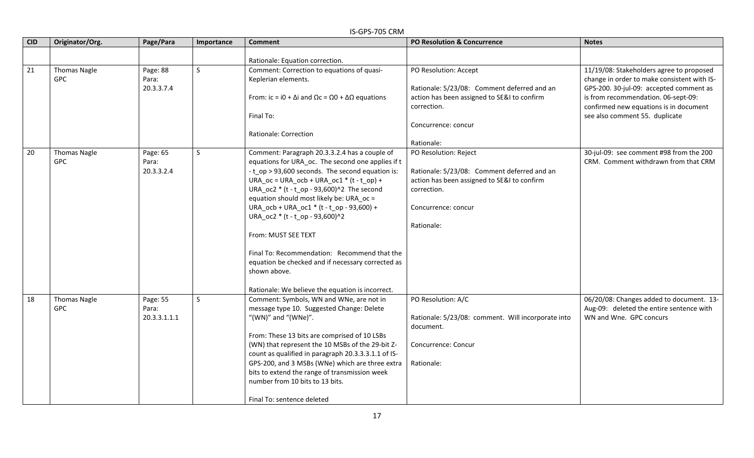| CID | Originator/Org. | Page/Para | Importance | Comment | PO Resolution & Concurrence | Notes |
|---|---|---|---|---|---|---|
| | | | | Rationale: Equation correction. | | |
| 21 | Thomas Nagle GPC | Page: 88 Para: 20.3.3.7.4 | S | Comment: Correction to equations of quasi-Keplerian elements.<br><br>From: $i_c = i_0 + \Delta i$ and $\Omega_c = \Omega_0 + \Delta\Omega$ equations<br><br>Final To:<br><br>Rationale: Correction | PO Resolution: Accept<br><br>Rationale: 5/23/08: Comment deferred and an action has been assigned to SE&I to confirm correction.<br><br>Concurrence: concur<br><br>Rationale: | 11/19/08: Stakeholders agree to proposed change in order to make consistent with IS-GPS-200. 30-jul-09: accepted comment as is from recommendation. 06-sept-09: confirmed new equations is in document see also comment 55. duplicate |
| 20 | Thomas Nagle GPC | Page: 65 Para: 20.3.3.2.4 | S | Comment: Paragraph 20.3.3.2.4 has a couple of equations for URA_oc. The second one applies if $t - t_{op} > 93{,}600$ seconds. The second equation is: $URA_{oc} = URA_{ocb} + URA_{oc1} * (t - t_{op}) + URA_{oc2} * (t - t_{op} - 93{,}600)^2$ The second equation should most likely be: $URA_{oc} = URA_{ocb} + URA_{oc1} * (t - t_{op} - 93{,}600) + URA_{oc2} * (t - t_{op} - 93{,}600)^2$<br><br>From: MUST SEE TEXT<br><br>Final To: Recommendation: Recommend that the equation be checked and if necessary corrected as shown above.<br><br>Rationale: We believe the equation is incorrect. | PO Resolution: Reject<br><br>Rationale: 5/23/08: Comment deferred and an action has been assigned to SE&I to confirm correction.<br><br>Concurrence: concur<br><br>Rationale: | 30-jul-09: see comment #98 from the 200 CRM. Comment withdrawn from that CRM |
| 18 | Thomas Nagle GPC | Page: 55 Para: 20.3.3.1.1.1 | S | Comment: Symbols, WN and WNe, are not in message type 10. Suggested Change: Delete "(WN)" and "(WNe)".<br><br>From: These 13 bits are comprised of 10 LSBs (WN) that represent the 10 MSBs of the 29-bit Z-count as qualified in paragraph 20.3.3.3.1.1 of IS-GPS-200, and 3 MSBs (WNe) which are three extra bits to extend the range of transmission week number from 10 bits to 13 bits.<br><br>Final To: sentence deleted | PO Resolution: A/C<br><br>Rationale: 5/23/08: comment. Will incorporate into document.<br><br>Concurrence: Concur<br><br>Rationale: | 06/20/08: Changes added to document. 13-Aug-09: deleted the entire sentence with WN and Wne. GPC concurs |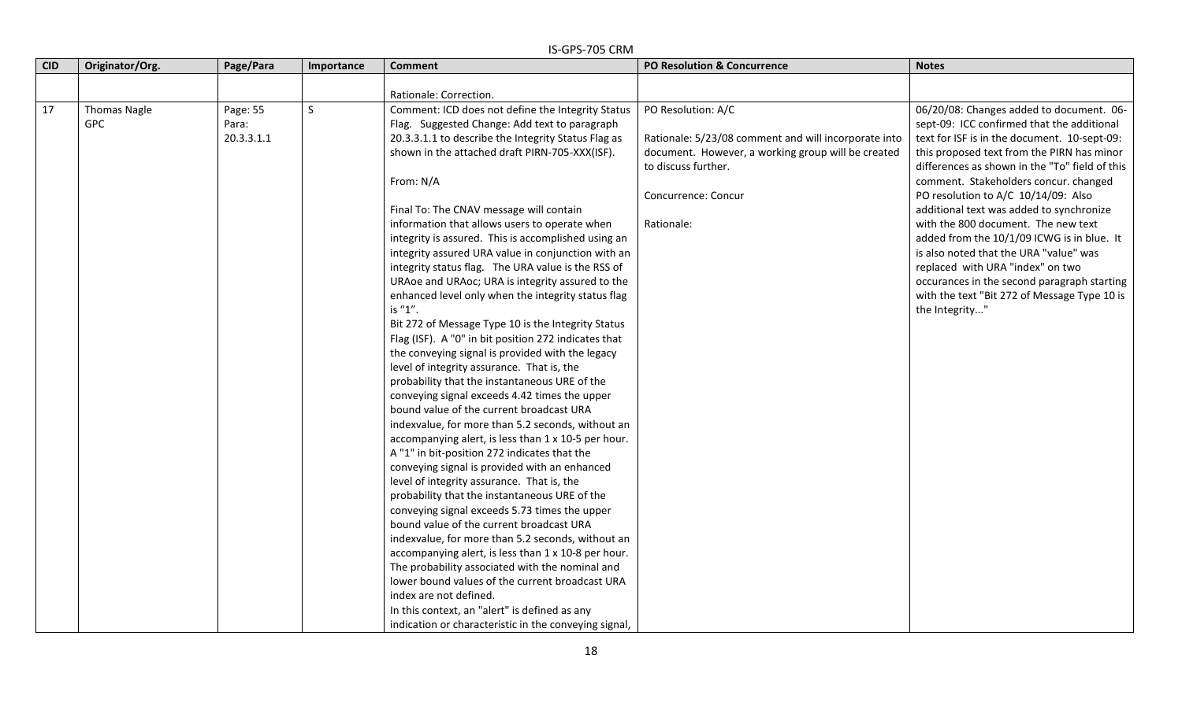| CID | Originator/Org. | Page/Para | Importance | Comment | PO Resolution & Concurrence | Notes |
|---|---|---|---|---|---|---|
| | | | | Rationale: Correction. | | |
| 17 | Thomas Nagle GPC | Page: 55 Para: 20.3.3.1.1 | S | Comment: ICD does not define the Integrity Status Flag. Suggested Change: Add text to paragraph 20.3.3.1.1 to describe the Integrity Status Flag as shown in the attached draft PIRN-705-XXX(ISF).<br><br>From: N/A<br><br>Final To: The CNAV message will contain information that allows users to operate when integrity is assured. This is accomplished using an integrity assured URA value in conjunction with an integrity status flag. The URA value is the RSS of URAoe and URAoc; URA is integrity assured to the enhanced level only when the integrity status flag is "1".<br>Bit 272 of Message Type 10 is the Integrity Status Flag (ISF). A "0" in bit position 272 indicates that the conveying signal is provided with the legacy level of integrity assurance. That is, the probability that the instantaneous URE of the conveying signal exceeds 4.42 times the upper bound value of the current broadcast URA indexvalue, for more than 5.2 seconds, without an accompanying alert, is less than 1 x 10-5 per hour. A "1" in bit-position 272 indicates that the conveying signal is provided with an enhanced level of integrity assurance. That is, the probability that the instantaneous URE of the conveying signal exceeds 5.73 times the upper bound value of the current broadcast URA indexvalue, for more than 5.2 seconds, without an accompanying alert, is less than 1 x 10-8 per hour. The probability associated with the nominal and lower bound values of the current broadcast URA index are not defined.<br>In this context, an "alert" is defined as any indication or characteristic in the conveying signal, | PO Resolution: A/C<br><br>Rationale: 5/23/08 comment and will incorporate into document. However, a working group will be created to discuss further.<br><br>Concurrence: Concur<br><br>Rationale: | 06/20/08: Changes added to document. 06-sept-09: ICC confirmed that the additional text for ISF is in the document. 10-sept-09: this proposed text from the PIRN has minor differences as shown in the "To" field of this comment. Stakeholders concur. changed PO resolution to A/C 10/14/09: Also additional text was added to synchronize with the 800 document. The new text added from the 10/1/09 ICWG is in blue. It is also noted that the URA "value" was replaced with URA "index" on two occurances in the second paragraph starting with the text "Bit 272 of Message Type 10 is the Integrity..." |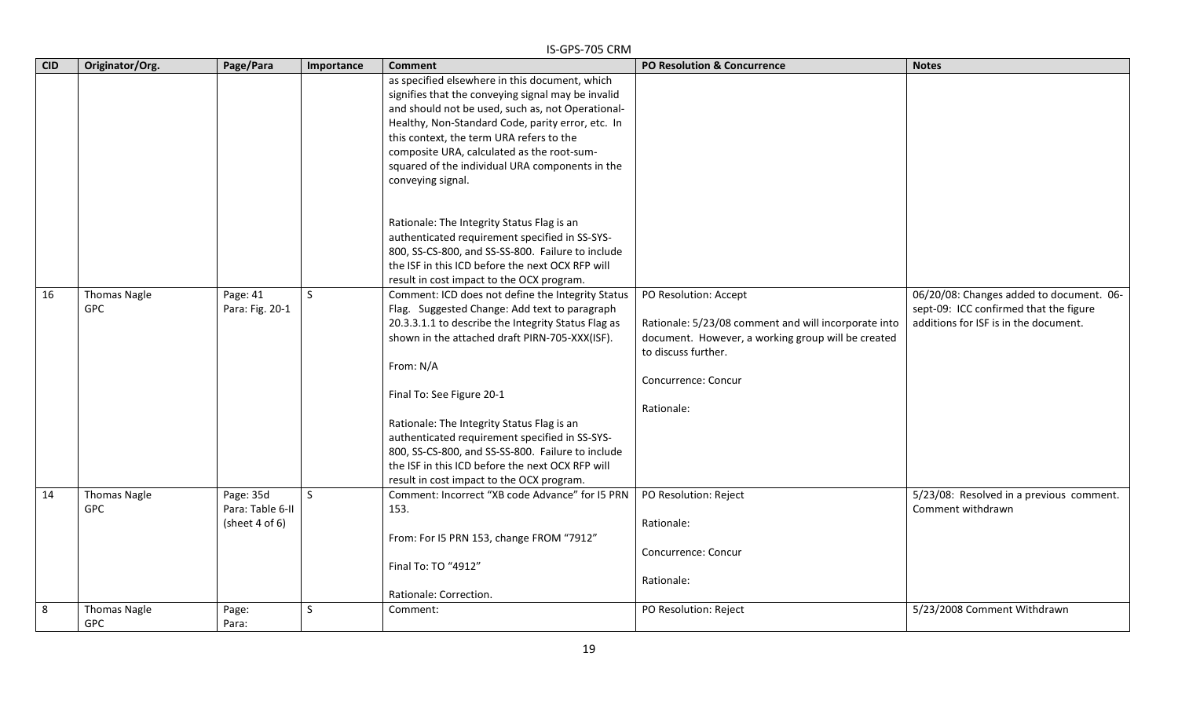| CID | Originator/Org. | Page/Para | Importance | Comment | PO Resolution & Concurrence | Notes |
|---|---|---|---|---|---|---|
| | | | | as specified elsewhere in this document, which signifies that the conveying signal may be invalid and should not be used, such as, not Operational-Healthy, Non-Standard Code, parity error, etc. In this context, the term URA refers to the composite URA, calculated as the root-sum-squared of the individual URA components in the conveying signal.<br><br>Rationale: The Integrity Status Flag is an authenticated requirement specified in SS-SYS-800, SS-CS-800, and SS-SS-800. Failure to include the ISF in this ICD before the next OCX RFP will result in cost impact to the OCX program. | | |
| 16 | Thomas Nagle<br>GPC | Page: 41<br>Para: Fig. 20-1 | S | Comment: ICD does not define the Integrity Status Flag. Suggested Change: Add text to paragraph 20.3.3.1.1 to describe the Integrity Status Flag as shown in the attached draft PIRN-705-XXX(ISF).<br><br>From: N/A<br><br>Final To: See Figure 20-1<br><br>Rationale: The Integrity Status Flag is an authenticated requirement specified in SS-SYS-800, SS-CS-800, and SS-SS-800. Failure to include the ISF in this ICD before the next OCX RFP will result in cost impact to the OCX program. | PO Resolution: Accept<br><br>Rationale: 5/23/08 comment and will incorporate into document. However, a working group will be created to discuss further.<br><br>Concurrence: Concur<br><br>Rationale: | 06/20/08: Changes added to document. 06-sept-09: ICC confirmed that the figure additions for ISF is in the document. |
| 14 | Thomas Nagle<br>GPC | Page: 35d<br>Para: Table 6-II (sheet 4 of 6) | S | Comment: Incorrect "XB code Advance" for I5 PRN 153.<br><br>From: For I5 PRN 153, change FROM "7912"<br><br>Final To: TO "4912"<br><br>Rationale: Correction. | PO Resolution: Reject<br><br>Rationale:<br><br>Concurrence: Concur<br><br>Rationale: | 5/23/08: Resolved in a previous comment. Comment withdrawn |
| 8 | Thomas Nagle<br>GPC | Page:<br>Para: | S | Comment: | PO Resolution: Reject | 5/23/2008 Comment Withdrawn |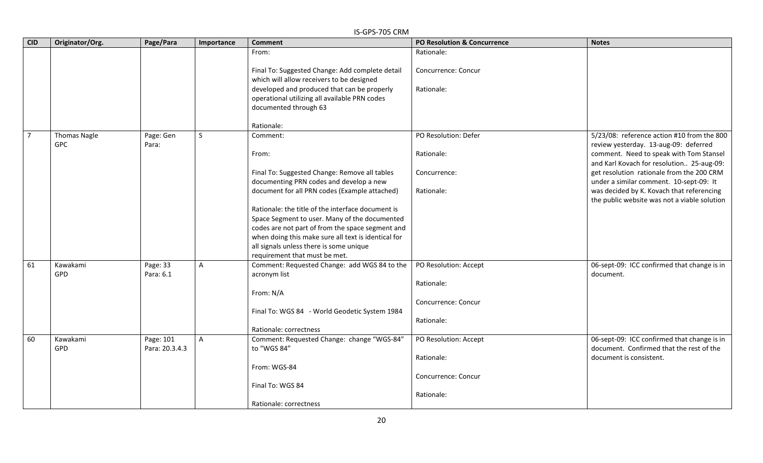| CID | Originator/Org. | Page/Para | Importance | Comment | PO Resolution & Concurrence | Notes |
|---|---|---|---|---|---|---|
| | | | | From:<br><br>Final To: Suggested Change: Add complete detail which will allow receivers to be designed developed and produced that can be properly operational utilizing all available PRN codes documented through 63<br><br>Rationale: | Rationale:<br><br>Concurrence: Concur<br><br>Rationale: | |
| 7 | Thomas Nagle<br>GPC | Page: Gen<br>Para: | S | Comment:<br><br>From:<br><br>Final To: Suggested Change: Remove all tables documenting PRN codes and develop a new document for all PRN codes (Example attached)<br><br>Rationale: the title of the interface document is Space Segment to user. Many of the documented codes are not part of from the space segment and when doing this make sure all text is identical for all signals unless there is some unique requirement that must be met. | PO Resolution: Defer<br><br>Rationale:<br><br>Concurrence:<br><br>Rationale: | 5/23/08: reference action #10 from the 800 review yesterday. 13-aug-09: deferred comment. Need to speak with Tom Stansel and Karl Kovach for resolution.. 25-aug-09: get resolution rationale from the 200 CRM under a similar comment. 10-sept-09: It was decided by K. Kovach that referencing the public website was not a viable solution |
| 61 | Kawakami<br>GPD | Page: 33<br>Para: 6.1 | A | Comment: Requested Change: add WGS 84 to the acronym list<br><br>From: N/A<br><br>Final To: WGS 84 - World Geodetic System 1984<br><br>Rationale: correctness | PO Resolution: Accept<br><br>Rationale:<br><br>Concurrence: Concur<br><br>Rationale: | 06-sept-09: ICC confirmed that change is in document. |
| 60 | Kawakami<br>GPD | Page: 101<br>Para: 20.3.4.3 | A | Comment: Requested Change: change "WGS-84" to "WGS 84"<br><br>From: WGS-84<br><br>Final To: WGS 84<br><br>Rationale: correctness | PO Resolution: Accept<br><br>Rationale:<br><br>Concurrence: Concur<br><br>Rationale: | 06-sept-09: ICC confirmed that change is in document. Confirmed that the rest of the document is consistent. |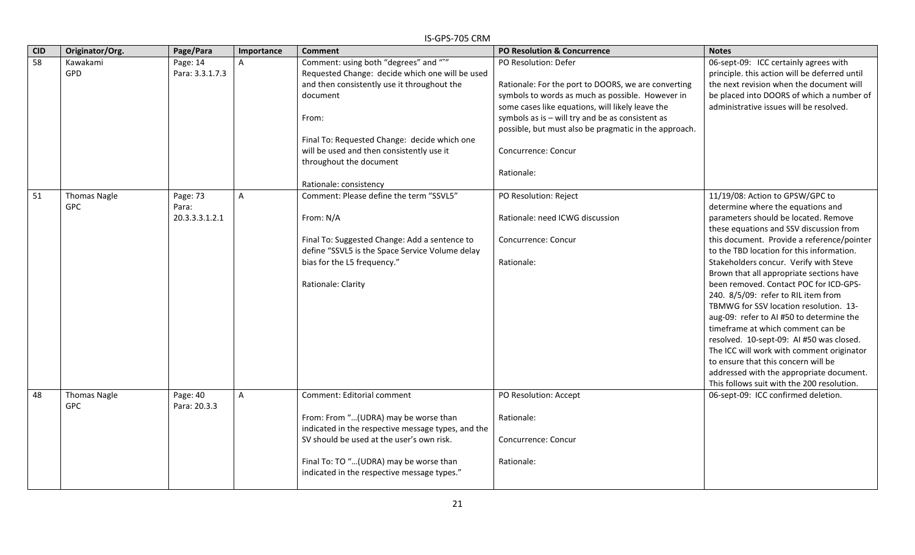| CID | Originator/Org. | Page/Para | Importance | Comment | PO Resolution & Concurrence | Notes |
|---|---|---|---|---|---|---|
| 58 | Kawakami<br>GPD | Page: 14<br>Para: 3.3.1.7.3 | A | Comment: using both "degrees" and "°"<br>Requested Change: decide which one will be used and then consistently use it throughout the document<br><br>From:<br><br>Final To: Requested Change: decide which one will be used and then consistently use it throughout the document<br><br>Rationale: consistency | PO Resolution: Defer<br><br>Rationale: For the port to DOORS, we are converting symbols to words as much as possible. However in some cases like equations, will likely leave the symbols as is – will try and be as consistent as possible, but must also be pragmatic in the approach.<br><br>Concurrence: Concur<br><br>Rationale: | 06-sept-09: ICC certainly agrees with principle. this action will be deferred until the next revision when the document will be placed into DOORS of which a number of administrative issues will be resolved. |
| 51 | Thomas Nagle<br>GPC | Page: 73<br>Para:<br>20.3.3.3.1.2.1 | A | Comment: Please define the term "SSVL5"<br><br>From: N/A<br><br>Final To: Suggested Change: Add a sentence to define "SSVL5 is the Space Service Volume delay bias for the L5 frequency."<br><br>Rationale: Clarity | PO Resolution: Reject<br><br>Rationale: need ICWG discussion<br><br>Concurrence: Concur<br><br>Rationale: | 11/19/08: Action to GPSW/GPC to determine where the equations and parameters should be located. Remove these equations and SSV discussion from this document. Provide a reference/pointer to the TBD location for this information. Stakeholders concur. Verify with Steve Brown that all appropriate sections have been removed. Contact POC for ICD-GPS-240. 8/5/09: refer to RIL item from TBMWG for SSV location resolution. 13-aug-09: refer to AI #50 to determine the timeframe at which comment can be resolved. 10-sept-09: AI #50 was closed. The ICC will work with comment originator to ensure that this concern will be addressed with the appropriate document. This follows suit with the 200 resolution. |
| 48 | Thomas Nagle<br>GPC | Page: 40<br>Para: 20.3.3 | A | Comment: Editorial comment<br><br>From: From "…(UDRA) may be worse than indicated in the respective message types, and the SV should be used at the user's own risk.<br><br>Final To: TO "…(UDRA) may be worse than indicated in the respective message types." | PO Resolution: Accept<br><br>Rationale:<br><br>Concurrence: Concur<br><br>Rationale: | 06-sept-09: ICC confirmed deletion. |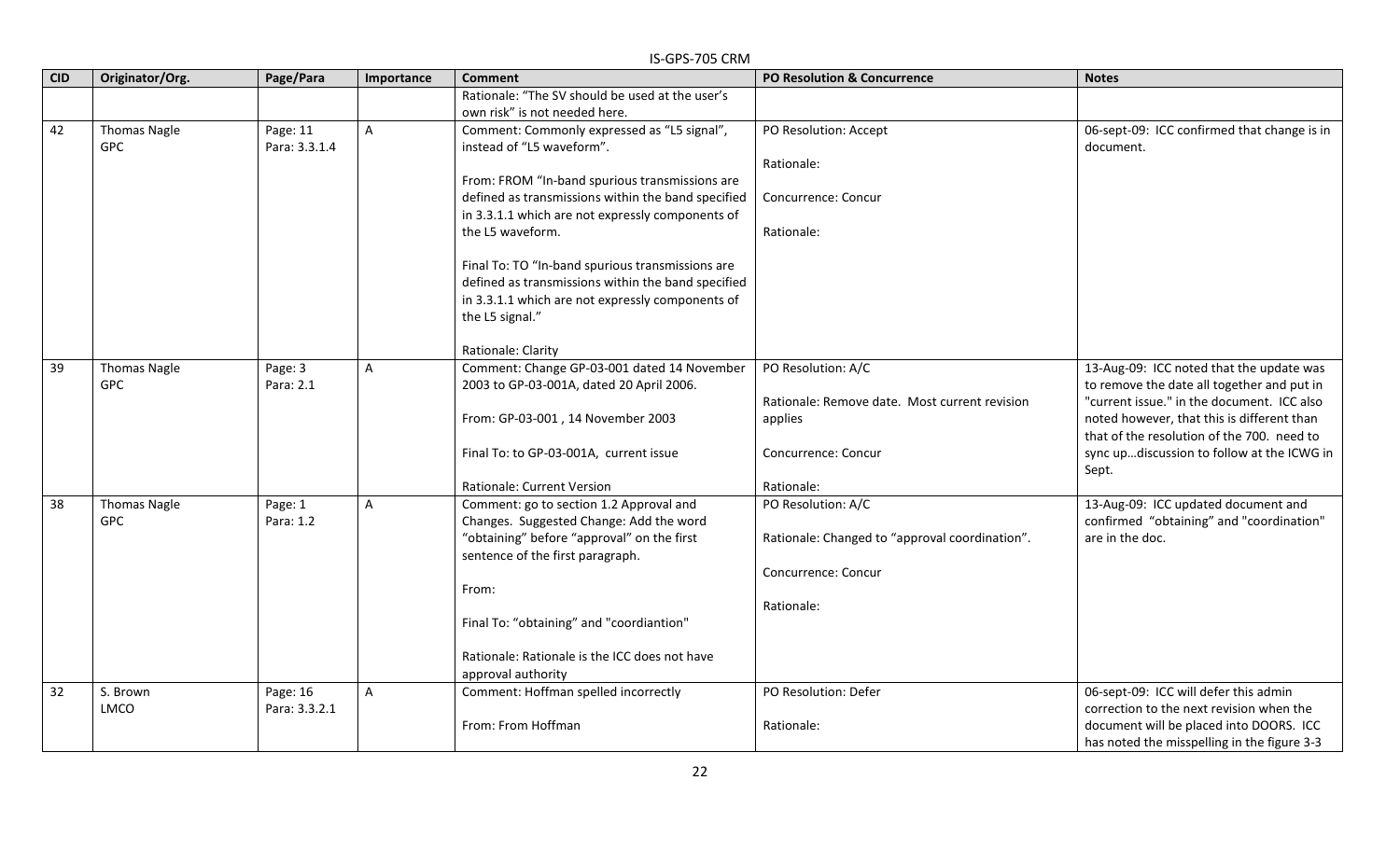| CID | Originator/Org. | Page/Para | Importance | Comment | PO Resolution & Concurrence | Notes |
|---|---|---|---|---|---|---|
| | | | | Rationale: "The SV should be used at the user's own risk" is not needed here. | | |
| 42 | Thomas Nagle<br>GPC | Page: 11<br>Para: 3.3.1.4 | A | Comment: Commonly expressed as "L5 signal", instead of "L5 waveform".<br><br>From: FROM "In-band spurious transmissions are defined as transmissions within the band specified in 3.3.1.1 which are not expressly components of the L5 waveform.<br><br>Final To: TO "In-band spurious transmissions are defined as transmissions within the band specified in 3.3.1.1 which are not expressly components of the L5 signal."<br><br>Rationale: Clarity | PO Resolution: Accept<br><br>Rationale:<br><br>Concurrence: Concur<br><br>Rationale: | 06-sept-09: ICC confirmed that change is in document. |
| 39 | Thomas Nagle<br>GPC | Page: 3<br>Para: 2.1 | A | Comment: Change GP-03-001 dated 14 November 2003 to GP-03-001A, dated 20 April 2006.<br><br>From: GP-03-001 , 14 November 2003<br><br>Final To: to GP-03-001A, current issue<br><br>Rationale: Current Version | PO Resolution: A/C<br><br>Rationale: Remove date. Most current revision applies<br><br>Concurrence: Concur<br><br>Rationale: | 13-Aug-09: ICC noted that the update was to remove the date all together and put in "current issue." in the document. ICC also noted however, that this is different than that of the resolution of the 700. need to sync up…discussion to follow at the ICWG in Sept. |
| 38 | Thomas Nagle<br>GPC | Page: 1<br>Para: 1.2 | A | Comment: go to section 1.2 Approval and Changes. Suggested Change: Add the word "obtaining" before "approval" on the first sentence of the first paragraph.<br><br>From:<br><br>Final To: "obtaining" and "coordiantion"<br><br>Rationale: Rationale is the ICC does not have approval authority | PO Resolution: A/C<br><br>Rationale: Changed to "approval coordination".<br><br>Concurrence: Concur<br><br>Rationale: | 13-Aug-09: ICC updated document and confirmed "obtaining" and "coordination" are in the doc. |
| 32 | S. Brown<br>LMCO | Page: 16<br>Para: 3.3.2.1 | A | Comment: Hoffman spelled incorrectly<br><br>From: From Hoffman | PO Resolution: Defer<br><br>Rationale: | 06-sept-09: ICC will defer this admin correction to the next revision when the document will be placed into DOORS. ICC has noted the misspelling in the figure 3-3 |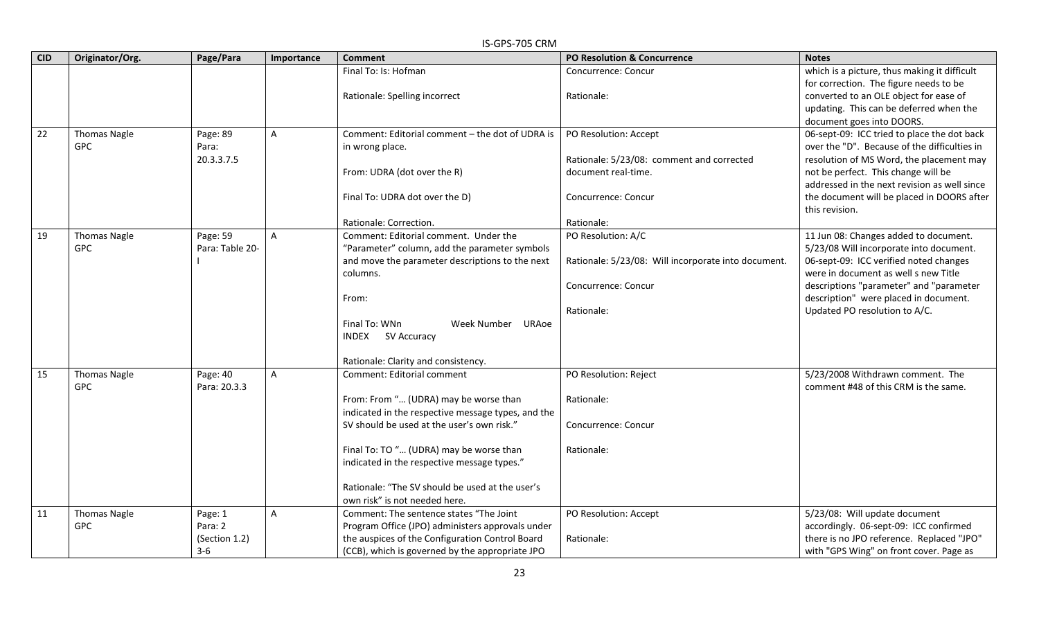| CID | Originator/Org. | Page/Para | Importance | Comment | PO Resolution & Concurrence | Notes |
|---|---|---|---|---|---|---|
| | | | | Final To: Is: Hofman<br><br>Rationale: Spelling incorrect | Concurrence: Concur<br><br>Rationale: | which is a picture, thus making it difficult for correction. The figure needs to be converted to an OLE object for ease of updating. This can be deferred when the document goes into DOORS. |
| 22 | Thomas Nagle GPC | Page: 89 Para: 20.3.3.7.5 | A | Comment: Editorial comment – the dot of UDRA is in wrong place.<br><br>From: UDRA (dot over the R)<br><br>Final To: UDRA dot over the D)<br><br>Rationale: Correction. | PO Resolution: Accept<br><br>Rationale: 5/23/08: comment and corrected document real-time.<br><br>Concurrence: Concur<br><br>Rationale: | 06-sept-09: ICC tried to place the dot back over the "D". Because of the difficulties in resolution of MS Word, the placement may not be perfect. This change will be addressed in the next revision as well since the document will be placed in DOORS after this revision. |
| 19 | Thomas Nagle GPC | Page: 59 Para: Table 20-I | A | Comment: Editorial comment. Under the "Parameter" column, add the parameter symbols and move the parameter descriptions to the next columns.<br><br>From:<br><br>Final To: WNn Week Number URAoe INDEX SV Accuracy<br><br>Rationale: Clarity and consistency. | PO Resolution: A/C<br><br>Rationale: 5/23/08: Will incorporate into document.<br><br>Concurrence: Concur<br><br>Rationale: | 11 Jun 08: Changes added to document. 5/23/08 Will incorporate into document. 06-sept-09: ICC verified noted changes were in document as well s new Title descriptions "parameter" and "parameter description" were placed in document. Updated PO resolution to A/C. |
| 15 | Thomas Nagle GPC | Page: 40 Para: 20.3.3 | A | Comment: Editorial comment<br><br>From: From "… (UDRA) may be worse than indicated in the respective message types, and the SV should be used at the user's own risk."<br><br>Final To: TO "… (UDRA) may be worse than indicated in the respective message types."<br><br>Rationale: "The SV should be used at the user's own risk" is not needed here. | PO Resolution: Reject<br><br>Rationale:<br><br>Concurrence: Concur<br><br>Rationale: | 5/23/2008 Withdrawn comment. The comment #48 of this CRM is the same. |
| 11 | Thomas Nagle GPC | Page: 1 Para: 2 (Section 1.2) 3-6 | A | Comment: The sentence states "The Joint Program Office (JPO) administers approvals under the auspices of the Configuration Control Board (CCB), which is governed by the appropriate JPO | PO Resolution: Accept<br><br>Rationale: | 5/23/08: Will update document accordingly. 06-sept-09: ICC confirmed there is no JPO reference. Replaced "JPO" with "GPS Wing" on front cover. Page as |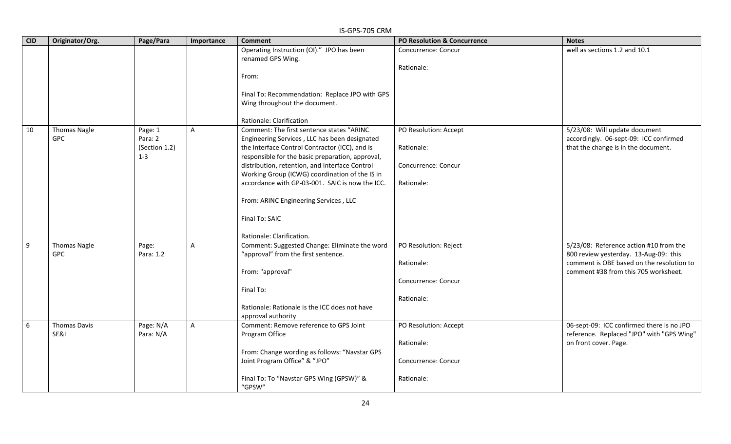| CID | Originator/Org. | Page/Para | Importance | Comment | PO Resolution & Concurrence | Notes |
|---|---|---|---|---|---|---|
| | | | | Operating Instruction (OI)." JPO has been renamed GPS Wing.<br><br>From:<br><br>Final To: Recommendation: Replace JPO with GPS Wing throughout the document.<br><br>Rationale: Clarification | Concurrence: Concur<br><br>Rationale: | well as sections 1.2 and 10.1 |
| 10 | Thomas Nagle<br>GPC | Page: 1<br>Para: 2<br>(Section 1.2)<br>1-3 | A | Comment: The first sentence states "ARINC Engineering Services , LLC has been designated the Interface Control Contractor (ICC), and is responsible for the basic preparation, approval, distribution, retention, and Interface Control Working Group (ICWG) coordination of the IS in accordance with GP-03-001. SAIC is now the ICC.<br><br>From: ARINC Engineering Services , LLC<br><br>Final To: SAIC<br><br>Rationale: Clarification. | PO Resolution: Accept<br><br>Rationale:<br><br>Concurrence: Concur<br><br>Rationale: | 5/23/08: Will update document accordingly. 06-sept-09: ICC confirmed that the change is in the document. |
| 9 | Thomas Nagle<br>GPC | Page:<br>Para: 1.2 | A | Comment: Suggested Change: Eliminate the word "approval" from the first sentence.<br><br>From: "approval"<br><br>Final To:<br><br>Rationale: Rationale is the ICC does not have approval authority | PO Resolution: Reject<br><br>Rationale:<br><br>Concurrence: Concur<br><br>Rationale: | 5/23/08: Reference action #10 from the 800 review yesterday. 13-Aug-09: this comment is OBE based on the resolution to comment #38 from this 705 worksheet. |
| 6 | Thomas Davis<br>SE&I | Page: N/A<br>Para: N/A | A | Comment: Remove reference to GPS Joint Program Office<br><br>From: Change wording as follows: "Navstar GPS Joint Program Office" & "JPO"<br><br>Final To: To "Navstar GPS Wing (GPSW)" & "GPSW" | PO Resolution: Accept<br><br>Rationale:<br><br>Concurrence: Concur<br><br>Rationale: | 06-sept-09: ICC confirmed there is no JPO reference. Replaced "JPO" with "GPS Wing" on front cover. Page. |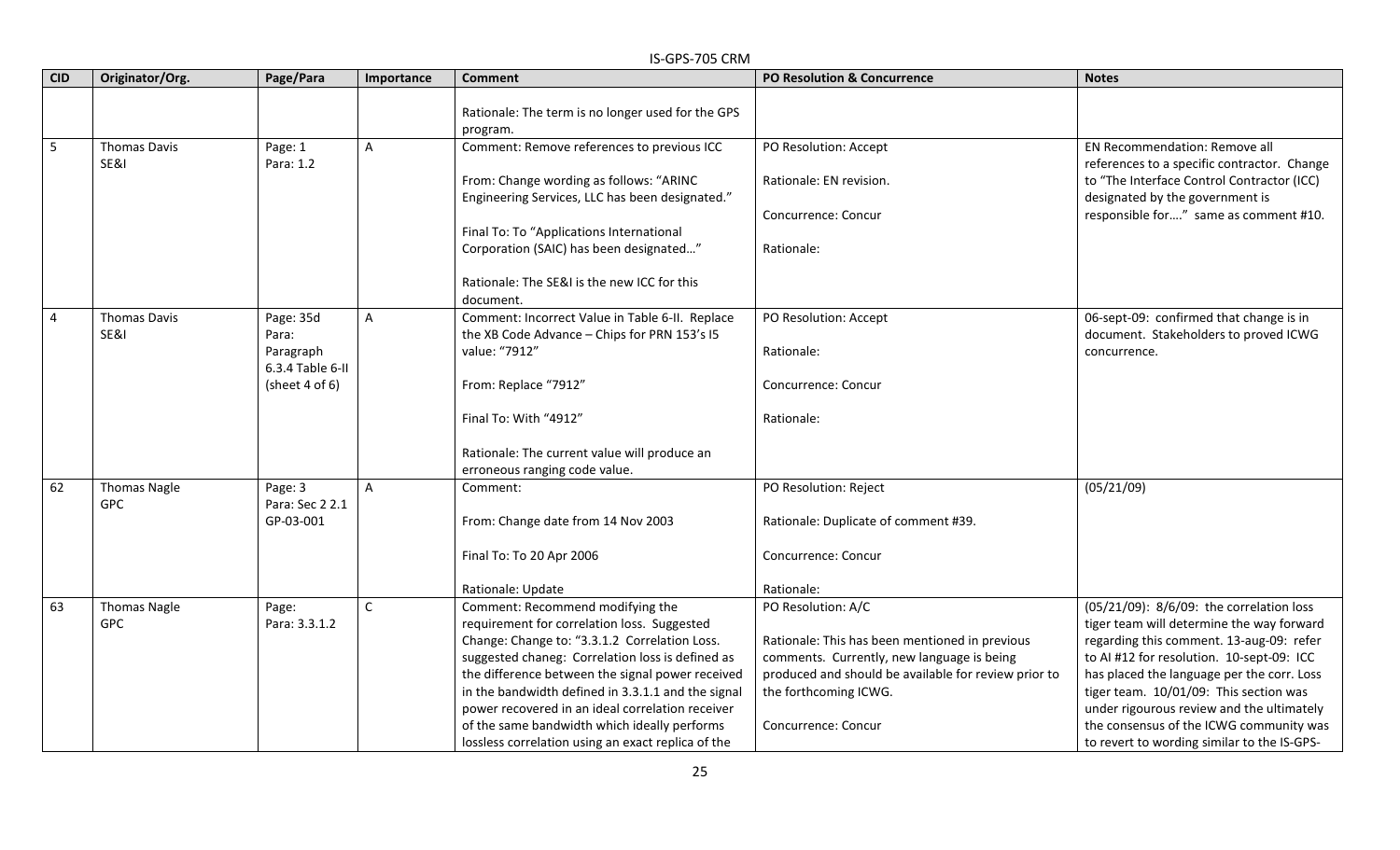| CID | Originator/Org. | Page/Para | Importance | Comment | PO Resolution & Concurrence | Notes |
|---|---|---|---|---|---|---|
| | | | | Rationale: The term is no longer used for the GPS program. | | |
| 5 | Thomas Davis SE&I | Page: 1 Para: 1.2 | A | Comment: Remove references to previous ICC<br><br>From: Change wording as follows: "ARINC Engineering Services, LLC has been designated."<br><br>Final To: To "Applications International Corporation (SAIC) has been designated…"<br><br>Rationale: The SE&I is the new ICC for this document. | PO Resolution: Accept<br><br>Rationale: EN revision.<br><br>Concurrence: Concur<br><br>Rationale: | EN Recommendation: Remove all references to a specific contractor. Change to "The Interface Control Contractor (ICC) designated by the government is responsible for…." same as comment #10. |
| 4 | Thomas Davis SE&I | Page: 35d Para: Paragraph 6.3.4 Table 6-II (sheet 4 of 6) | A | Comment: Incorrect Value in Table 6-II. Replace the XB Code Advance – Chips for PRN 153's I5 value: "7912"<br><br>From: Replace "7912"<br><br>Final To: With "4912"<br><br>Rationale: The current value will produce an erroneous ranging code value. | PO Resolution: Accept<br><br>Rationale:<br><br>Concurrence: Concur<br><br>Rationale: | 06-sept-09: confirmed that change is in document. Stakeholders to proved ICWG concurrence. |
| 62 | Thomas Nagle GPC | Page: 3 Para: Sec 2 2.1 GP-03-001 | A | Comment:<br><br>From: Change date from 14 Nov 2003<br><br>Final To: To 20 Apr 2006<br><br>Rationale: Update | PO Resolution: Reject<br><br>Rationale: Duplicate of comment #39.<br><br>Concurrence: Concur<br><br>Rationale: | (05/21/09) |
| 63 | Thomas Nagle GPC | Page: Para: 3.3.1.2 | C | Comment: Recommend modifying the requirement for correlation loss. Suggested Change: Change to: "3.3.1.2 Correlation Loss. suggested chaneg: Correlation loss is defined as the difference between the signal power received in the bandwidth defined in 3.3.1.1 and the signal power recovered in an ideal correlation receiver of the same bandwidth which ideally performs lossless correlation using an exact replica of the | PO Resolution: A/C<br><br>Rationale: This has been mentioned in previous comments. Currently, new language is being produced and should be available for review prior to the forthcoming ICWG.<br><br>Concurrence: Concur | (05/21/09): 8/6/09: the correlation loss tiger team will determine the way forward regarding this comment. 13-aug-09: refer to AI #12 for resolution. 10-sept-09: ICC has placed the language per the corr. Loss tiger team. 10/01/09: This section was under rigourous review and the ultimately the consensus of the ICWG community was to revert to wording similar to the IS-GPS- |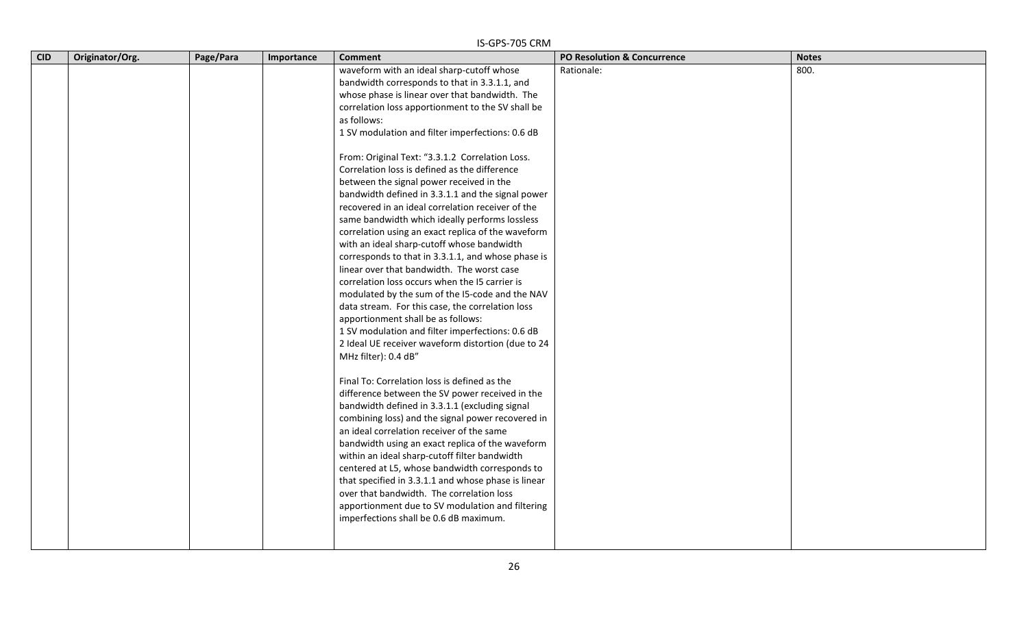| CID | Originator/Org. | Page/Para | Importance | Comment | PO Resolution & Concurrence | Notes |
|---|---|---|---|---|---|---|
| | | | | waveform with an ideal sharp-cutoff whose bandwidth corresponds to that in 3.3.1.1, and whose phase is linear over that bandwidth. The correlation loss apportionment to the SV shall be as follows:<br>1 SV modulation and filter imperfections: 0.6 dB<br><br>From: Original Text: "3.3.1.2 Correlation Loss. Correlation loss is defined as the difference between the signal power received in the bandwidth defined in 3.3.1.1 and the signal power recovered in an ideal correlation receiver of the same bandwidth which ideally performs lossless correlation using an exact replica of the waveform with an ideal sharp-cutoff whose bandwidth corresponds to that in 3.3.1.1, and whose phase is linear over that bandwidth. The worst case correlation loss occurs when the I5 carrier is modulated by the sum of the I5-code and the NAV data stream. For this case, the correlation loss apportionment shall be as follows:<br>1 SV modulation and filter imperfections: 0.6 dB<br>2 Ideal UE receiver waveform distortion (due to 24 MHz filter): 0.4 dB"<br><br>Final To: Correlation loss is defined as the difference between the SV power received in the bandwidth defined in 3.3.1.1 (excluding signal combining loss) and the signal power recovered in an ideal correlation receiver of the same bandwidth using an exact replica of the waveform within an ideal sharp-cutoff filter bandwidth centered at L5, whose bandwidth corresponds to that specified in 3.3.1.1 and whose phase is linear over that bandwidth. The correlation loss apportionment due to SV modulation and filtering imperfections shall be 0.6 dB maximum. | Rationale: | 800. |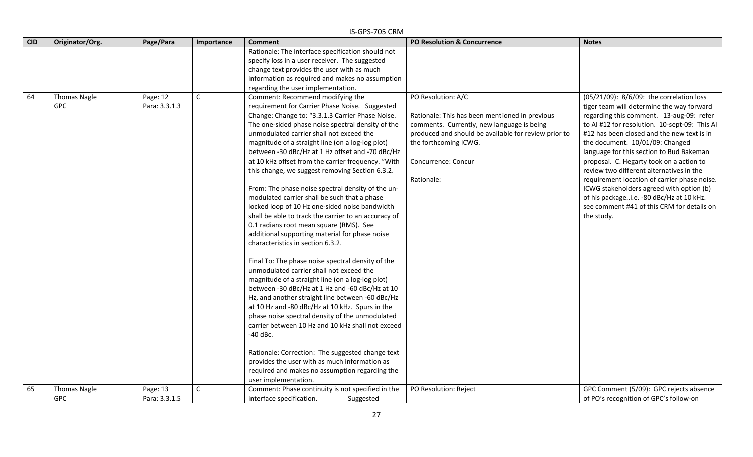| CID | Originator/Org. | Page/Para | Importance | Comment | PO Resolution & Concurrence | Notes |
|---|---|---|---|---|---|---|
| | | | | Rationale: The interface specification should not specify loss in a user receiver. The suggested change text provides the user with as much information as required and makes no assumption regarding the user implementation. | | |
| 64 | Thomas Nagle GPC | Page: 12 Para: 3.3.1.3 | C | Comment: Recommend modifying the requirement for Carrier Phase Noise. Suggested Change: Change to: "3.3.1.3 Carrier Phase Noise. The one-sided phase noise spectral density of the unmodulated carrier shall not exceed the magnitude of a straight line (on a log-log plot) between -30 dBc/Hz at 1 Hz offset and -70 dBc/Hz at 10 kHz offset from the carrier frequency. "With this change, we suggest removing Section 6.3.2.<br><br>From: The phase noise spectral density of the un-modulated carrier shall be such that a phase locked loop of 10 Hz one-sided noise bandwidth shall be able to track the carrier to an accuracy of 0.1 radians root mean square (RMS). See additional supporting material for phase noise characteristics in section 6.3.2.<br><br>Final To: The phase noise spectral density of the unmodulated carrier shall not exceed the magnitude of a straight line (on a log-log plot) between -30 dBc/Hz at 1 Hz and -60 dBc/Hz at 10 Hz, and another straight line between -60 dBc/Hz at 10 Hz and -80 dBc/Hz at 10 kHz. Spurs in the phase noise spectral density of the unmodulated carrier between 10 Hz and 10 kHz shall not exceed -40 dBc.<br><br>Rationale: Correction: The suggested change text provides the user with as much information as required and makes no assumption regarding the user implementation. | PO Resolution: A/C<br><br>Rationale: This has been mentioned in previous comments. Currently, new language is being produced and should be available for review prior to the forthcoming ICWG.<br><br>Concurrence: Concur<br><br>Rationale: | (05/21/09): 8/6/09: the correlation loss tiger team will determine the way forward regarding this comment. 13-aug-09: refer to AI #12 for resolution. 10-sept-09: This AI #12 has been closed and the new text is in the document. 10/01/09: Changed language for this section to Bud Bakeman proposal. C. Hegarty took on a action to review two different alternatives in the requirement location of carrier phase noise. ICWG stakeholders agreed with option (b) of his package..i.e. -80 dBc/Hz at 10 kHz. see comment #41 of this CRM for details on the study. |
| 65 | Thomas Nagle GPC | Page: 13 Para: 3.3.1.5 | C | Comment: Phase continuity is not specified in the interface specification. Suggested | PO Resolution: Reject | GPC Comment (5/09): GPC rejects absence of PO's recognition of GPC's follow-on |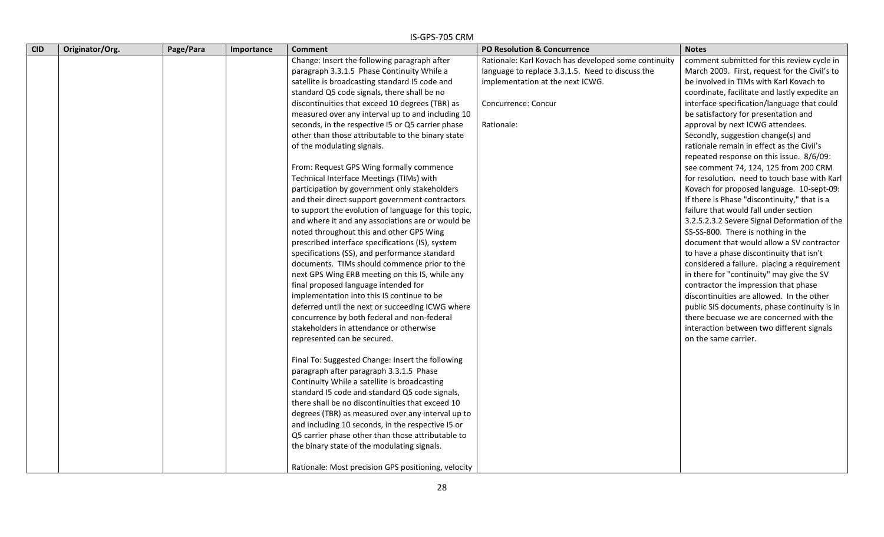| CID | Originator/Org. | Page/Para | Importance | Comment | PO Resolution & Concurrence | Notes |
|---|---|---|---|---|---|---|
| | | | | Change: Insert the following paragraph after paragraph 3.3.1.5 Phase Continuity While a satellite is broadcasting standard I5 code and standard Q5 code signals, there shall be no discontinuities that exceed 10 degrees (TBR) as measured over any interval up to and including 10 seconds, in the respective I5 or Q5 carrier phase other than those attributable to the binary state of the modulating signals.<br><br>From: Request GPS Wing formally commence Technical Interface Meetings (TIMs) with participation by government only stakeholders and their direct support government contractors to support the evolution of language for this topic, and where it and any associations are or would be noted throughout this and other GPS Wing prescribed interface specifications (IS), system specifications (SS), and performance standard documents. TIMs should commence prior to the next GPS Wing ERB meeting on this IS, while any final proposed language intended for implementation into this IS continue to be deferred until the next or succeeding ICWG where concurrence by both federal and non-federal stakeholders in attendance or otherwise represented can be secured.<br><br>Final To: Suggested Change: Insert the following paragraph after paragraph 3.3.1.5 Phase Continuity While a satellite is broadcasting standard I5 code and standard Q5 code signals, there shall be no discontinuities that exceed 10 degrees (TBR) as measured over any interval up to and including 10 seconds, in the respective I5 or Q5 carrier phase other than those attributable to the binary state of the modulating signals.<br><br>Rationale: Most precision GPS positioning, velocity | Rationale: Karl Kovach has developed some continuity language to replace 3.3.1.5. Need to discuss the implementation at the next ICWG.<br><br>Concurrence: Concur<br><br>Rationale: | comment submitted for this review cycle in March 2009. First, request for the Civil's to be involved in TIMs with Karl Kovach to coordinate, facilitate and lastly expedite an interface specification/language that could be satisfactory for presentation and approval by next ICWG attendees. Secondly, suggestion change(s) and rationale remain in effect as the Civil's repeated response on this issue. 8/6/09: see comment 74, 124, 125 from 200 CRM for resolution. need to touch base with Karl Kovach for proposed language. 10-sept-09: If there is Phase "discontinuity," that is a failure that would fall under section 3.2.5.2.3.2 Severe Signal Deformation of the SS-SS-800. There is nothing in the document that would allow a SV contractor to have a phase discontinuity that isn't considered a failure. placing a requirement in there for "continuity" may give the SV contractor the impression that phase discontinuities are allowed. In the other public SIS documents, phase continuity is in there becuase we are concerned with the interaction between two different signals on the same carrier. |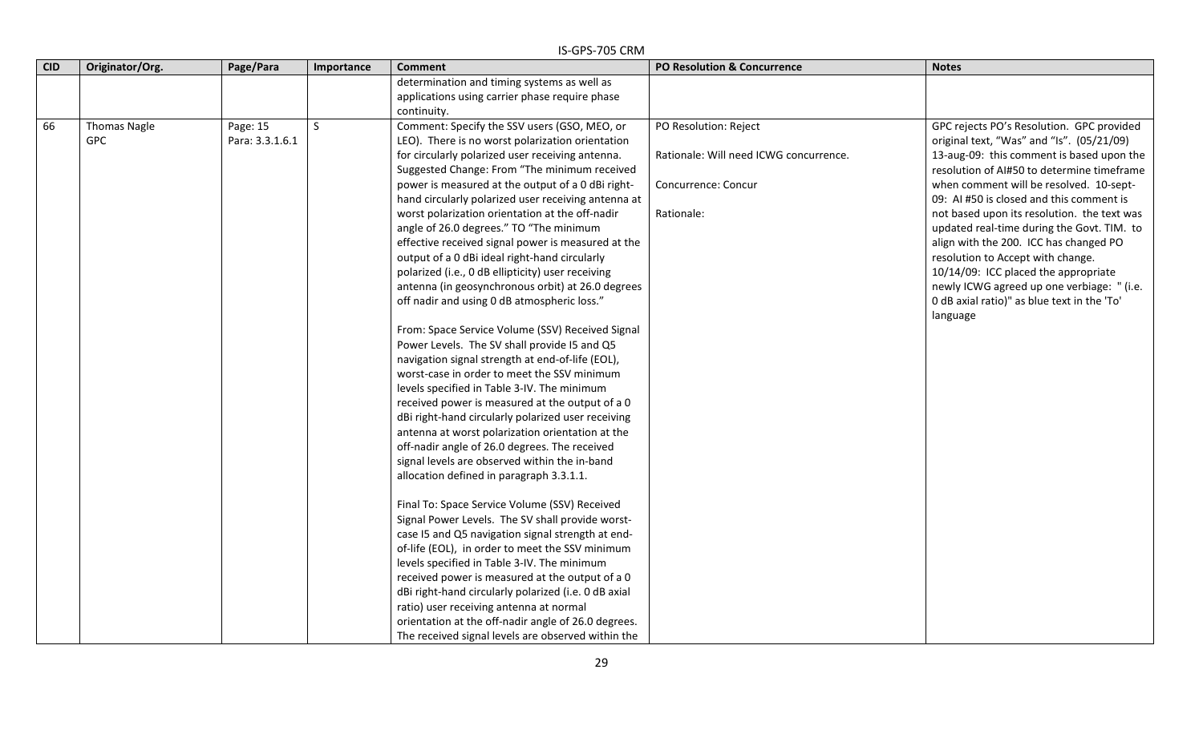| CID | Originator/Org. | Page/Para | Importance | Comment | PO Resolution & Concurrence | Notes |
|---|---|---|---|---|---|---|
| | | | | determination and timing systems as well as applications using carrier phase require phase continuity. | | |
| 66 | Thomas Nagle GPC | Page: 15 Para: 3.3.1.6.1 | S | Comment: Specify the SSV users (GSO, MEO, or LEO). There is no worst polarization orientation for circularly polarized user receiving antenna. Suggested Change: From "The minimum received power is measured at the output of a 0 dBi right-hand circularly polarized user receiving antenna at worst polarization orientation at the off-nadir angle of 26.0 degrees." TO "The minimum effective received signal power is measured at the output of a 0 dBi ideal right-hand circularly polarized (i.e., 0 dB ellipticity) user receiving antenna (in geosynchronous orbit) at 26.0 degrees off nadir and using 0 dB atmospheric loss."<br><br>From: Space Service Volume (SSV) Received Signal Power Levels. The SV shall provide I5 and Q5 navigation signal strength at end-of-life (EOL), worst-case in order to meet the SSV minimum levels specified in Table 3-IV. The minimum received power is measured at the output of a 0 dBi right-hand circularly polarized user receiving antenna at worst polarization orientation at the off-nadir angle of 26.0 degrees. The received signal levels are observed within the in-band allocation defined in paragraph 3.3.1.1.<br><br>Final To: Space Service Volume (SSV) Received Signal Power Levels. The SV shall provide worst-case I5 and Q5 navigation signal strength at end-of-life (EOL), in order to meet the SSV minimum levels specified in Table 3-IV. The minimum received power is measured at the output of a 0 dBi right-hand circularly polarized (i.e. 0 dB axial ratio) user receiving antenna at normal orientation at the off-nadir angle of 26.0 degrees. The received signal levels are observed within the | PO Resolution: Reject<br><br>Rationale: Will need ICWG concurrence.<br><br>Concurrence: Concur<br><br>Rationale: | GPC rejects PO's Resolution. GPC provided original text, "Was" and "Is". (05/21/09) 13-aug-09: this comment is based upon the resolution of AI#50 to determine timeframe when comment will be resolved. 10-sept-09: AI #50 is closed and this comment is not based upon its resolution. the text was updated real-time during the Govt. TIM. to align with the 200. ICC has changed PO resolution to Accept with change. 10/14/09: ICC placed the appropriate newly ICWG agreed up one verbiage: " (i.e. 0 dB axial ratio)" as blue text in the 'To' language |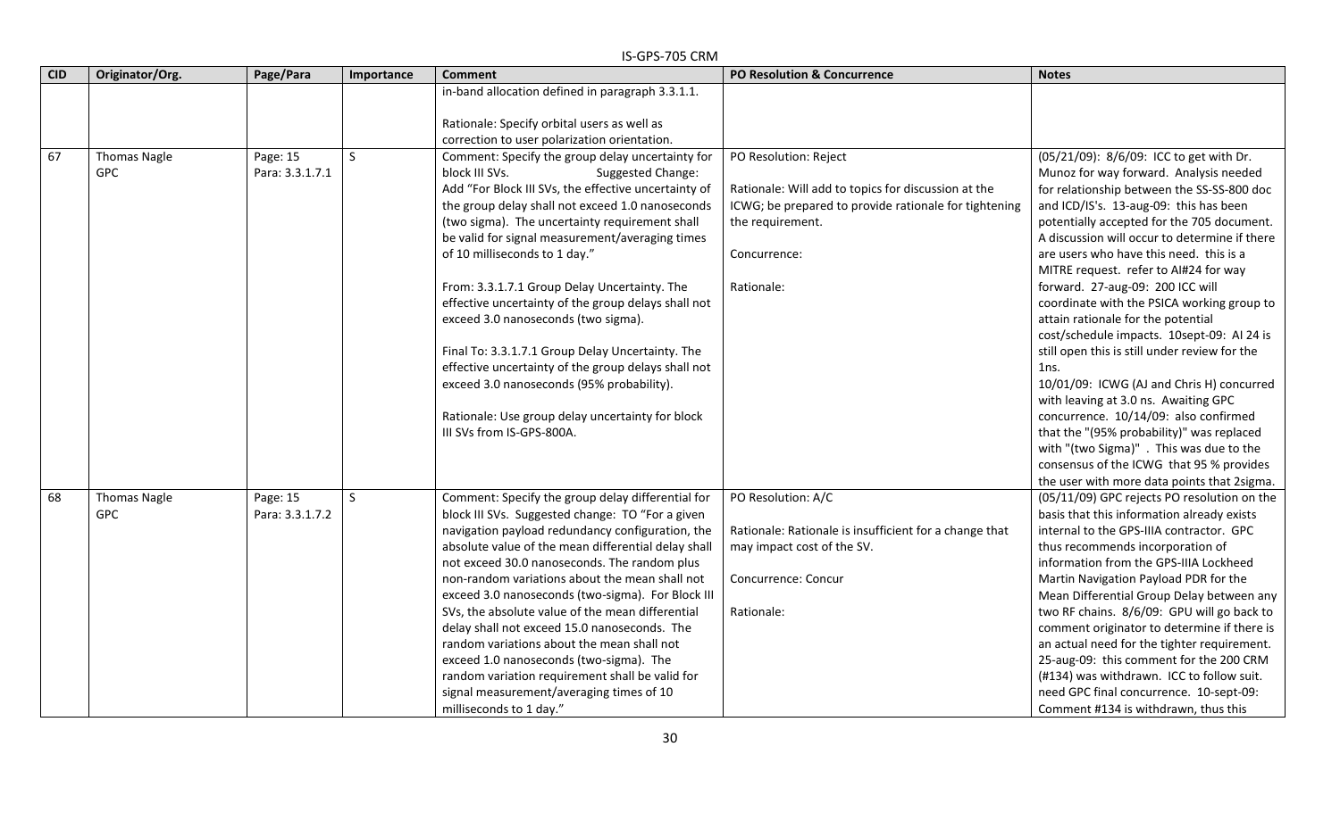| CID | Originator/Org. | Page/Para | Importance | Comment | PO Resolution & Concurrence | Notes |
|---|---|---|---|---|---|---|
| | | | | in-band allocation defined in paragraph 3.3.1.1.<br><br>Rationale: Specify orbital users as well as correction to user polarization orientation. | | |
| 67 | Thomas Nagle<br>GPC | Page: 15<br>Para: 3.3.1.7.1 | S | Comment: Specify the group delay uncertainty for block III SVs. Suggested Change: Add "For Block III SVs, the effective uncertainty of the group delay shall not exceed 1.0 nanoseconds (two sigma). The uncertainty requirement shall be valid for signal measurement/averaging times of 10 milliseconds to 1 day."<br><br>From: 3.3.1.7.1 Group Delay Uncertainty. The effective uncertainty of the group delays shall not exceed 3.0 nanoseconds (two sigma).<br><br>Final To: 3.3.1.7.1 Group Delay Uncertainty. The effective uncertainty of the group delays shall not exceed 3.0 nanoseconds (95% probability).<br><br>Rationale: Use group delay uncertainty for block III SVs from IS-GPS-800A. | PO Resolution: Reject<br><br>Rationale: Will add to topics for discussion at the ICWG; be prepared to provide rationale for tightening the requirement.<br><br>Concurrence:<br><br>Rationale: | (05/21/09): 8/6/09: ICC to get with Dr. Munoz for way forward. Analysis needed for relationship between the SS-SS-800 doc and ICD/IS's. 13-aug-09: this has been potentially accepted for the 705 document. A discussion will occur to determine if there are users who have this need. this is a MITRE request. refer to AI#24 for way forward. 27-aug-09: 200 ICC will coordinate with the PSICA working group to attain rationale for the potential cost/schedule impacts. 10sept-09: AI 24 is still open this is still under review for the 1ns.<br>10/01/09: ICWG (AJ and Chris H) concurred with leaving at 3.0 ns. Awaiting GPC concurrence. 10/14/09: also confirmed that the "(95% probability)" was replaced with "(two Sigma)" . This was due to the consensus of the ICWG that 95 % provides the user with more data points that 2sigma. |
| 68 | Thomas Nagle<br>GPC | Page: 15<br>Para: 3.3.1.7.2 | S | Comment: Specify the group delay differential for block III SVs. Suggested change: TO "For a given navigation payload redundancy configuration, the absolute value of the mean differential delay shall not exceed 30.0 nanoseconds. The random plus non-random variations about the mean shall not exceed 3.0 nanoseconds (two-sigma). For Block III SVs, the absolute value of the mean differential delay shall not exceed 15.0 nanoseconds. The random variations about the mean shall not exceed 1.0 nanoseconds (two-sigma). The random variation requirement shall be valid for signal measurement/averaging times of 10 milliseconds to 1 day." | PO Resolution: A/C<br><br>Rationale: Rationale is insufficient for a change that may impact cost of the SV.<br><br>Concurrence: Concur<br><br>Rationale: | (05/11/09) GPC rejects PO resolution on the basis that this information already exists internal to the GPS-IIIA contractor. GPC thus recommends incorporation of information from the GPS-IIIA Lockheed Martin Navigation Payload PDR for the Mean Differential Group Delay between any two RF chains. 8/6/09: GPU will go back to comment originator to determine if there is an actual need for the tighter requirement. 25-aug-09: this comment for the 200 CRM (#134) was withdrawn. ICC to follow suit. need GPC final concurrence. 10-sept-09: Comment #134 is withdrawn, thus this |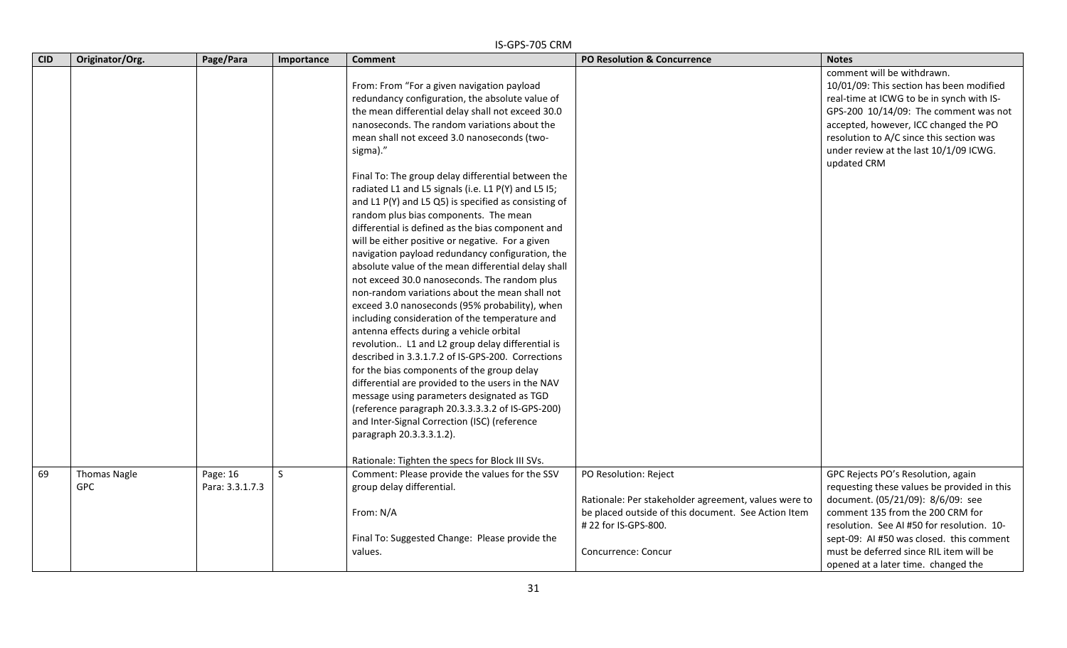| CID | Originator/Org. | Page/Para | Importance | Comment | PO Resolution & Concurrence | Notes |
|---|---|---|---|---|---|---|
| | | | | From: From "For a given navigation payload redundancy configuration, the absolute value of the mean differential delay shall not exceed 30.0 nanoseconds. The random variations about the mean shall not exceed 3.0 nanoseconds (two-sigma)."<br><br>Final To: The group delay differential between the radiated L1 and L5 signals (i.e. L1 P(Y) and L5 I5; and L1 P(Y) and L5 Q5) is specified as consisting of random plus bias components. The mean differential is defined as the bias component and will be either positive or negative. For a given navigation payload redundancy configuration, the absolute value of the mean differential delay shall not exceed 30.0 nanoseconds. The random plus non-random variations about the mean shall not exceed 3.0 nanoseconds (95% probability), when including consideration of the temperature and antenna effects during a vehicle orbital revolution.. L1 and L2 group delay differential is described in 3.3.1.7.2 of IS-GPS-200. Corrections for the bias components of the group delay differential are provided to the users in the NAV message using parameters designated as TGD (reference paragraph 20.3.3.3.3.2 of IS-GPS-200) and Inter-Signal Correction (ISC) (reference paragraph 20.3.3.3.1.2).<br><br>Rationale: Tighten the specs for Block III SVs. | | comment will be withdrawn.<br>10/01/09: This section has been modified real-time at ICWG to be in synch with IS-GPS-200 10/14/09: The comment was not accepted, however, ICC changed the PO resolution to A/C since this section was under review at the last 10/1/09 ICWG. updated CRM |
| 69 | Thomas Nagle<br>GPC | Page: 16<br>Para: 3.3.1.7.3 | S | Comment: Please provide the values for the SSV group delay differential.<br><br>From: N/A<br><br>Final To: Suggested Change: Please provide the values. | PO Resolution: Reject<br><br>Rationale: Per stakeholder agreement, values were to be placed outside of this document. See Action Item # 22 for IS-GPS-800.<br><br>Concurrence: Concur | GPC Rejects PO's Resolution, again requesting these values be provided in this document. (05/21/09): 8/6/09: see comment 135 from the 200 CRM for resolution. See AI #50 for resolution. 10-sept-09: AI #50 was closed. this comment must be deferred since RIL item will be opened at a later time. changed the |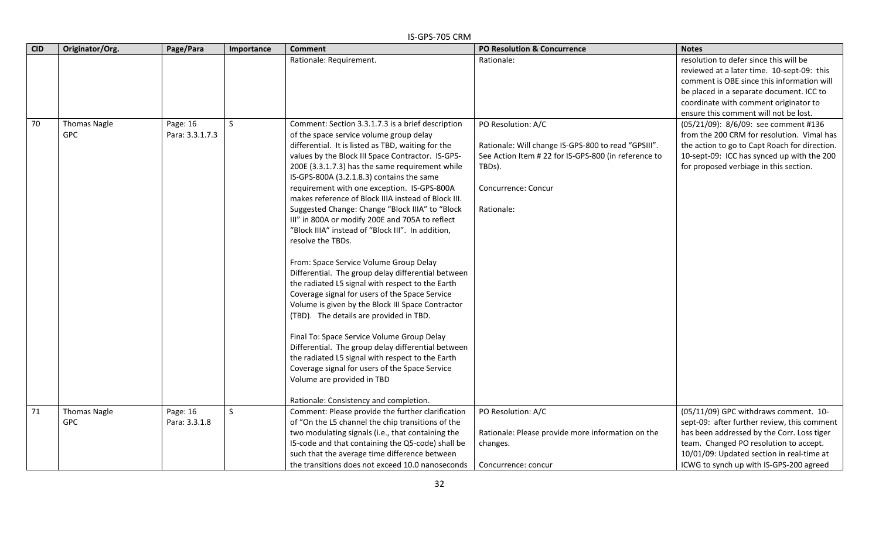| CID | Originator/Org. | Page/Para | Importance | Comment | PO Resolution & Concurrence | Notes |
|---|---|---|---|---|---|---|
| | | | | Rationale: Requirement. | Rationale: | resolution to defer since this will be reviewed at a later time. 10-sept-09: this comment is OBE since this information will be placed in a separate document. ICC to coordinate with comment originator to ensure this comment will not be lost. |
| 70 | Thomas Nagle GPC | Page: 16 Para: 3.3.1.7.3 | S | Comment: Section 3.3.1.7.3 is a brief description of the space service volume group delay differential. It is listed as TBD, waiting for the values by the Block III Space Contractor. IS-GPS-200E (3.3.1.7.3) has the same requirement while IS-GPS-800A (3.2.1.8.3) contains the same requirement with one exception. IS-GPS-800A makes reference of Block IIIA instead of Block III. Suggested Change: Change "Block IIIA" to "Block III" in 800A or modify 200E and 705A to reflect "Block IIIA" instead of "Block III". In addition, resolve the TBDs.<br><br>From: Space Service Volume Group Delay Differential. The group delay differential between the radiated L5 signal with respect to the Earth Coverage signal for users of the Space Service Volume is given by the Block III Space Contractor (TBD). The details are provided in TBD.<br><br>Final To: Space Service Volume Group Delay Differential. The group delay differential between the radiated L5 signal with respect to the Earth Coverage signal for users of the Space Service Volume are provided in TBD<br><br>Rationale: Consistency and completion. | PO Resolution: A/C<br><br>Rationale: Will change IS-GPS-800 to read "GPSIII". See Action Item # 22 for IS-GPS-800 (in reference to TBDs).<br><br>Concurrence: Concur<br><br>Rationale: | (05/21/09): 8/6/09: see comment #136 from the 200 CRM for resolution. Vimal has the action to go to Capt Roach for direction. 10-sept-09: ICC has synced up with the 200 for proposed verbiage in this section. |
| 71 | Thomas Nagle GPC | Page: 16 Para: 3.3.1.8 | S | Comment: Please provide the further clarification of "On the L5 channel the chip transitions of the two modulating signals (i.e., that containing the I5-code and that containing the Q5-code) shall be such that the average time difference between the transitions does not exceed 10.0 nanoseconds | PO Resolution: A/C<br><br>Rationale: Please provide more information on the changes.<br><br>Concurrence: concur | (05/11/09) GPC withdraws comment. 10-sept-09: after further review, this comment has been addressed by the Corr. Loss tiger team. Changed PO resolution to accept. 10/01/09: Updated section in real-time at ICWG to synch up with IS-GPS-200 agreed |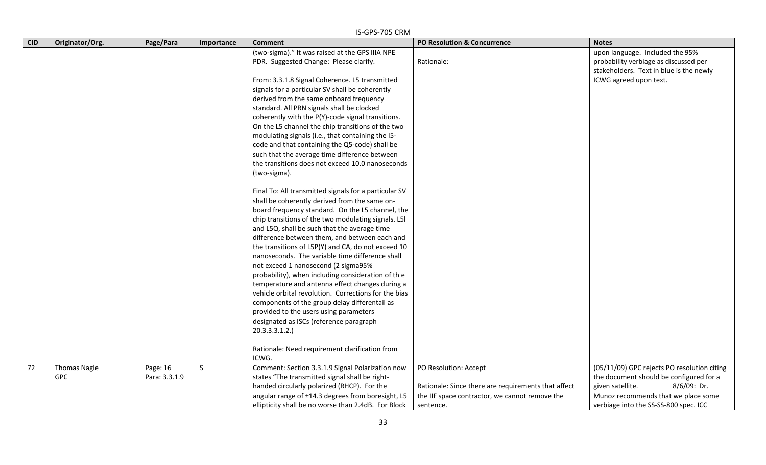| CID | Originator/Org. | Page/Para | Importance | Comment | PO Resolution & Concurrence | Notes |
|---|---|---|---|---|---|---|
| | | | | (two-sigma)." It was raised at the GPS IIIA NPE PDR. Suggested Change: Please clarify.<br><br>From: 3.3.1.8 Signal Coherence. L5 transmitted signals for a particular SV shall be coherently derived from the same onboard frequency standard. All PRN signals shall be clocked coherently with the P(Y)-code signal transitions. On the L5 channel the chip transitions of the two modulating signals (i.e., that containing the I5-code and that containing the Q5-code) shall be such that the average time difference between the transitions does not exceed 10.0 nanoseconds (two-sigma).<br><br>Final To: All transmitted signals for a particular SV shall be coherently derived from the same on-board frequency standard. On the L5 channel, the chip transitions of the two modulating signals. L5I and L5Q, shall be such that the average time difference between them, and between each and the transitions of L5P(Y) and CA, do not exceed 10 nanoseconds. The variable time difference shall not exceed 1 nanosecond (2 sigma95% probability), when including consideration of th e temperature and antenna effect changes during a vehicle orbital revolution. Corrections for the bias components of the group delay differentail as provided to the users using parameters designated as ISCs (reference paragraph 20.3.3.3.1.2.)<br><br>Rationale: Need requirement clarification from ICWG. | Rationale: | upon language. Included the 95% probability verbiage as discussed per stakeholders. Text in blue is the newly ICWG agreed upon text. |
| 72 | Thomas Nagle<br>GPC | Page: 16<br>Para: 3.3.1.9 | S | Comment: Section 3.3.1.9 Signal Polarization now states "The transmitted signal shall be right-handed circularly polarized (RHCP). For the angular range of ±14.3 degrees from boresight, L5 ellipticity shall be no worse than 2.4dB. For Block | PO Resolution: Accept<br><br>Rationale: Since there are requirements that affect the IIF space contractor, we cannot remove the sentence. | (05/11/09) GPC rejects PO resolution citing the document should be configured for a given satellite. 8/6/09: Dr. Munoz recommends that we place some verbiage into the SS-SS-800 spec. ICC |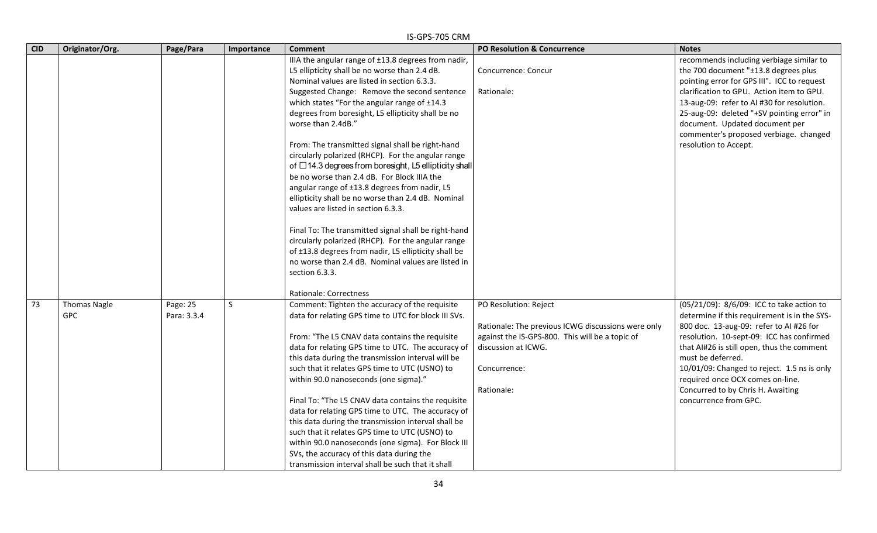| CID | Originator/Org. | Page/Para | Importance | Comment | PO Resolution & Concurrence | Notes |
| --- | --- | --- | --- | --- | --- | --- |
| | | | | IIIA the angular range of ±13.8 degrees from nadir, L5 ellipticity shall be no worse than 2.4 dB. Nominal values are listed in section 6.3.3.<br>Suggested Change: Remove the second sentence which states "For the angular range of ±14.3 degrees from boresight, L5 ellipticity shall be no worse than 2.4dB."<br><br>From: The transmitted signal shall be right-hand circularly polarized (RHCP). For the angular range of □14.3 degrees from boresight, L5 ellipticity shall be no worse than 2.4 dB. For Block IIIA the angular range of ±13.8 degrees from nadir, L5 ellipticity shall be no worse than 2.4 dB. Nominal values are listed in section 6.3.3.<br><br>Final To: The transmitted signal shall be right-hand circularly polarized (RHCP). For the angular range of ±13.8 degrees from nadir, L5 ellipticity shall be no worse than 2.4 dB. Nominal values are listed in section 6.3.3.<br><br>Rationale: Correctness | Concurrence: Concur<br><br>Rationale: | recommends including verbiage similar to the 700 document "±13.8 degrees plus pointing error for GPS III". ICC to request clarification to GPU. Action item to GPU. 13-aug-09: refer to AI #30 for resolution. 25-aug-09: deleted "+SV pointing error" in document. Updated document per commenter's proposed verbiage. changed resolution to Accept. |
| 73 | Thomas Nagle<br>GPC | Page: 25<br>Para: 3.3.4 | S | Comment: Tighten the accuracy of the requisite data for relating GPS time to UTC for block III SVs.<br><br>From: "The L5 CNAV data contains the requisite data for relating GPS time to UTC. The accuracy of this data during the transmission interval will be such that it relates GPS time to UTC (USNO) to within 90.0 nanoseconds (one sigma)."<br><br>Final To: "The L5 CNAV data contains the requisite data for relating GPS time to UTC. The accuracy of this data during the transmission interval shall be such that it relates GPS time to UTC (USNO) to within 90.0 nanoseconds (one sigma). For Block III SVs, the accuracy of this data during the transmission interval shall be such that it shall | PO Resolution: Reject<br><br>Rationale: The previous ICWG discussions were only against the IS-GPS-800. This will be a topic of discussion at ICWG.<br><br>Concurrence:<br><br>Rationale: | (05/21/09): 8/6/09: ICC to take action to determine if this requirement is in the SYS-800 doc. 13-aug-09: refer to AI #26 for resolution. 10-sept-09: ICC has confirmed that AI#26 is still open, thus the comment must be deferred.<br>10/01/09: Changed to reject. 1.5 ns is only required once OCX comes on-line. Concurred to by Chris H. Awaiting concurrence from GPC. |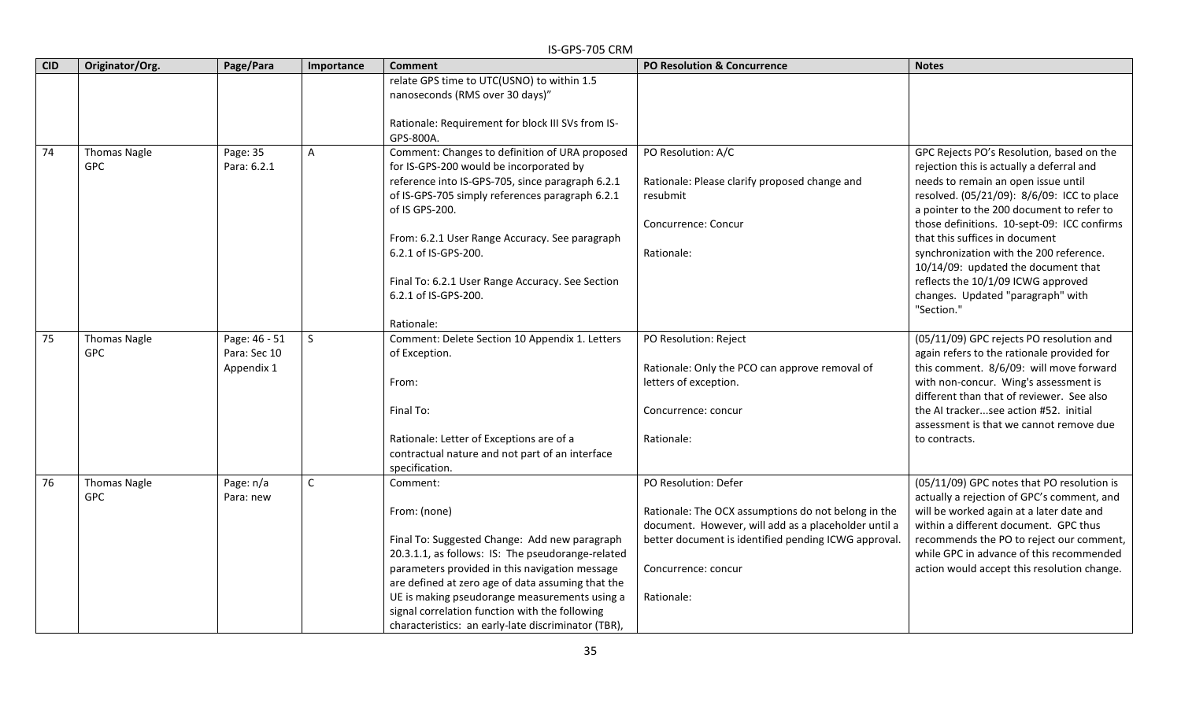| CID | Originator/Org. | Page/Para | Importance | Comment | PO Resolution & Concurrence | Notes |
|---|---|---|---|---|---|---|
| | | | | relate GPS time to UTC(USNO) to within 1.5 nanoseconds (RMS over 30 days)"<br><br>Rationale: Requirement for block III SVs from IS-GPS-800A. | | |
| 74 | Thomas Nagle GPC | Page: 35 Para: 6.2.1 | A | Comment: Changes to definition of URA proposed for IS-GPS-200 would be incorporated by reference into IS-GPS-705, since paragraph 6.2.1 of IS-GPS-705 simply references paragraph 6.2.1 of IS GPS-200.<br><br>From: 6.2.1 User Range Accuracy. See paragraph 6.2.1 of IS-GPS-200.<br><br>Final To: 6.2.1 User Range Accuracy. See Section 6.2.1 of IS-GPS-200.<br><br>Rationale: | PO Resolution: A/C<br><br>Rationale: Please clarify proposed change and resubmit<br><br>Concurrence: Concur<br><br>Rationale: | GPC Rejects PO's Resolution, based on the rejection this is actually a deferral and needs to remain an open issue until resolved. (05/21/09): 8/6/09: ICC to place a pointer to the 200 document to refer to those definitions. 10-sept-09: ICC confirms that this suffices in document synchronization with the 200 reference. 10/14/09: updated the document that reflects the 10/1/09 ICWG approved changes. Updated "paragraph" with "Section." |
| 75 | Thomas Nagle GPC | Page: 46 - 51 Para: Sec 10 Appendix 1 | S | Comment: Delete Section 10 Appendix 1. Letters of Exception.<br><br>From:<br><br>Final To:<br><br>Rationale: Letter of Exceptions are of a contractual nature and not part of an interface specification. | PO Resolution: Reject<br><br>Rationale: Only the PCO can approve removal of letters of exception.<br><br>Concurrence: concur<br><br>Rationale: | (05/11/09) GPC rejects PO resolution and again refers to the rationale provided for this comment. 8/6/09: will move forward with non-concur. Wing's assessment is different than that of reviewer. See also the AI tracker...see action #52. initial assessment is that we cannot remove due to contracts. |
| 76 | Thomas Nagle GPC | Page: n/a Para: new | C | Comment:<br><br>From: (none)<br><br>Final To: Suggested Change: Add new paragraph 20.3.1.1, as follows: IS: The pseudorange-related parameters provided in this navigation message are defined at zero age of data assuming that the UE is making pseudorange measurements using a signal correlation function with the following characteristics: an early-late discriminator (TBR), | PO Resolution: Defer<br><br>Rationale: The OCX assumptions do not belong in the document. However, will add as a placeholder until a better document is identified pending ICWG approval.<br><br>Concurrence: concur<br><br>Rationale: | (05/11/09) GPC notes that PO resolution is actually a rejection of GPC's comment, and will be worked again at a later date and within a different document. GPC thus recommends the PO to reject our comment, while GPC in advance of this recommended action would accept this resolution change. |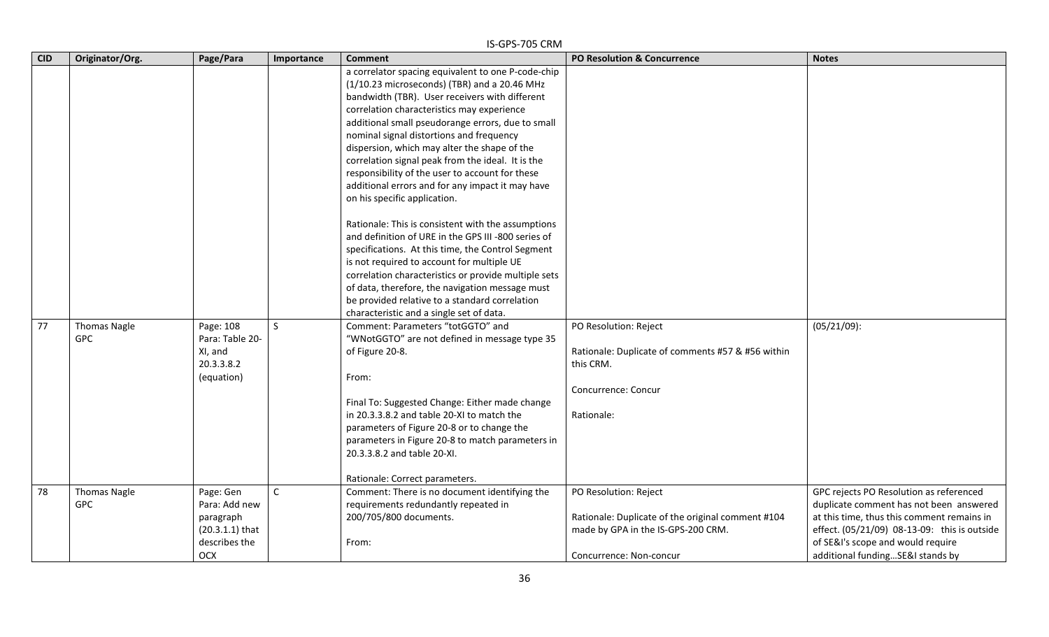| CID | Originator/Org. | Page/Para | Importance | Comment | PO Resolution & Concurrence | Notes |
| --- | --- | --- | --- | --- | --- | --- |
| | | | | a correlator spacing equivalent to one P-code-chip (1/10.23 microseconds) (TBR) and a 20.46 MHz bandwidth (TBR). User receivers with different correlation characteristics may experience additional small pseudorange errors, due to small nominal signal distortions and frequency dispersion, which may alter the shape of the correlation signal peak from the ideal. It is the responsibility of the user to account for these additional errors and for any impact it may have on his specific application.<br><br>Rationale: This is consistent with the assumptions and definition of URE in the GPS III -800 series of specifications. At this time, the Control Segment is not required to account for multiple UE correlation characteristics or provide multiple sets of data, therefore, the navigation message must be provided relative to a standard correlation characteristic and a single set of data. | | |
| 77 | Thomas Nagle<br>GPC | Page: 108<br>Para: Table 20-XI, and 20.3.3.8.2 (equation) | S | Comment: Parameters "totGGTO" and "WNotGGTO" are not defined in message type 35 of Figure 20-8.<br><br>From:<br><br>Final To: Suggested Change: Either made change in 20.3.3.8.2 and table 20-XI to match the parameters of Figure 20-8 or to change the parameters in Figure 20-8 to match parameters in 20.3.3.8.2 and table 20-XI.<br><br>Rationale: Correct parameters. | PO Resolution: Reject<br><br>Rationale: Duplicate of comments #57 & #56 within this CRM.<br><br>Concurrence: Concur<br><br>Rationale: | (05/21/09): |
| 78 | Thomas Nagle<br>GPC | Page: Gen<br>Para: Add new paragraph (20.3.1.1) that describes the OCX | C | Comment: There is no document identifying the requirements redundantly repeated in 200/705/800 documents.<br><br>From: | PO Resolution: Reject<br><br>Rationale: Duplicate of the original comment #104 made by GPA in the IS-GPS-200 CRM.<br><br>Concurrence: Non-concur | GPC rejects PO Resolution as referenced duplicate comment has not been answered at this time, thus this comment remains in effect. (05/21/09) 08-13-09: this is outside of SE&I's scope and would require additional funding…SE&I stands by |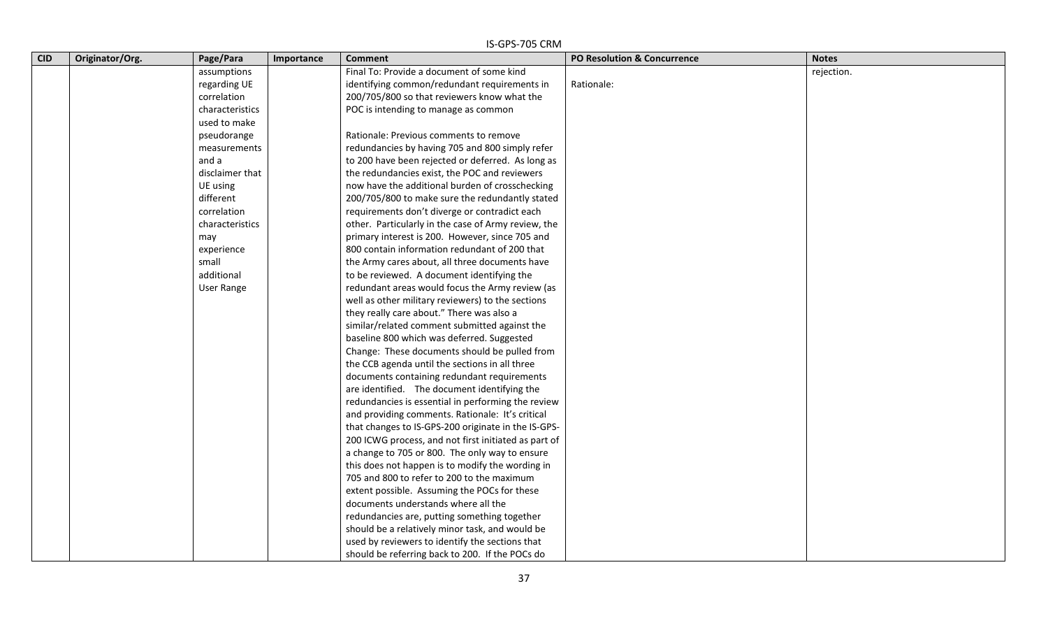| CID | Originator/Org. | Page/Para | Importance | Comment | PO Resolution & Concurrence | Notes |
|---|---|---|---|---|---|---|
| | | assumptions regarding UE correlation characteristics used to make pseudorange measurements and a disclaimer that UE using different correlation characteristics may experience small additional User Range | | Final To: Provide a document of some kind identifying common/redundant requirements in 200/705/800 so that reviewers know what the POC is intending to manage as common<br><br>Rationale: Previous comments to remove redundancies by having 705 and 800 simply refer to 200 have been rejected or deferred. As long as the redundancies exist, the POC and reviewers now have the additional burden of crosschecking 200/705/800 to make sure the redundantly stated requirements don't diverge or contradict each other. Particularly in the case of Army review, the primary interest is 200. However, since 705 and 800 contain information redundant of 200 that the Army cares about, all three documents have to be reviewed. A document identifying the redundant areas would focus the Army review (as well as other military reviewers) to the sections they really care about." There was also a similar/related comment submitted against the baseline 800 which was deferred. Suggested Change: These documents should be pulled from the CCB agenda until the sections in all three documents containing redundant requirements are identified. The document identifying the redundancies is essential in performing the review and providing comments. Rationale: It's critical that changes to IS-GPS-200 originate in the IS-GPS-200 ICWG process, and not first initiated as part of a change to 705 or 800. The only way to ensure this does not happen is to modify the wording in 705 and 800 to refer to 200 to the maximum extent possible. Assuming the POCs for these documents understands where all the redundancies are, putting something together should be a relatively minor task, and would be used by reviewers to identify the sections that should be referring back to 200. If the POCs do | <br>Rationale: | rejection. |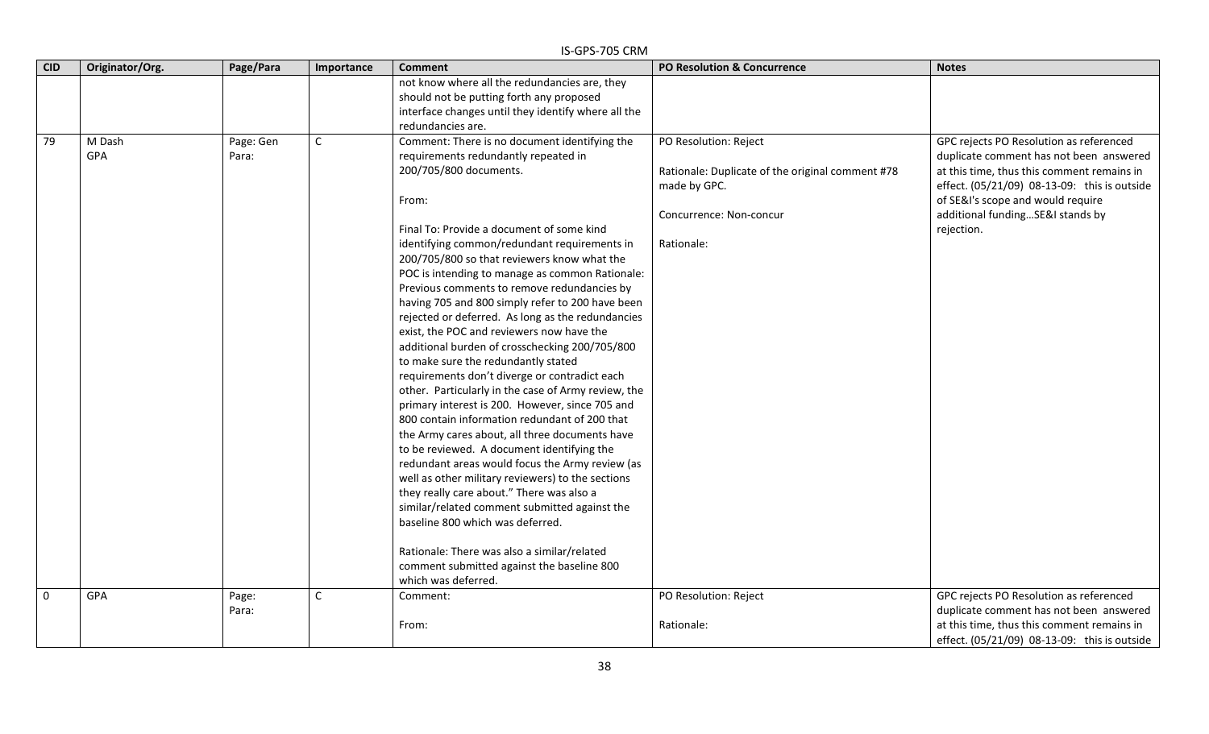| CID | Originator/Org. | Page/Para | Importance | Comment | PO Resolution & Concurrence | Notes |
|---|---|---|---|---|---|---|
| | | | | not know where all the redundancies are, they should not be putting forth any proposed interface changes until they identify where all the redundancies are. | | |
| 79 | M Dash GPA | Page: Gen Para: | C | Comment: There is no document identifying the requirements redundantly repeated in 200/705/800 documents.<br><br>From:<br><br>Final To: Provide a document of some kind identifying common/redundant requirements in 200/705/800 so that reviewers know what the POC is intending to manage as common Rationale: Previous comments to remove redundancies by having 705 and 800 simply refer to 200 have been rejected or deferred. As long as the redundancies exist, the POC and reviewers now have the additional burden of crosschecking 200/705/800 to make sure the redundantly stated requirements don't diverge or contradict each other. Particularly in the case of Army review, the primary interest is 200. However, since 705 and 800 contain information redundant of 200 that the Army cares about, all three documents have to be reviewed. A document identifying the redundant areas would focus the Army review (as well as other military reviewers) to the sections they really care about." There was also a similar/related comment submitted against the baseline 800 which was deferred.<br><br>Rationale: There was also a similar/related comment submitted against the baseline 800 which was deferred. | PO Resolution: Reject<br><br>Rationale: Duplicate of the original comment #78 made by GPC.<br><br>Concurrence: Non-concur<br><br>Rationale: | GPC rejects PO Resolution as referenced duplicate comment has not been answered at this time, thus this comment remains in effect. (05/21/09) 08-13-09: this is outside of SE&I's scope and would require additional funding…SE&I stands by rejection. |
| 0 | GPA | Page: Para: | C | Comment:<br><br>From: | PO Resolution: Reject<br><br>Rationale: | GPC rejects PO Resolution as referenced duplicate comment has not been answered at this time, thus this comment remains in effect. (05/21/09) 08-13-09: this is outside |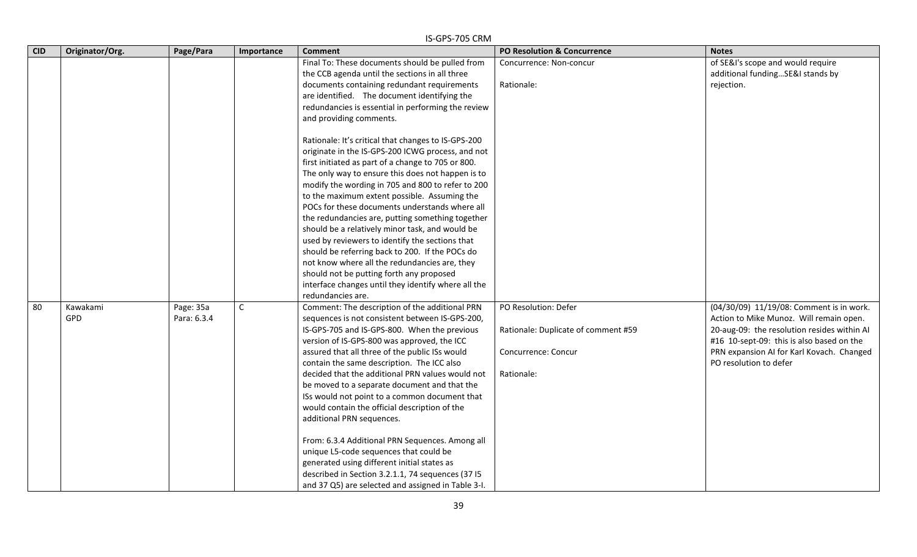| CID | Originator/Org. | Page/Para | Importance | Comment | PO Resolution & Concurrence | Notes |
|---|---|---|---|---|---|---|
| | | | | Final To: These documents should be pulled from the CCB agenda until the sections in all three documents containing redundant requirements are identified. The document identifying the redundancies is essential in performing the review and providing comments.<br><br>Rationale: It's critical that changes to IS-GPS-200 originate in the IS-GPS-200 ICWG process, and not first initiated as part of a change to 705 or 800. The only way to ensure this does not happen is to modify the wording in 705 and 800 to refer to 200 to the maximum extent possible. Assuming the POCs for these documents understands where all the redundancies are, putting something together should be a relatively minor task, and would be used by reviewers to identify the sections that should be referring back to 200. If the POCs do not know where all the redundancies are, they should not be putting forth any proposed interface changes until they identify where all the redundancies are. | Concurrence: Non-concur<br><br>Rationale: | of SE&I's scope and would require additional funding…SE&I stands by rejection. |
| 80 | Kawakami<br>GPD | Page: 35a<br>Para: 6.3.4 | C | Comment: The description of the additional PRN sequences is not consistent between IS-GPS-200, IS-GPS-705 and IS-GPS-800. When the previous version of IS-GPS-800 was approved, the ICC assured that all three of the public ISs would contain the same description. The ICC also decided that the additional PRN values would not be moved to a separate document and that the ISs would not point to a common document that would contain the official description of the additional PRN sequences.<br><br>From: 6.3.4 Additional PRN Sequences. Among all unique L5-code sequences that could be generated using different initial states as described in Section 3.2.1.1, 74 sequences (37 I5 and 37 Q5) are selected and assigned in Table 3-I. | PO Resolution: Defer<br><br>Rationale: Duplicate of comment #59<br><br>Concurrence: Concur<br><br>Rationale: | (04/30/09) 11/19/08: Comment is in work. Action to Mike Munoz. Will remain open.<br>20-aug-09: the resolution resides within AI #16 10-sept-09: this is also based on the PRN expansion AI for Karl Kovach. Changed PO resolution to defer |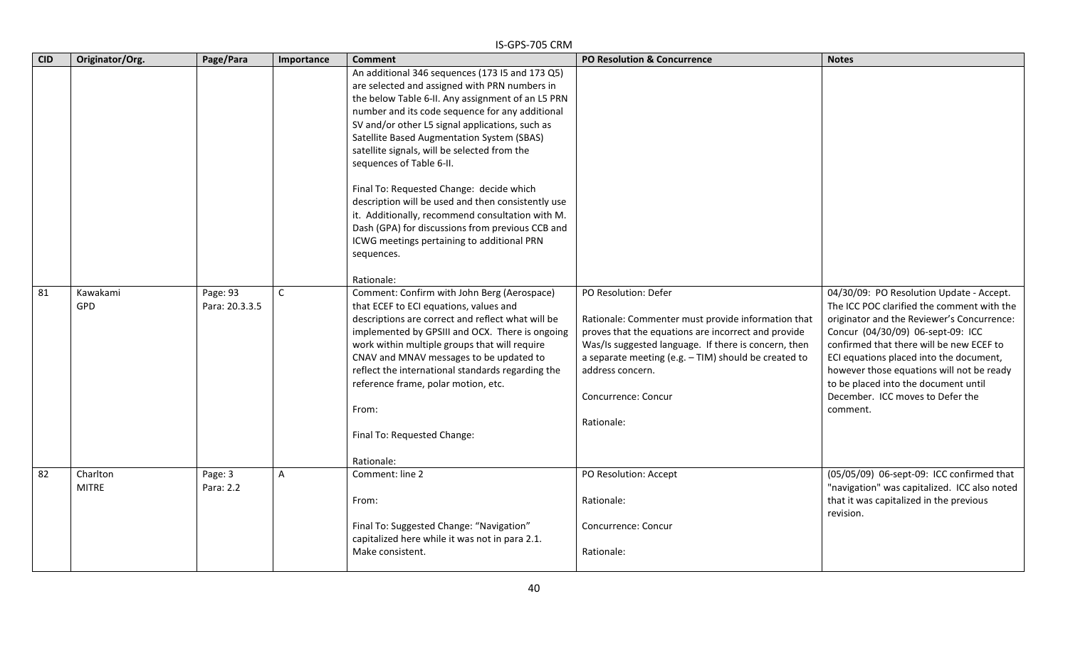| CID | Originator/Org. | Page/Para | Importance | Comment | PO Resolution & Concurrence | Notes |
|---|---|---|---|---|---|---|
| | | | | An additional 346 sequences (173 I5 and 173 Q5) are selected and assigned with PRN numbers in the below Table 6-II. Any assignment of an L5 PRN number and its code sequence for any additional SV and/or other L5 signal applications, such as Satellite Based Augmentation System (SBAS) satellite signals, will be selected from the sequences of Table 6-II.<br><br>Final To: Requested Change: decide which description will be used and then consistently use it. Additionally, recommend consultation with M. Dash (GPA) for discussions from previous CCB and ICWG meetings pertaining to additional PRN sequences.<br><br>Rationale: | | |
| 81 | Kawakami<br>GPD | Page: 93<br>Para: 20.3.3.5 | C | Comment: Confirm with John Berg (Aerospace) that ECEF to ECI equations, values and descriptions are correct and reflect what will be implemented by GPSIII and OCX. There is ongoing work within multiple groups that will require CNAV and MNAV messages to be updated to reflect the international standards regarding the reference frame, polar motion, etc.<br><br>From:<br><br>Final To: Requested Change:<br><br>Rationale: | PO Resolution: Defer<br><br>Rationale: Commenter must provide information that proves that the equations are incorrect and provide Was/Is suggested language. If there is concern, then a separate meeting (e.g. – TIM) should be created to address concern.<br><br>Concurrence: Concur<br><br>Rationale: | 04/30/09: PO Resolution Update - Accept. The ICC POC clarified the comment with the originator and the Reviewer's Concurrence: Concur (04/30/09) 06-sept-09: ICC confirmed that there will be new ECEF to ECI equations placed into the document, however those equations will not be ready to be placed into the document until December. ICC moves to Defer the comment. |
| 82 | Charlton<br>MITRE | Page: 3<br>Para: 2.2 | A | Comment: line 2<br><br>From:<br><br>Final To: Suggested Change: "Navigation" capitalized here while it was not in para 2.1. Make consistent. | PO Resolution: Accept<br><br>Rationale:<br><br>Concurrence: Concur<br><br>Rationale: | (05/05/09) 06-sept-09: ICC confirmed that "navigation" was capitalized. ICC also noted that it was capitalized in the previous revision. |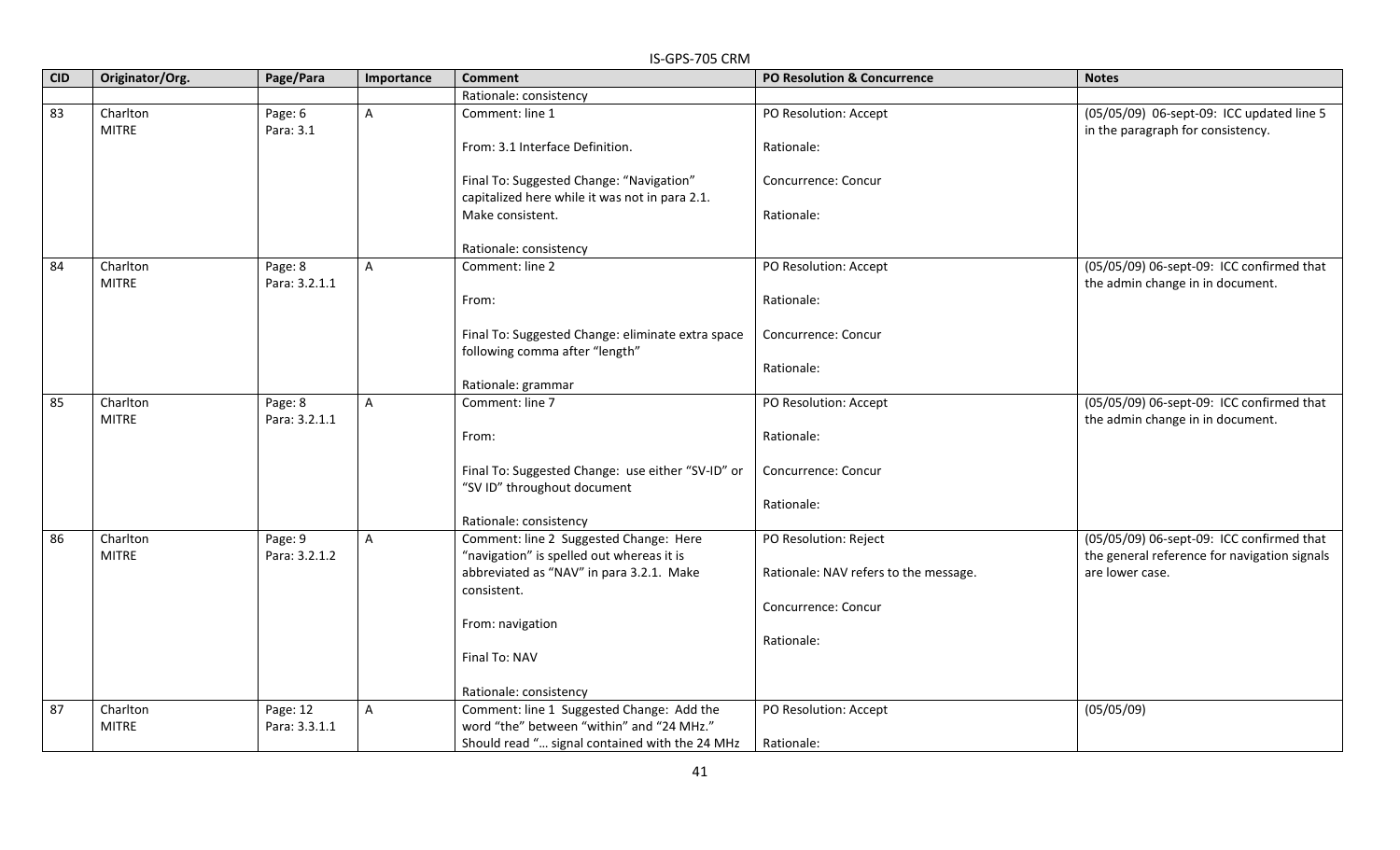| CID | Originator/Org. | Page/Para | Importance | Comment | PO Resolution & Concurrence | Notes |
|---|---|---|---|---|---|---|
| | | | | Rationale: consistency | | |
| 83 | Charlton MITRE | Page: 6 Para: 3.1 | A | Comment: line 1<br><br>From: 3.1 Interface Definition.<br><br>Final To: Suggested Change: "Navigation" capitalized here while it was not in para 2.1. Make consistent.<br><br>Rationale: consistency | PO Resolution: Accept<br><br>Rationale:<br><br>Concurrence: Concur<br><br>Rationale: | (05/05/09) 06-sept-09: ICC updated line 5 in the paragraph for consistency. |
| 84 | Charlton MITRE | Page: 8 Para: 3.2.1.1 | A | Comment: line 2<br><br>From:<br><br>Final To: Suggested Change: eliminate extra space following comma after "length"<br><br>Rationale: grammar | PO Resolution: Accept<br><br>Rationale:<br><br>Concurrence: Concur<br><br>Rationale: | (05/05/09) 06-sept-09: ICC confirmed that the admin change in in document. |
| 85 | Charlton MITRE | Page: 8 Para: 3.2.1.1 | A | Comment: line 7<br><br>From:<br><br>Final To: Suggested Change: use either "SV-ID" or "SV ID" throughout document<br><br>Rationale: consistency | PO Resolution: Accept<br><br>Rationale:<br><br>Concurrence: Concur<br><br>Rationale: | (05/05/09) 06-sept-09: ICC confirmed that the admin change in in document. |
| 86 | Charlton MITRE | Page: 9 Para: 3.2.1.2 | A | Comment: line 2 Suggested Change: Here "navigation" is spelled out whereas it is abbreviated as "NAV" in para 3.2.1. Make consistent.<br><br>From: navigation<br><br>Final To: NAV<br><br>Rationale: consistency | PO Resolution: Reject<br><br>Rationale: NAV refers to the message.<br><br>Concurrence: Concur<br><br>Rationale: | (05/05/09) 06-sept-09: ICC confirmed that the general reference for navigation signals are lower case. |
| 87 | Charlton MITRE | Page: 12 Para: 3.3.1.1 | A | Comment: line 1 Suggested Change: Add the word "the" between "within" and "24 MHz." Should read "… signal contained with the 24 MHz | PO Resolution: Accept<br><br>Rationale: | (05/05/09) |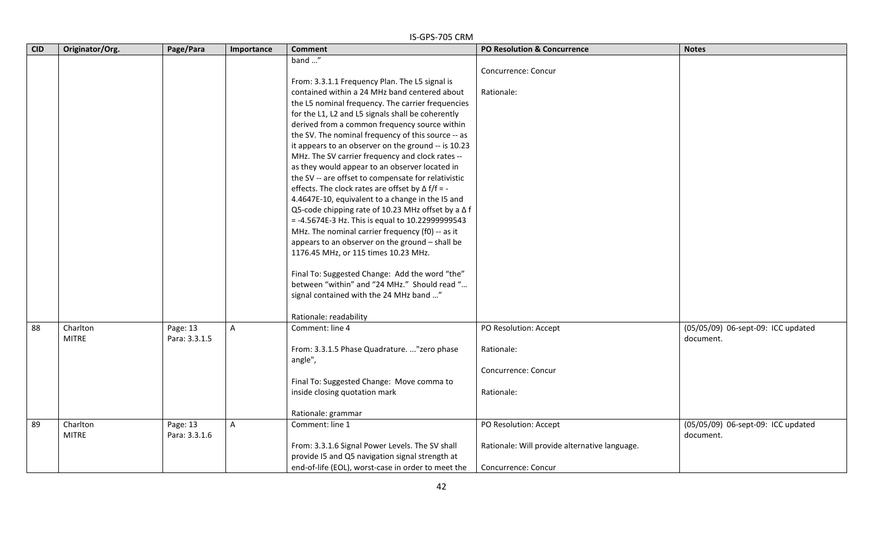| CID | Originator/Org. | Page/Para | Importance | Comment | PO Resolution & Concurrence | Notes |
|---|---|---|---|---|---|---|
| | | | | band …"<br><br>From: 3.3.1.1 Frequency Plan. The L5 signal is contained within a 24 MHz band centered about the L5 nominal frequency. The carrier frequencies for the L1, L2 and L5 signals shall be coherently derived from a common frequency source within the SV. The nominal frequency of this source -- as it appears to an observer on the ground -- is 10.23 MHz. The SV carrier frequency and clock rates -- as they would appear to an observer located in the SV -- are offset to compensate for relativistic effects. The clock rates are offset by $\Delta f/f = -4.4647E-10$, equivalent to a change in the I5 and Q5-code chipping rate of 10.23 MHz offset by a $\Delta f = -4.5674E-3$ Hz. This is equal to 10.22999999543 MHz. The nominal carrier frequency (f0) -- as it appears to an observer on the ground – shall be 1176.45 MHz, or 115 times 10.23 MHz.<br><br>Final To: Suggested Change: Add the word "the" between "within" and "24 MHz." Should read "… signal contained with the 24 MHz band …"<br><br>Rationale: readability | Concurrence: Concur<br><br>Rationale: | |
| 88 | Charlton<br>MITRE | Page: 13<br>Para: 3.3.1.5 | A | Comment: line 4<br><br>From: 3.3.1.5 Phase Quadrature. ..."zero phase angle",<br><br>Final To: Suggested Change: Move comma to inside closing quotation mark<br><br>Rationale: grammar | PO Resolution: Accept<br><br>Rationale:<br><br>Concurrence: Concur<br><br>Rationale: | (05/05/09) 06-sept-09: ICC updated document. |
| 89 | Charlton<br>MITRE | Page: 13<br>Para: 3.3.1.6 | A | Comment: line 1<br><br>From: 3.3.1.6 Signal Power Levels. The SV shall provide I5 and Q5 navigation signal strength at end-of-life (EOL), worst-case in order to meet the | PO Resolution: Accept<br><br>Rationale: Will provide alternative language.<br><br>Concurrence: Concur | (05/05/09) 06-sept-09: ICC updated document. |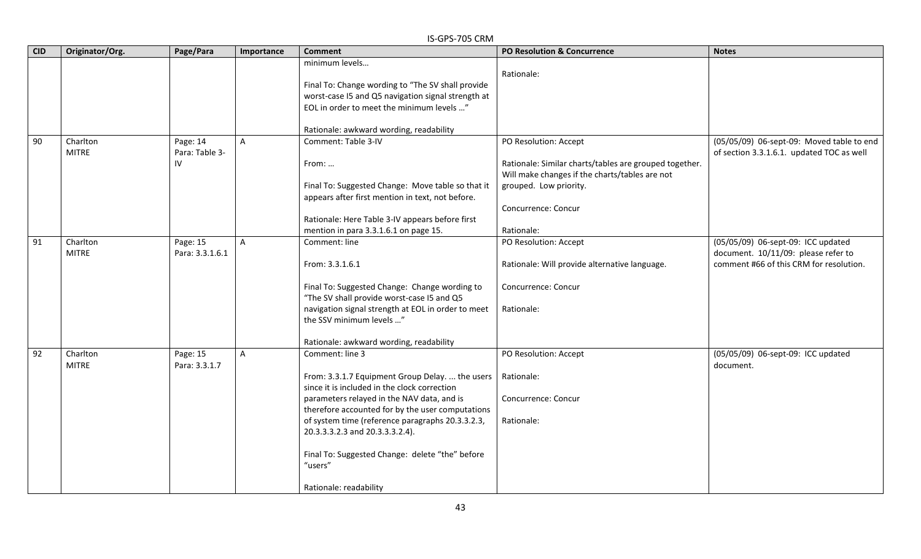| CID | Originator/Org. | Page/Para | Importance | Comment | PO Resolution & Concurrence | Notes |
|---|---|---|---|---|---|---|
| | | | | minimum levels…<br><br>Final To: Change wording to "The SV shall provide worst-case I5 and Q5 navigation signal strength at EOL in order to meet the minimum levels …"<br><br>Rationale: awkward wording, readability | Rationale: | |
| 90 | Charlton MITRE | Page: 14 Para: Table 3-IV | A | Comment: Table 3-IV<br><br>From: …<br><br>Final To: Suggested Change: Move table so that it appears after first mention in text, not before.<br><br>Rationale: Here Table 3-IV appears before first mention in para 3.3.1.6.1 on page 15. | PO Resolution: Accept<br><br>Rationale: Similar charts/tables are grouped together. Will make changes if the charts/tables are not grouped. Low priority.<br><br>Concurrence: Concur<br><br>Rationale: | (05/05/09) 06-sept-09: Moved table to end of section 3.3.1.6.1. updated TOC as well |
| 91 | Charlton MITRE | Page: 15 Para: 3.3.1.6.1 | A | Comment: line<br><br>From: 3.3.1.6.1<br><br>Final To: Suggested Change: Change wording to "The SV shall provide worst-case I5 and Q5 navigation signal strength at EOL in order to meet the SSV minimum levels …"<br><br>Rationale: awkward wording, readability | PO Resolution: Accept<br><br>Rationale: Will provide alternative language.<br><br>Concurrence: Concur<br><br>Rationale: | (05/05/09) 06-sept-09: ICC updated document. 10/11/09: please refer to comment #66 of this CRM for resolution. |
| 92 | Charlton MITRE | Page: 15 Para: 3.3.1.7 | A | Comment: line 3<br><br>From: 3.3.1.7 Equipment Group Delay. ... the users since it is included in the clock correction parameters relayed in the NAV data, and is therefore accounted for by the user computations of system time (reference paragraphs 20.3.3.2.3, 20.3.3.3.2.3 and 20.3.3.3.2.4).<br><br>Final To: Suggested Change: delete "the" before "users"<br><br>Rationale: readability | PO Resolution: Accept<br><br>Rationale:<br><br>Concurrence: Concur<br><br>Rationale: | (05/05/09) 06-sept-09: ICC updated document. |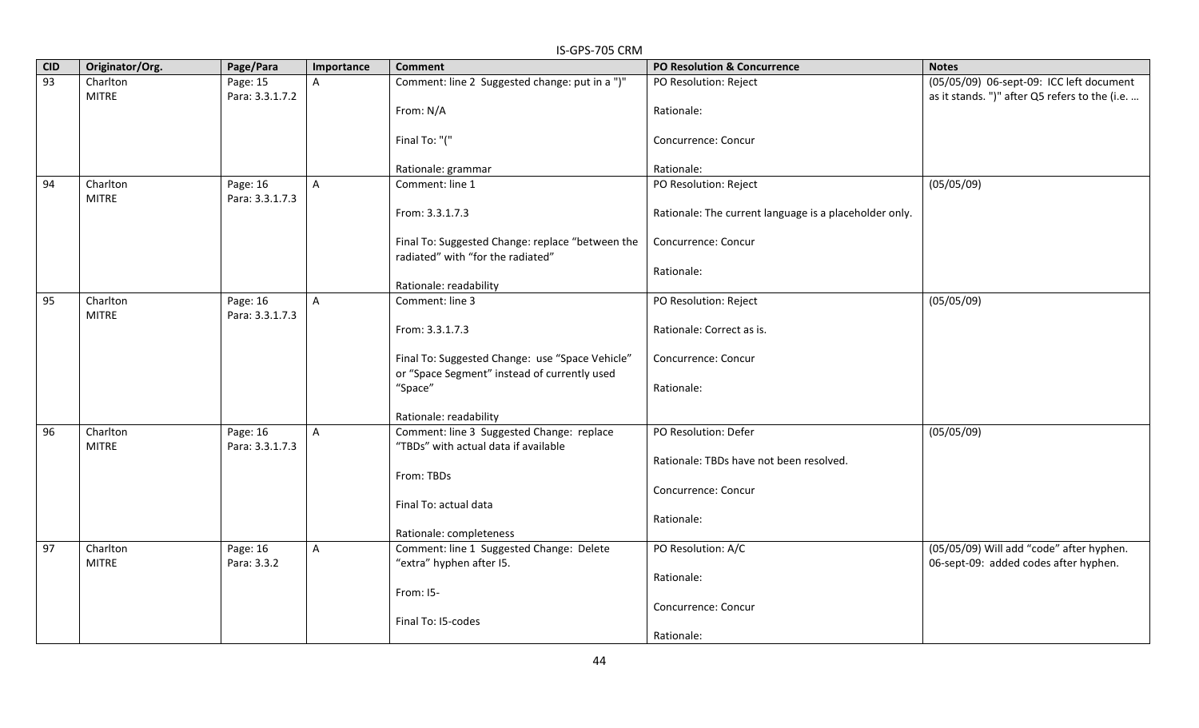IS-GPS-705 CRM

| CID | Originator/Org. | Page/Para | Importance | Comment | PO Resolution & Concurrence | Notes |
|---|---|---|---|---|---|---|
| 93 | Charlton MITRE | Page: 15 Para: 3.3.1.7.2 | A | Comment: line 2 Suggested change: put in a ")"<br><br>From: N/A<br><br>Final To: "("<br><br>Rationale: grammar | PO Resolution: Reject<br><br>Rationale:<br><br>Concurrence: Concur<br><br>Rationale: | (05/05/09) 06-sept-09: ICC left document as it stands. ")" after Q5 refers to the (i.e. … |
| 94 | Charlton MITRE | Page: 16 Para: 3.3.1.7.3 | A | Comment: line 1<br><br>From: 3.3.1.7.3<br><br>Final To: Suggested Change: replace "between the radiated" with "for the radiated"<br><br>Rationale: readability | PO Resolution: Reject<br><br>Rationale: The current language is a placeholder only.<br><br>Concurrence: Concur<br><br>Rationale: | (05/05/09) |
| 95 | Charlton MITRE | Page: 16 Para: 3.3.1.7.3 | A | Comment: line 3<br><br>From: 3.3.1.7.3<br><br>Final To: Suggested Change: use "Space Vehicle" or "Space Segment" instead of currently used "Space"<br><br>Rationale: readability | PO Resolution: Reject<br><br>Rationale: Correct as is.<br><br>Concurrence: Concur<br><br>Rationale: | (05/05/09) |
| 96 | Charlton MITRE | Page: 16 Para: 3.3.1.7.3 | A | Comment: line 3 Suggested Change: replace "TBDs" with actual data if available<br><br>From: TBDs<br><br>Final To: actual data<br><br>Rationale: completeness | PO Resolution: Defer<br><br>Rationale: TBDs have not been resolved.<br><br>Concurrence: Concur<br><br>Rationale: | (05/05/09) |
| 97 | Charlton MITRE | Page: 16 Para: 3.3.2 | A | Comment: line 1 Suggested Change: Delete "extra" hyphen after I5.<br><br>From: I5-<br><br>Final To: I5-codes | PO Resolution: A/C<br><br>Rationale:<br><br>Concurrence: Concur<br><br>Rationale: | (05/05/09) Will add "code" after hyphen. 06-sept-09: added codes after hyphen. |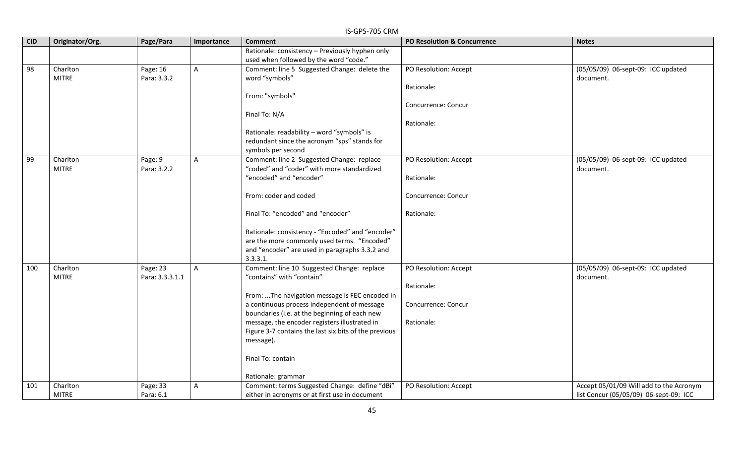| CID | Originator/Org. | Page/Para | Importance | Comment | PO Resolution & Concurrence | Notes |
|---|---|---|---|---|---|---|
| | | | | Rationale: consistency – Previously hyphen only used when followed by the word "code." | | |
| 98 | Charlton MITRE | Page: 16 Para: 3.3.2 | A | Comment: line 5 Suggested Change: delete the word "symbols"<br><br>From: "symbols"<br><br>Final To: N/A<br><br>Rationale: readability – word "symbols" is redundant since the acronym "sps" stands for symbols per second | PO Resolution: Accept<br><br>Rationale:<br><br>Concurrence: Concur<br><br>Rationale: | (05/05/09) 06-sept-09: ICC updated document. |
| 99 | Charlton MITRE | Page: 9 Para: 3.2.2 | A | Comment: line 2 Suggested Change: replace "coded" and "coder" with more standardized "encoded" and "encoder"<br><br>From: coder and coded<br><br>Final To: "encoded" and "encoder"<br><br>Rationale: consistency - "Encoded" and "encoder" are the more commonly used terms. "Encoded" and "encoder" are used in paragraphs 3.3.2 and 3.3.3.1. | PO Resolution: Accept<br><br>Rationale:<br><br>Concurrence: Concur<br><br>Rationale: | (05/05/09) 06-sept-09: ICC updated document. |
| 100 | Charlton MITRE | Page: 23 Para: 3.3.3.1.1 | A | Comment: line 10 Suggested Change: replace "contains" with "contain"<br><br>From: ...The navigation message is FEC encoded in a continuous process independent of message boundaries (i.e. at the beginning of each new message, the encoder registers illustrated in Figure 3-7 contains the last six bits of the previous message).<br><br>Final To: contain<br><br>Rationale: grammar | PO Resolution: Accept<br><br>Rationale:<br><br>Concurrence: Concur<br><br>Rationale: | (05/05/09) 06-sept-09: ICC updated document. |
| 101 | Charlton MITRE | Page: 33 Para: 6.1 | A | Comment: terms Suggested Change: define "dBi" either in acronyms or at first use in document | PO Resolution: Accept | Accept 05/01/09 Will add to the Acronym list Concur (05/05/09) 06-sept-09: ICC |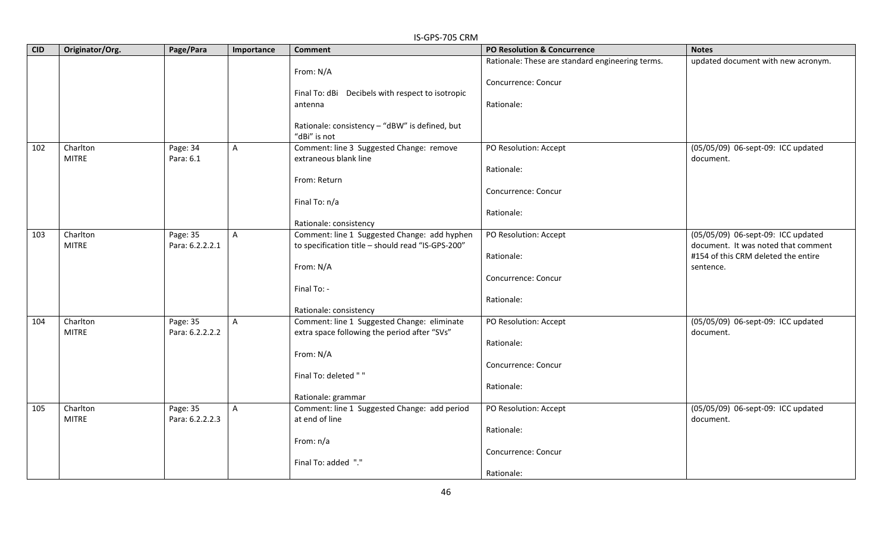| CID | Originator/Org. | Page/Para | Importance | Comment | PO Resolution & Concurrence | Notes |
|---|---|---|---|---|---|---|
| | | | | From: N/A<br><br>Final To: dBi Decibels with respect to isotropic antenna<br><br>Rationale: consistency – "dBW" is defined, but "dBi" is not | Rationale: These are standard engineering terms.<br><br>Concurrence: Concur<br><br>Rationale: | updated document with new acronym. |
| 102 | Charlton<br>MITRE | Page: 34<br>Para: 6.1 | A | Comment: line 3 Suggested Change: remove extraneous blank line<br><br>From: Return<br><br>Final To: n/a<br><br>Rationale: consistency | PO Resolution: Accept<br><br>Rationale:<br><br>Concurrence: Concur<br><br>Rationale: | (05/05/09) 06-sept-09: ICC updated document. |
| 103 | Charlton<br>MITRE | Page: 35<br>Para: 6.2.2.2.1 | A | Comment: line 1 Suggested Change: add hyphen to specification title – should read "IS-GPS-200"<br><br>From: N/A<br><br>Final To: -<br><br>Rationale: consistency | PO Resolution: Accept<br><br>Rationale:<br><br>Concurrence: Concur<br><br>Rationale: | (05/05/09) 06-sept-09: ICC updated document. It was noted that comment #154 of this CRM deleted the entire sentence. |
| 104 | Charlton<br>MITRE | Page: 35<br>Para: 6.2.2.2.2 | A | Comment: line 1 Suggested Change: eliminate extra space following the period after "SVs"<br><br>From: N/A<br><br>Final To: deleted " "<br><br>Rationale: grammar | PO Resolution: Accept<br><br>Rationale:<br><br>Concurrence: Concur<br><br>Rationale: | (05/05/09) 06-sept-09: ICC updated document. |
| 105 | Charlton<br>MITRE | Page: 35<br>Para: 6.2.2.2.3 | A | Comment: line 1 Suggested Change: add period at end of line<br><br>From: n/a<br><br>Final To: added "." | PO Resolution: Accept<br><br>Rationale:<br><br>Concurrence: Concur<br><br>Rationale: | (05/05/09) 06-sept-09: ICC updated document. |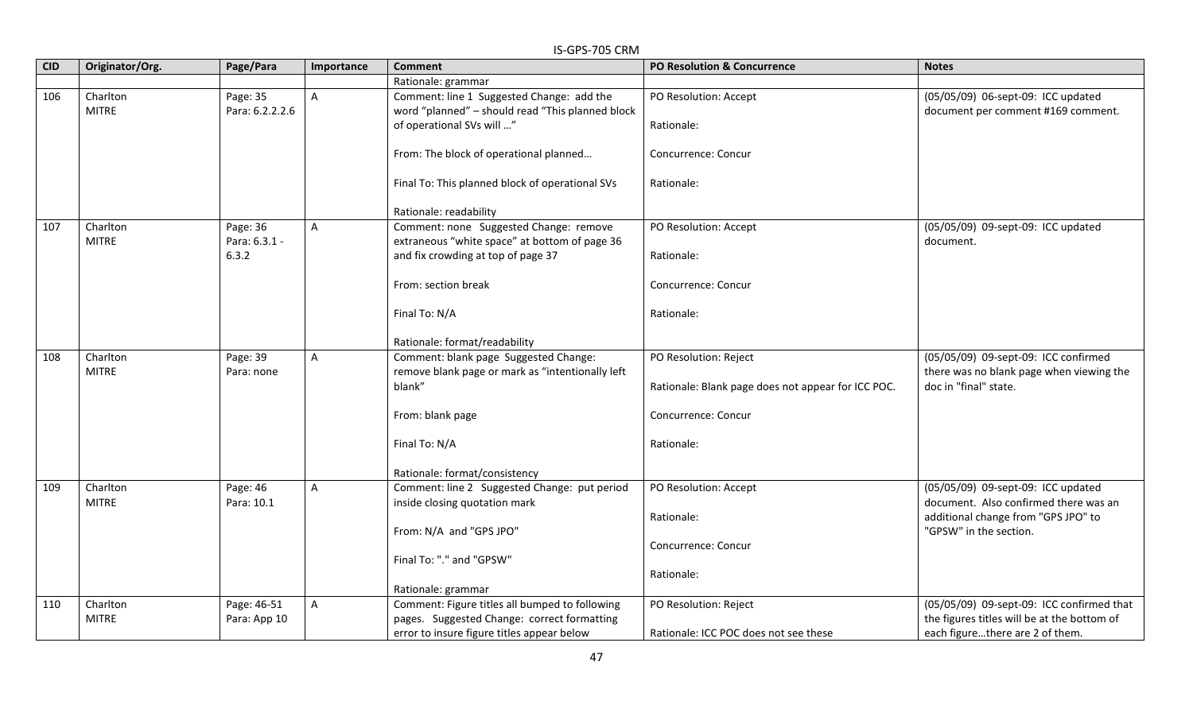| CID | Originator/Org. | Page/Para | Importance | Comment | PO Resolution & Concurrence | Notes |
|---|---|---|---|---|---|---|
| | | | | Rationale: grammar | | |
| 106 | Charlton MITRE | Page: 35 Para: 6.2.2.2.6 | A | Comment: line 1 Suggested Change: add the word "planned" – should read "This planned block of operational SVs will …"<br><br>From: The block of operational planned…<br><br>Final To: This planned block of operational SVs<br><br>Rationale: readability | PO Resolution: Accept<br><br>Rationale:<br><br>Concurrence: Concur<br><br>Rationale: | (05/05/09) 06-sept-09: ICC updated document per comment #169 comment. |
| 107 | Charlton MITRE | Page: 36 Para: 6.3.1 - 6.3.2 | A | Comment: none Suggested Change: remove extraneous "white space" at bottom of page 36 and fix crowding at top of page 37<br><br>From: section break<br><br>Final To: N/A<br><br>Rationale: format/readability | PO Resolution: Accept<br><br>Rationale:<br><br>Concurrence: Concur<br><br>Rationale: | (05/05/09) 09-sept-09: ICC updated document. |
| 108 | Charlton MITRE | Page: 39 Para: none | A | Comment: blank page Suggested Change: remove blank page or mark as "intentionally left blank"<br><br>From: blank page<br><br>Final To: N/A<br><br>Rationale: format/consistency | PO Resolution: Reject<br><br>Rationale: Blank page does not appear for ICC POC.<br><br>Concurrence: Concur<br><br>Rationale: | (05/05/09) 09-sept-09: ICC confirmed there was no blank page when viewing the doc in "final" state. |
| 109 | Charlton MITRE | Page: 46 Para: 10.1 | A | Comment: line 2 Suggested Change: put period inside closing quotation mark<br><br>From: N/A and "GPS JPO"<br><br>Final To: "." and "GPSW"<br><br>Rationale: grammar | PO Resolution: Accept<br><br>Rationale:<br><br>Concurrence: Concur<br><br>Rationale: | (05/05/09) 09-sept-09: ICC updated document. Also confirmed there was an additional change from "GPS JPO" to "GPSW" in the section. |
| 110 | Charlton MITRE | Page: 46-51 Para: App 10 | A | Comment: Figure titles all bumped to following pages. Suggested Change: correct formatting error to insure figure titles appear below | PO Resolution: Reject<br><br>Rationale: ICC POC does not see these | (05/05/09) 09-sept-09: ICC confirmed that the figures titles will be at the bottom of each figure…there are 2 of them. |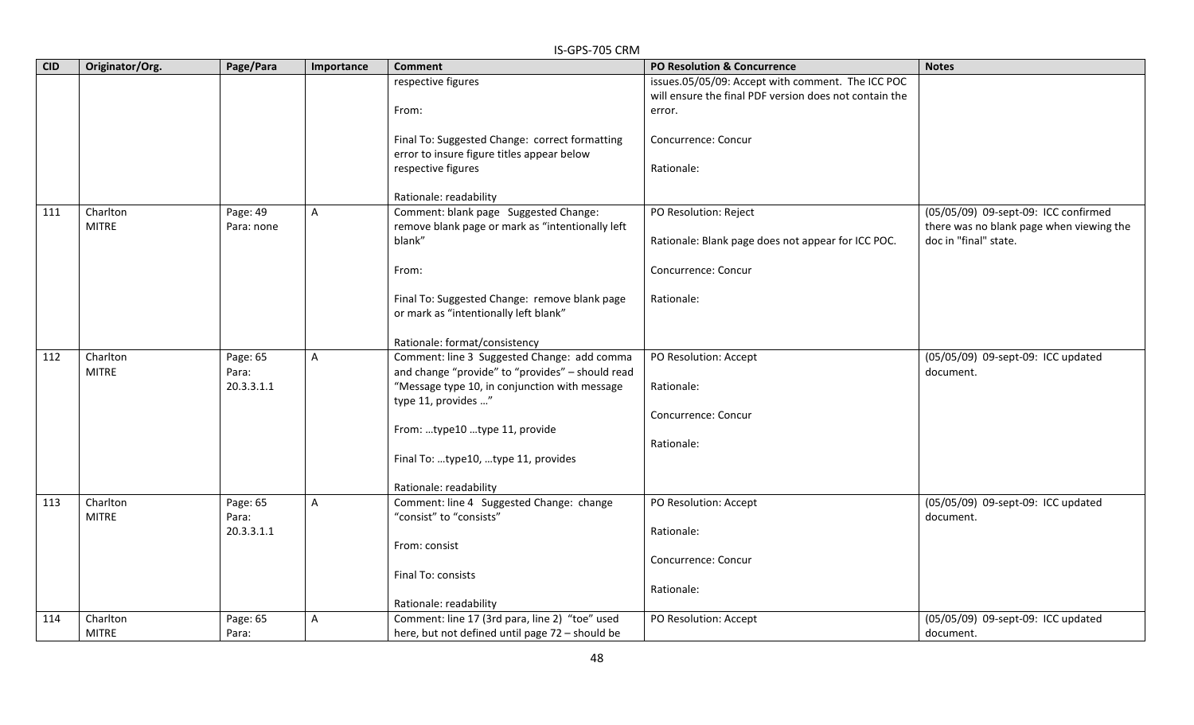| CID | Originator/Org. | Page/Para | Importance | Comment | PO Resolution & Concurrence | Notes |
|---|---|---|---|---|---|---|
| | | | | respective figures<br><br>From:<br><br>Final To: Suggested Change: correct formatting error to insure figure titles appear below respective figures<br><br>Rationale: readability | issues.05/05/09: Accept with comment. The ICC POC will ensure the final PDF version does not contain the error.<br><br>Concurrence: Concur<br><br>Rationale: | |
| 111 | Charlton<br>MITRE | Page: 49<br>Para: none | A | Comment: blank page Suggested Change: remove blank page or mark as “intentionally left blank”<br><br>From:<br><br>Final To: Suggested Change: remove blank page or mark as “intentionally left blank”<br><br>Rationale: format/consistency | PO Resolution: Reject<br><br>Rationale: Blank page does not appear for ICC POC.<br><br>Concurrence: Concur<br><br>Rationale: | (05/05/09) 09-sept-09: ICC confirmed there was no blank page when viewing the doc in "final" state. |
| 112 | Charlton<br>MITRE | Page: 65<br>Para: 20.3.3.1.1 | A | Comment: line 3 Suggested Change: add comma and change “provide” to “provides” – should read “Message type 10, in conjunction with message type 11, provides …”<br><br>From: …type10 …type 11, provide<br><br>Final To: …type10, …type 11, provides<br><br>Rationale: readability | PO Resolution: Accept<br><br>Rationale:<br><br>Concurrence: Concur<br><br>Rationale: | (05/05/09) 09-sept-09: ICC updated document. |
| 113 | Charlton<br>MITRE | Page: 65<br>Para: 20.3.3.1.1 | A | Comment: line 4 Suggested Change: change “consist” to “consists”<br><br>From: consist<br><br>Final To: consists<br><br>Rationale: readability | PO Resolution: Accept<br><br>Rationale:<br><br>Concurrence: Concur<br><br>Rationale: | (05/05/09) 09-sept-09: ICC updated document. |
| 114 | Charlton<br>MITRE | Page: 65<br>Para: | A | Comment: line 17 (3rd para, line 2) “toe” used here, but not defined until page 72 – should be | PO Resolution: Accept | (05/05/09) 09-sept-09: ICC updated document. |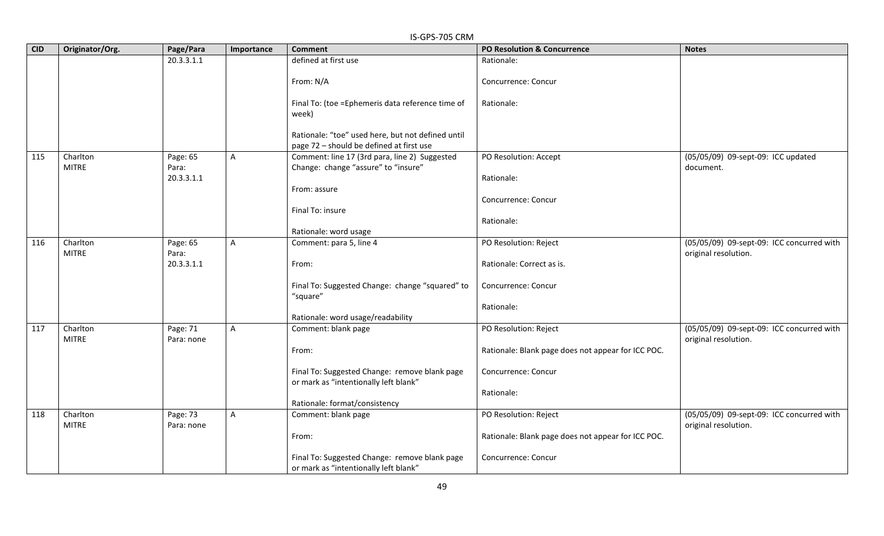| CID | Originator/Org. | Page/Para | Importance | Comment | PO Resolution & Concurrence | Notes |
|---|---|---|---|---|---|---|
| | | 20.3.3.1.1 | | defined at first use<br><br>From: N/A<br><br>Final To: (toe =Ephemeris data reference time of week)<br><br>Rationale: "toe" used here, but not defined until page 72 – should be defined at first use | Rationale:<br><br>Concurrence: Concur<br><br>Rationale: | |
| 115 | Charlton MITRE | Page: 65 Para: 20.3.3.1.1 | A | Comment: line 17 (3rd para, line 2) Suggested Change: change "assure" to "insure"<br><br>From: assure<br><br>Final To: insure<br><br>Rationale: word usage | PO Resolution: Accept<br><br>Rationale:<br><br>Concurrence: Concur<br><br>Rationale: | (05/05/09) 09-sept-09: ICC updated document. |
| 116 | Charlton MITRE | Page: 65 Para: 20.3.3.1.1 | A | Comment: para 5, line 4<br><br>From:<br><br>Final To: Suggested Change: change "squared" to "square"<br><br>Rationale: word usage/readability | PO Resolution: Reject<br><br>Rationale: Correct as is.<br><br>Concurrence: Concur<br><br>Rationale: | (05/05/09) 09-sept-09: ICC concurred with original resolution. |
| 117 | Charlton MITRE | Page: 71 Para: none | A | Comment: blank page<br><br>From:<br><br>Final To: Suggested Change: remove blank page or mark as "intentionally left blank"<br><br>Rationale: format/consistency | PO Resolution: Reject<br><br>Rationale: Blank page does not appear for ICC POC.<br><br>Concurrence: Concur<br><br>Rationale: | (05/05/09) 09-sept-09: ICC concurred with original resolution. |
| 118 | Charlton MITRE | Page: 73 Para: none | A | Comment: blank page<br><br>From:<br><br>Final To: Suggested Change: remove blank page or mark as "intentionally left blank" | PO Resolution: Reject<br><br>Rationale: Blank page does not appear for ICC POC.<br><br>Concurrence: Concur | (05/05/09) 09-sept-09: ICC concurred with original resolution. |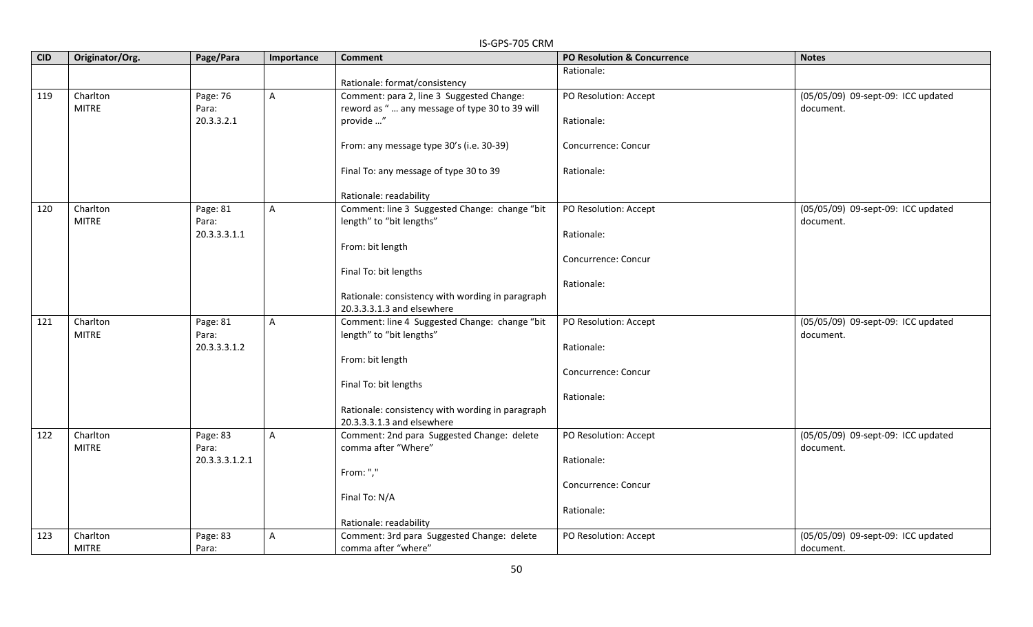| CID | Originator/Org. | Page/Para | Importance | Comment | PO Resolution & Concurrence | Notes |
|---|---|---|---|---|---|---|
| | | | | Rationale: format/consistency | Rationale: | |
| 119 | Charlton MITRE | Page: 76 Para: 20.3.3.2.1 | A | Comment: para 2, line 3 Suggested Change: reword as " … any message of type 30 to 39 will provide …"<br><br>From: any message type 30's (i.e. 30-39)<br><br>Final To: any message of type 30 to 39<br><br>Rationale: readability | PO Resolution: Accept<br><br>Rationale:<br><br>Concurrence: Concur<br><br>Rationale: | (05/05/09) 09-sept-09: ICC updated document. |
| 120 | Charlton MITRE | Page: 81 Para: 20.3.3.3.1.1 | A | Comment: line 3 Suggested Change: change "bit length" to "bit lengths"<br><br>From: bit length<br><br>Final To: bit lengths<br><br>Rationale: consistency with wording in paragraph 20.3.3.3.1.3 and elsewhere | PO Resolution: Accept<br><br>Rationale:<br><br>Concurrence: Concur<br><br>Rationale: | (05/05/09) 09-sept-09: ICC updated document. |
| 121 | Charlton MITRE | Page: 81 Para: 20.3.3.3.1.2 | A | Comment: line 4 Suggested Change: change "bit length" to "bit lengths"<br><br>From: bit length<br><br>Final To: bit lengths<br><br>Rationale: consistency with wording in paragraph 20.3.3.3.1.3 and elsewhere | PO Resolution: Accept<br><br>Rationale:<br><br>Concurrence: Concur<br><br>Rationale: | (05/05/09) 09-sept-09: ICC updated document. |
| 122 | Charlton MITRE | Page: 83 Para: 20.3.3.3.1.2.1 | A | Comment: 2nd para Suggested Change: delete comma after "Where"<br><br>From: ","<br><br>Final To: N/A<br><br>Rationale: readability | PO Resolution: Accept<br><br>Rationale:<br><br>Concurrence: Concur<br><br>Rationale: | (05/05/09) 09-sept-09: ICC updated document. |
| 123 | Charlton MITRE | Page: 83 Para: | A | Comment: 3rd para Suggested Change: delete comma after "where" | PO Resolution: Accept | (05/05/09) 09-sept-09: ICC updated document. |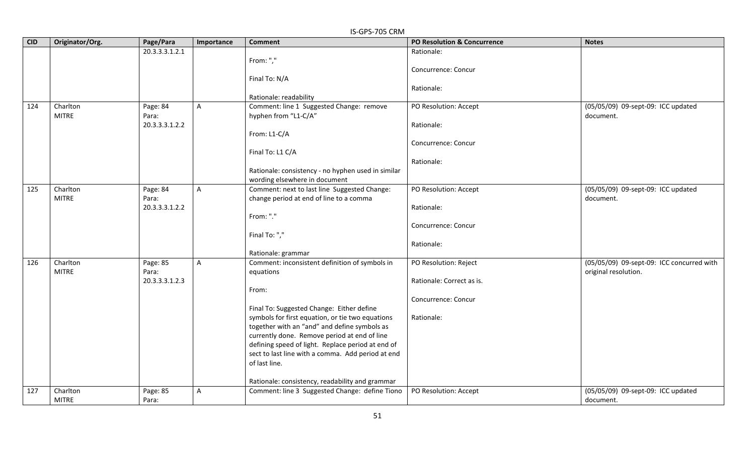| CID | Originator/Org. | Page/Para | Importance | Comment | PO Resolution & Concurrence | Notes |
|---|---|---|---|---|---|---|
| | | 20.3.3.3.1.2.1 | | From: ","<br><br>Final To: N/A<br><br>Rationale: readability | Rationale:<br><br>Concurrence: Concur<br><br>Rationale: | |
| 124 | Charlton MITRE | Page: 84 Para: 20.3.3.3.1.2.2 | A | Comment: line 1 Suggested Change: remove hyphen from "L1-C/A"<br><br>From: L1-C/A<br><br>Final To: L1 C/A<br><br>Rationale: consistency - no hyphen used in similar wording elsewhere in document | PO Resolution: Accept<br><br>Rationale:<br><br>Concurrence: Concur<br><br>Rationale: | (05/05/09) 09-sept-09: ICC updated document. |
| 125 | Charlton MITRE | Page: 84 Para: 20.3.3.3.1.2.2 | A | Comment: next to last line Suggested Change: change period at end of line to a comma<br><br>From: "."<br><br>Final To: ","<br><br>Rationale: grammar | PO Resolution: Accept<br><br>Rationale:<br><br>Concurrence: Concur<br><br>Rationale: | (05/05/09) 09-sept-09: ICC updated document. |
| 126 | Charlton MITRE | Page: 85 Para: 20.3.3.3.1.2.3 | A | Comment: inconsistent definition of symbols in equations<br><br>From:<br><br>Final To: Suggested Change: Either define symbols for first equation, or tie two equations together with an "and" and define symbols as currently done. Remove period at end of line defining speed of light. Replace period at end of sect to last line with a comma. Add period at end of last line.<br><br>Rationale: consistency, readability and grammar | PO Resolution: Reject<br><br>Rationale: Correct as is.<br><br>Concurrence: Concur<br><br>Rationale: | (05/05/09) 09-sept-09: ICC concurred with original resolution. |
| 127 | Charlton MITRE | Page: 85 Para: | A | Comment: line 3 Suggested Change: define Tiono | PO Resolution: Accept | (05/05/09) 09-sept-09: ICC updated document. |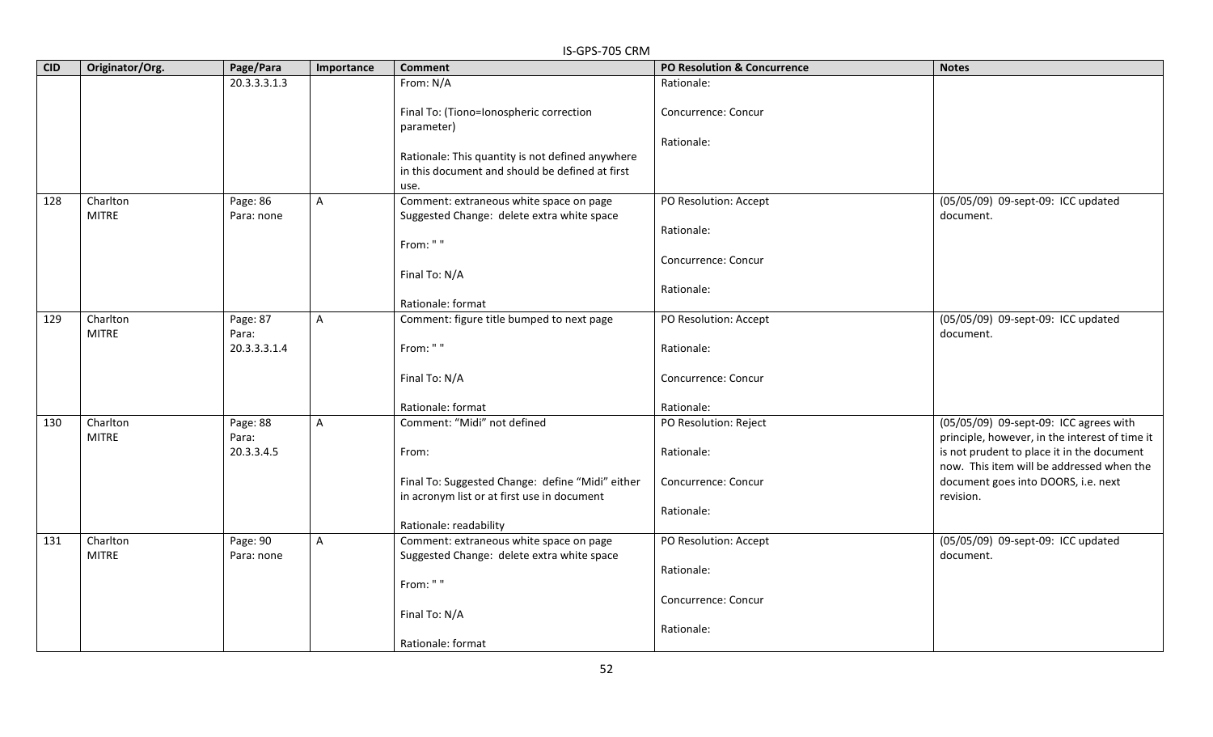| CID | Originator/Org. | Page/Para | Importance | Comment | PO Resolution & Concurrence | Notes |
|---|---|---|---|---|---|---|
| | | 20.3.3.3.1.3 | | From: N/A<br><br>Final To: (Tiono=Ionospheric correction parameter)<br><br>Rationale: This quantity is not defined anywhere in this document and should be defined at first use. | Rationale:<br><br>Concurrence: Concur<br><br>Rationale: | |
| 128 | Charlton<br>MITRE | Page: 86<br>Para: none | A | Comment: extraneous white space on page<br>Suggested Change: delete extra white space<br><br>From: " "<br><br>Final To: N/A<br><br>Rationale: format | PO Resolution: Accept<br><br>Rationale:<br><br>Concurrence: Concur<br><br>Rationale: | (05/05/09) 09-sept-09: ICC updated document. |
| 129 | Charlton<br>MITRE | Page: 87<br>Para:<br>20.3.3.3.1.4 | A | Comment: figure title bumped to next page<br><br>From: " "<br><br>Final To: N/A<br><br>Rationale: format | PO Resolution: Accept<br><br>Rationale:<br><br>Concurrence: Concur<br><br>Rationale: | (05/05/09) 09-sept-09: ICC updated document. |
| 130 | Charlton<br>MITRE | Page: 88<br>Para:<br>20.3.3.4.5 | A | Comment: "Midi" not defined<br><br>From:<br><br>Final To: Suggested Change: define "Midi" either in acronym list or at first use in document<br><br>Rationale: readability | PO Resolution: Reject<br><br>Rationale:<br><br>Concurrence: Concur<br><br>Rationale: | (05/05/09) 09-sept-09: ICC agrees with principle, however, in the interest of time it is not prudent to place it in the document now. This item will be addressed when the document goes into DOORS, i.e. next revision. |
| 131 | Charlton<br>MITRE | Page: 90<br>Para: none | A | Comment: extraneous white space on page<br>Suggested Change: delete extra white space<br><br>From: " "<br><br>Final To: N/A<br><br>Rationale: format | PO Resolution: Accept<br><br>Rationale:<br><br>Concurrence: Concur<br><br>Rationale: | (05/05/09) 09-sept-09: ICC updated document. |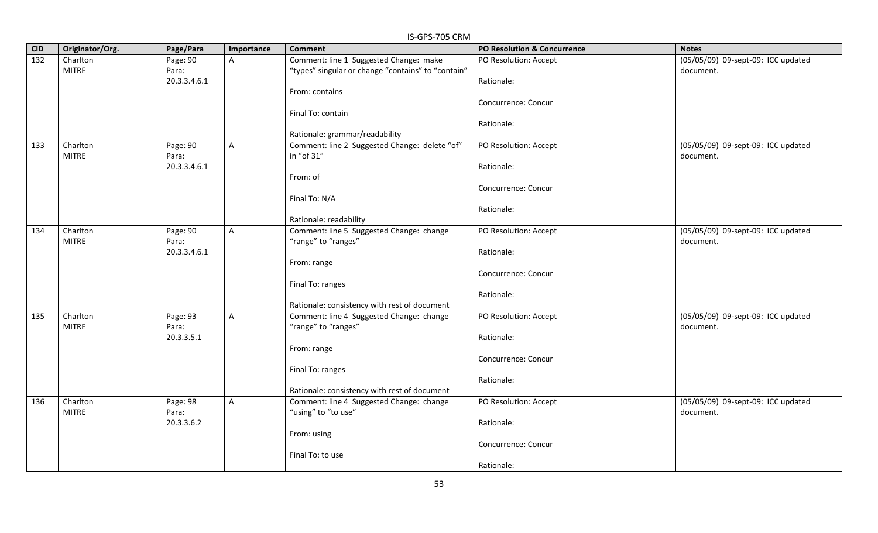| CID | Originator/Org. | Page/Para | Importance | Comment | PO Resolution & Concurrence | Notes |
|---|---|---|---|---|---|---|
| 132 | Charlton MITRE | Page: 90 Para: 20.3.3.4.6.1 | A | Comment: line 1 Suggested Change: make “types” singular or change “contains” to “contain”<br><br>From: contains<br><br>Final To: contain<br><br>Rationale: grammar/readability | PO Resolution: Accept<br><br>Rationale:<br><br>Concurrence: Concur<br><br>Rationale: | (05/05/09) 09-sept-09: ICC updated document. |
| 133 | Charlton MITRE | Page: 90 Para: 20.3.3.4.6.1 | A | Comment: line 2 Suggested Change: delete “of” in “of 31”<br><br>From: of<br><br>Final To: N/A<br><br>Rationale: readability | PO Resolution: Accept<br><br>Rationale:<br><br>Concurrence: Concur<br><br>Rationale: | (05/05/09) 09-sept-09: ICC updated document. |
| 134 | Charlton MITRE | Page: 90 Para: 20.3.3.4.6.1 | A | Comment: line 5 Suggested Change: change “range” to “ranges”<br><br>From: range<br><br>Final To: ranges<br><br>Rationale: consistency with rest of document | PO Resolution: Accept<br><br>Rationale:<br><br>Concurrence: Concur<br><br>Rationale: | (05/05/09) 09-sept-09: ICC updated document. |
| 135 | Charlton MITRE | Page: 93 Para: 20.3.3.5.1 | A | Comment: line 4 Suggested Change: change “range” to “ranges”<br><br>From: range<br><br>Final To: ranges<br><br>Rationale: consistency with rest of document | PO Resolution: Accept<br><br>Rationale:<br><br>Concurrence: Concur<br><br>Rationale: | (05/05/09) 09-sept-09: ICC updated document. |
| 136 | Charlton MITRE | Page: 98 Para: 20.3.3.6.2 | A | Comment: line 4 Suggested Change: change “using” to “to use”<br><br>From: using<br><br>Final To: to use | PO Resolution: Accept<br><br>Rationale:<br><br>Concurrence: Concur<br><br>Rationale: | (05/05/09) 09-sept-09: ICC updated document. |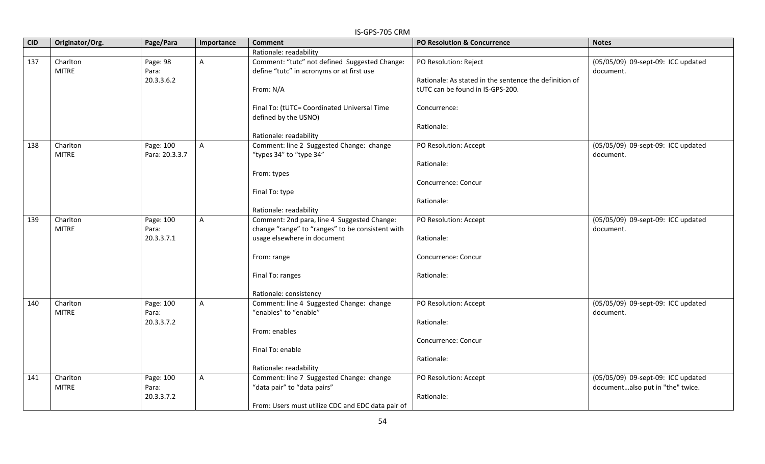| CID | Originator/Org. | Page/Para | Importance | Comment | PO Resolution & Concurrence | Notes |
|---|---|---|---|---|---|---|
| | | | | Rationale: readability | | |
| 137 | Charlton MITRE | Page: 98 Para: 20.3.3.6.2 | A | Comment: "tutc" not defined Suggested Change: define "tutc" in acronyms or at first use<br><br>From: N/A<br><br>Final To: (tUTC= Coordinated Universal Time defined by the USNO)<br><br>Rationale: readability | PO Resolution: Reject<br><br>Rationale: As stated in the sentence the definition of tUTC can be found in IS-GPS-200.<br><br>Concurrence:<br><br>Rationale: | (05/05/09) 09-sept-09: ICC updated document. |
| 138 | Charlton MITRE | Page: 100 Para: 20.3.3.7 | A | Comment: line 2 Suggested Change: change "types 34" to "type 34"<br><br>From: types<br><br>Final To: type<br><br>Rationale: readability | PO Resolution: Accept<br><br>Rationale:<br><br>Concurrence: Concur<br><br>Rationale: | (05/05/09) 09-sept-09: ICC updated document. |
| 139 | Charlton MITRE | Page: 100 Para: 20.3.3.7.1 | A | Comment: 2nd para, line 4 Suggested Change: change "range" to "ranges" to be consistent with usage elsewhere in document<br><br>From: range<br><br>Final To: ranges<br><br>Rationale: consistency | PO Resolution: Accept<br><br>Rationale:<br><br>Concurrence: Concur<br><br>Rationale: | (05/05/09) 09-sept-09: ICC updated document. |
| 140 | Charlton MITRE | Page: 100 Para: 20.3.3.7.2 | A | Comment: line 4 Suggested Change: change "enables" to "enable"<br><br>From: enables<br><br>Final To: enable<br><br>Rationale: readability | PO Resolution: Accept<br><br>Rationale:<br><br>Concurrence: Concur<br><br>Rationale: | (05/05/09) 09-sept-09: ICC updated document. |
| 141 | Charlton MITRE | Page: 100 Para: 20.3.3.7.2 | A | Comment: line 7 Suggested Change: change "data pair" to "data pairs"<br><br>From: Users must utilize CDC and EDC data pair of | PO Resolution: Accept<br><br>Rationale: | (05/05/09) 09-sept-09: ICC updated document…also put in "the" twice. |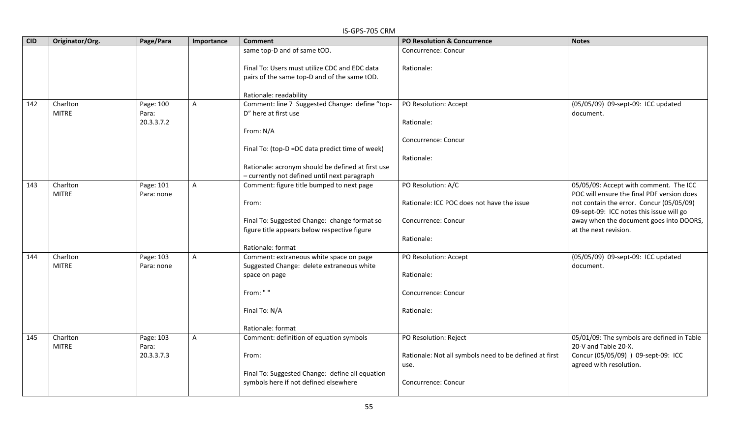| CID | Originator/Org. | Page/Para | Importance | Comment | PO Resolution & Concurrence | Notes |
|---|---|---|---|---|---|---|
| | | | | same top-D and of same tOD.<br><br>Final To: Users must utilize CDC and EDC data pairs of the same top-D and of the same tOD.<br><br>Rationale: readability | Concurrence: Concur<br><br>Rationale: | |
| 142 | Charlton MITRE | Page: 100 Para: 20.3.3.7.2 | A | Comment: line 7 Suggested Change: define "top-D" here at first use<br><br>From: N/A<br><br>Final To: (top-D =DC data predict time of week)<br><br>Rationale: acronym should be defined at first use – currently not defined until next paragraph | PO Resolution: Accept<br><br>Rationale:<br><br>Concurrence: Concur<br><br>Rationale: | (05/05/09) 09-sept-09: ICC updated document. |
| 143 | Charlton MITRE | Page: 101 Para: none | A | Comment: figure title bumped to next page<br><br>From:<br><br>Final To: Suggested Change: change format so figure title appears below respective figure<br><br>Rationale: format | PO Resolution: A/C<br><br>Rationale: ICC POC does not have the issue<br><br>Concurrence: Concur<br><br>Rationale: | 05/05/09: Accept with comment. The ICC POC will ensure the final PDF version does not contain the error. Concur (05/05/09) 09-sept-09: ICC notes this issue will go away when the document goes into DOORS, at the next revision. |
| 144 | Charlton MITRE | Page: 103 Para: none | A | Comment: extraneous white space on page Suggested Change: delete extraneous white space on page<br><br>From: " "<br><br>Final To: N/A<br><br>Rationale: format | PO Resolution: Accept<br><br>Rationale:<br><br>Concurrence: Concur<br><br>Rationale: | (05/05/09) 09-sept-09: ICC updated document. |
| 145 | Charlton MITRE | Page: 103 Para: 20.3.3.7.3 | A | Comment: definition of equation symbols<br><br>From:<br><br>Final To: Suggested Change: define all equation symbols here if not defined elsewhere | PO Resolution: Reject<br><br>Rationale: Not all symbols need to be defined at first use.<br><br>Concurrence: Concur | 05/01/09: The symbols are defined in Table 20-V and Table 20-X. Concur (05/05/09) ) 09-sept-09: ICC agreed with resolution. |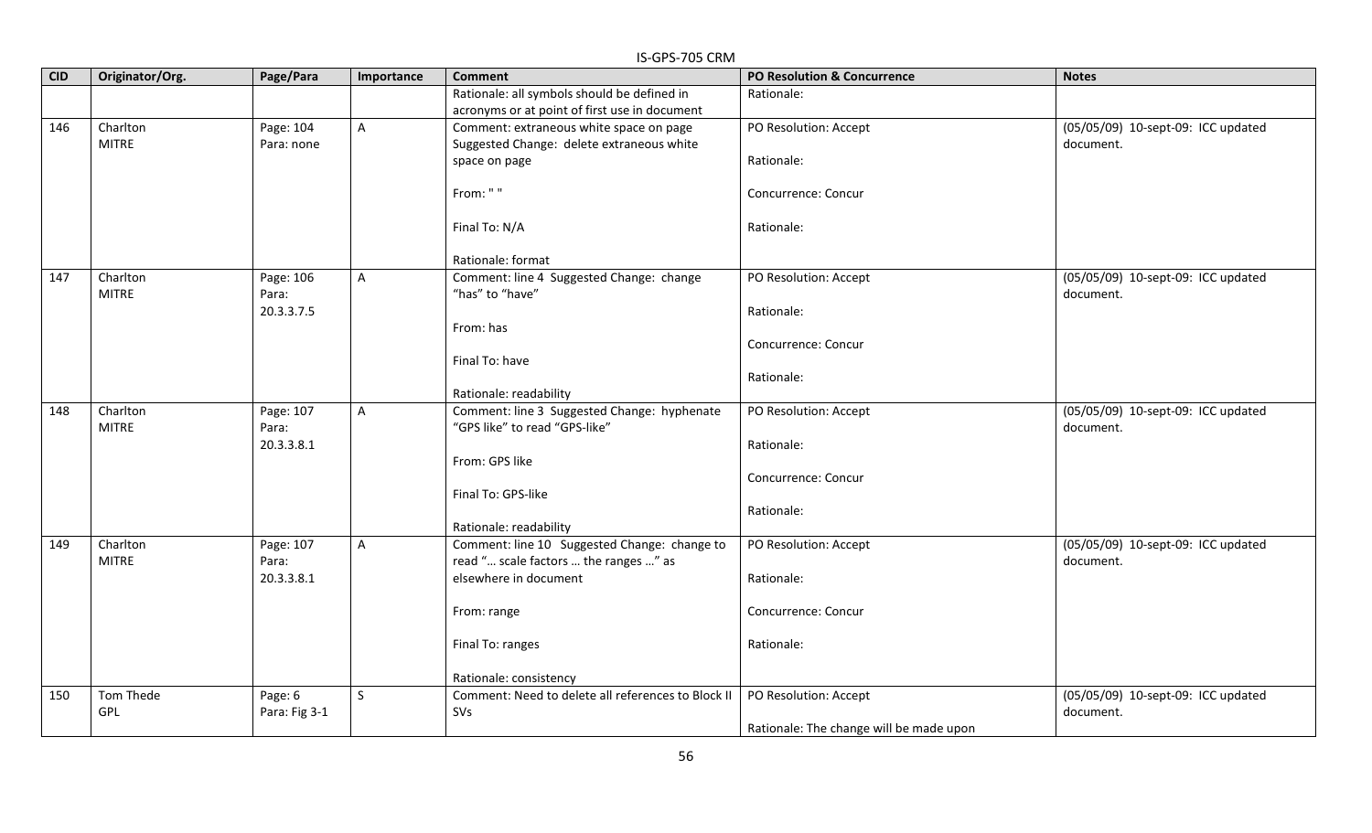| CID | Originator/Org. | Page/Para | Importance | Comment | PO Resolution & Concurrence | Notes |
|---|---|---|---|---|---|---|
| | | | | Rationale: all symbols should be defined in acronyms or at point of first use in document | Rationale: | |
| 146 | Charlton MITRE | Page: 104 Para: none | A | Comment: extraneous white space on page Suggested Change: delete extraneous white space on page<br><br>From: " "<br><br>Final To: N/A<br><br>Rationale: format | PO Resolution: Accept<br><br>Rationale:<br><br>Concurrence: Concur<br><br>Rationale: | (05/05/09) 10-sept-09: ICC updated document. |
| 147 | Charlton MITRE | Page: 106 Para: 20.3.3.7.5 | A | Comment: line 4 Suggested Change: change "has" to "have"<br><br>From: has<br><br>Final To: have<br><br>Rationale: readability | PO Resolution: Accept<br><br>Rationale:<br><br>Concurrence: Concur<br><br>Rationale: | (05/05/09) 10-sept-09: ICC updated document. |
| 148 | Charlton MITRE | Page: 107 Para: 20.3.3.8.1 | A | Comment: line 3 Suggested Change: hyphenate "GPS like" to read "GPS-like"<br><br>From: GPS like<br><br>Final To: GPS-like<br><br>Rationale: readability | PO Resolution: Accept<br><br>Rationale:<br><br>Concurrence: Concur<br><br>Rationale: | (05/05/09) 10-sept-09: ICC updated document. |
| 149 | Charlton MITRE | Page: 107 Para: 20.3.3.8.1 | A | Comment: line 10 Suggested Change: change to read "… scale factors … the ranges …" as elsewhere in document<br><br>From: range<br><br>Final To: ranges<br><br>Rationale: consistency | PO Resolution: Accept<br><br>Rationale:<br><br>Concurrence: Concur<br><br>Rationale: | (05/05/09) 10-sept-09: ICC updated document. |
| 150 | Tom Thede GPL | Page: 6 Para: Fig 3-1 | S | Comment: Need to delete all references to Block II SVs | PO Resolution: Accept<br><br>Rationale: The change will be made upon | (05/05/09) 10-sept-09: ICC updated document. |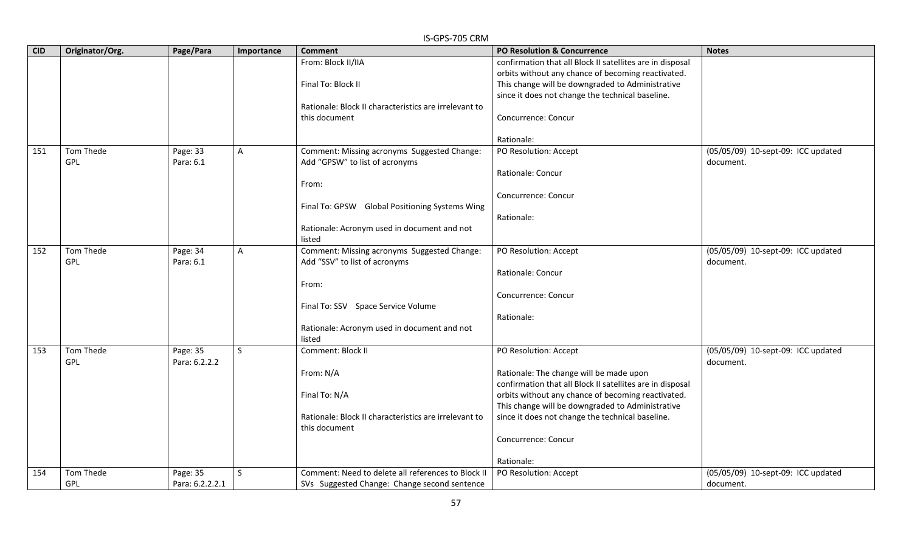| CID | Originator/Org. | Page/Para | Importance | Comment | PO Resolution & Concurrence | Notes |
|---|---|---|---|---|---|---|
| | | | | From: Block II/IIA<br><br>Final To: Block II<br><br>Rationale: Block II characteristics are irrelevant to this document | confirmation that all Block II satellites are in disposal orbits without any chance of becoming reactivated. This change will be downgraded to Administrative since it does not change the technical baseline.<br><br>Concurrence: Concur<br><br>Rationale: | |
| 151 | Tom Thede<br>GPL | Page: 33<br>Para: 6.1 | A | Comment: Missing acronyms Suggested Change: Add "GPSW" to list of acronyms<br><br>From:<br><br>Final To: GPSW Global Positioning Systems Wing<br><br>Rationale: Acronym used in document and not listed | PO Resolution: Accept<br><br>Rationale: Concur<br><br>Concurrence: Concur<br><br>Rationale: | (05/05/09) 10-sept-09: ICC updated document. |
| 152 | Tom Thede<br>GPL | Page: 34<br>Para: 6.1 | A | Comment: Missing acronyms Suggested Change: Add "SSV" to list of acronyms<br><br>From:<br><br>Final To: SSV Space Service Volume<br><br>Rationale: Acronym used in document and not listed | PO Resolution: Accept<br><br>Rationale: Concur<br><br>Concurrence: Concur<br><br>Rationale: | (05/05/09) 10-sept-09: ICC updated document. |
| 153 | Tom Thede<br>GPL | Page: 35<br>Para: 6.2.2.2 | S | Comment: Block II<br><br>From: N/A<br><br>Final To: N/A<br><br>Rationale: Block II characteristics are irrelevant to this document | PO Resolution: Accept<br><br>Rationale: The change will be made upon confirmation that all Block II satellites are in disposal orbits without any chance of becoming reactivated. This change will be downgraded to Administrative since it does not change the technical baseline.<br><br>Concurrence: Concur<br><br>Rationale: | (05/05/09) 10-sept-09: ICC updated document. |
| 154 | Tom Thede<br>GPL | Page: 35<br>Para: 6.2.2.2.1 | S | Comment: Need to delete all references to Block II SVs Suggested Change: Change second sentence | PO Resolution: Accept | (05/05/09) 10-sept-09: ICC updated document. |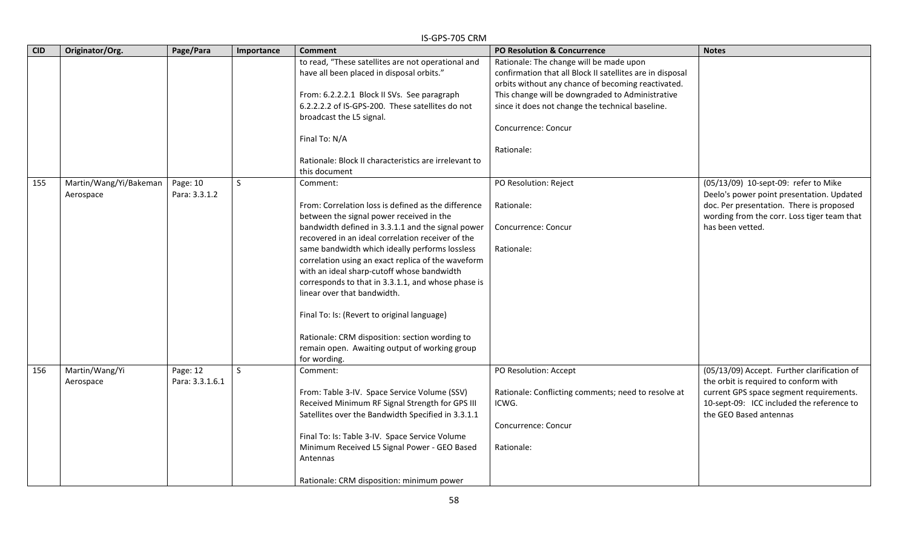| CID | Originator/Org. | Page/Para | Importance | Comment | PO Resolution & Concurrence | Notes |
|---|---|---|---|---|---|---|
| | | | | to read, "These satellites are not operational and have all been placed in disposal orbits."<br><br>From: 6.2.2.2.1 Block II SVs. See paragraph 6.2.2.2.2 of IS-GPS-200. These satellites do not broadcast the L5 signal.<br><br>Final To: N/A<br><br>Rationale: Block II characteristics are irrelevant to this document | Rationale: The change will be made upon confirmation that all Block II satellites are in disposal orbits without any chance of becoming reactivated. This change will be downgraded to Administrative since it does not change the technical baseline.<br><br>Concurrence: Concur<br><br>Rationale: | |
| 155 | Martin/Wang/Yi/Bakeman Aerospace | Page: 10 Para: 3.3.1.2 | S | Comment:<br><br>From: Correlation loss is defined as the difference between the signal power received in the bandwidth defined in 3.3.1.1 and the signal power recovered in an ideal correlation receiver of the same bandwidth which ideally performs lossless correlation using an exact replica of the waveform with an ideal sharp-cutoff whose bandwidth corresponds to that in 3.3.1.1, and whose phase is linear over that bandwidth.<br><br>Final To: Is: (Revert to original language)<br><br>Rationale: CRM disposition: section wording to remain open. Awaiting output of working group for wording. | PO Resolution: Reject<br><br>Rationale:<br><br>Concurrence: Concur<br><br>Rationale: | (05/13/09) 10-sept-09: refer to Mike Deelo's power point presentation. Updated doc. Per presentation. There is proposed wording from the corr. Loss tiger team that has been vetted. |
| 156 | Martin/Wang/Yi Aerospace | Page: 12 Para: 3.3.1.6.1 | S | Comment:<br><br>From: Table 3-IV. Space Service Volume (SSV) Received Minimum RF Signal Strength for GPS III Satellites over the Bandwidth Specified in 3.3.1.1<br><br>Final To: Is: Table 3-IV. Space Service Volume Minimum Received L5 Signal Power - GEO Based Antennas<br><br>Rationale: CRM disposition: minimum power | PO Resolution: Accept<br><br>Rationale: Conflicting comments; need to resolve at ICWG.<br><br>Concurrence: Concur<br><br>Rationale: | (05/13/09) Accept. Further clarification of the orbit is required to conform with current GPS space segment requirements. 10-sept-09: ICC included the reference to the GEO Based antennas |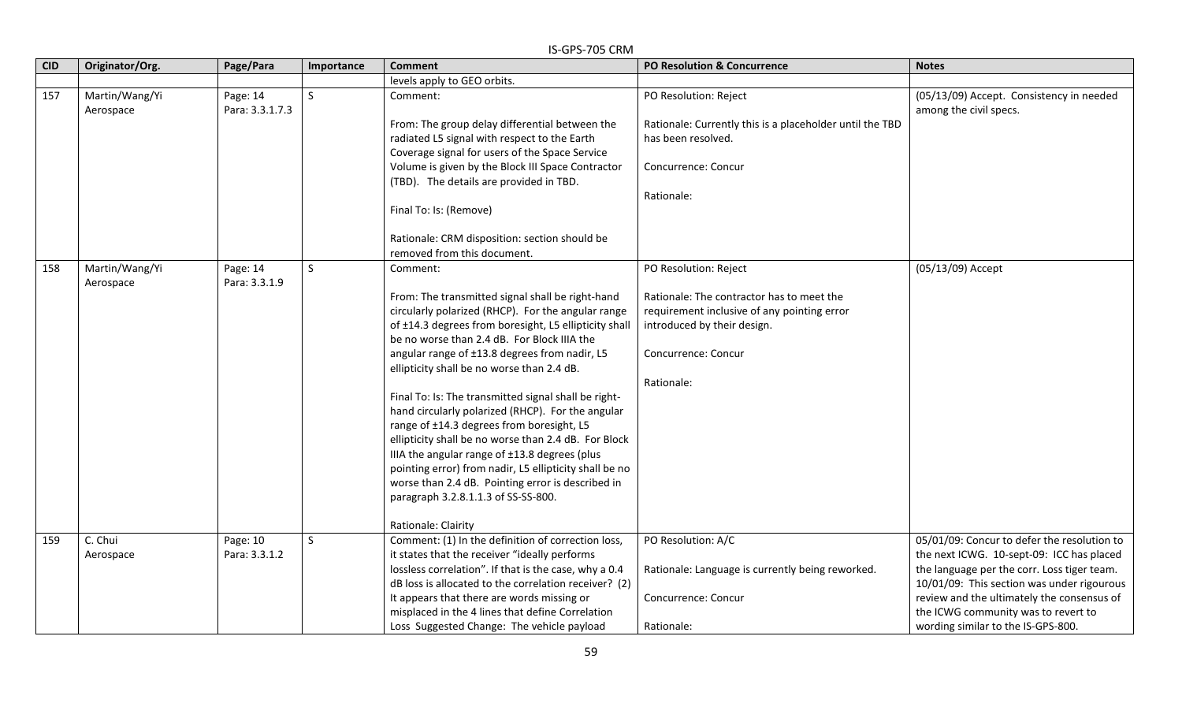| CID | Originator/Org. | Page/Para | Importance | Comment | PO Resolution & Concurrence | Notes |
|---|---|---|---|---|---|---|
| | | | | levels apply to GEO orbits. | | |
| 157 | Martin/Wang/Yi Aerospace | Page: 14 Para: 3.3.1.7.3 | S | Comment:<br><br>From: The group delay differential between the radiated L5 signal with respect to the Earth Coverage signal for users of the Space Service Volume is given by the Block III Space Contractor (TBD). The details are provided in TBD.<br><br>Final To: Is: (Remove)<br><br>Rationale: CRM disposition: section should be removed from this document. | PO Resolution: Reject<br><br>Rationale: Currently this is a placeholder until the TBD has been resolved.<br><br>Concurrence: Concur<br><br>Rationale: | (05/13/09) Accept. Consistency in needed among the civil specs. |
| 158 | Martin/Wang/Yi Aerospace | Page: 14 Para: 3.3.1.9 | S | Comment:<br><br>From: The transmitted signal shall be right-hand circularly polarized (RHCP). For the angular range of ±14.3 degrees from boresight, L5 ellipticity shall be no worse than 2.4 dB. For Block IIIA the angular range of ±13.8 degrees from nadir, L5 ellipticity shall be no worse than 2.4 dB.<br><br>Final To: Is: The transmitted signal shall be right-hand circularly polarized (RHCP). For the angular range of ±14.3 degrees from boresight, L5 ellipticity shall be no worse than 2.4 dB. For Block IIIA the angular range of ±13.8 degrees (plus pointing error) from nadir, L5 ellipticity shall be no worse than 2.4 dB. Pointing error is described in paragraph 3.2.8.1.1.3 of SS-SS-800.<br><br>Rationale: Clairity | PO Resolution: Reject<br><br>Rationale: The contractor has to meet the requirement inclusive of any pointing error introduced by their design.<br><br>Concurrence: Concur<br><br>Rationale: | (05/13/09) Accept |
| 159 | C. Chui Aerospace | Page: 10 Para: 3.3.1.2 | S | Comment: (1) In the definition of correction loss, it states that the receiver "ideally performs lossless correlation". If that is the case, why a 0.4 dB loss is allocated to the correlation receiver? (2) It appears that there are words missing or misplaced in the 4 lines that define Correlation Loss Suggested Change: The vehicle payload | PO Resolution: A/C<br><br>Rationale: Language is currently being reworked.<br><br>Concurrence: Concur<br><br>Rationale: | 05/01/09: Concur to defer the resolution to the next ICWG. 10-sept-09: ICC has placed the language per the corr. Loss tiger team. 10/01/09: This section was under rigourous review and the ultimately the consensus of the ICWG community was to revert to wording similar to the IS-GPS-800. |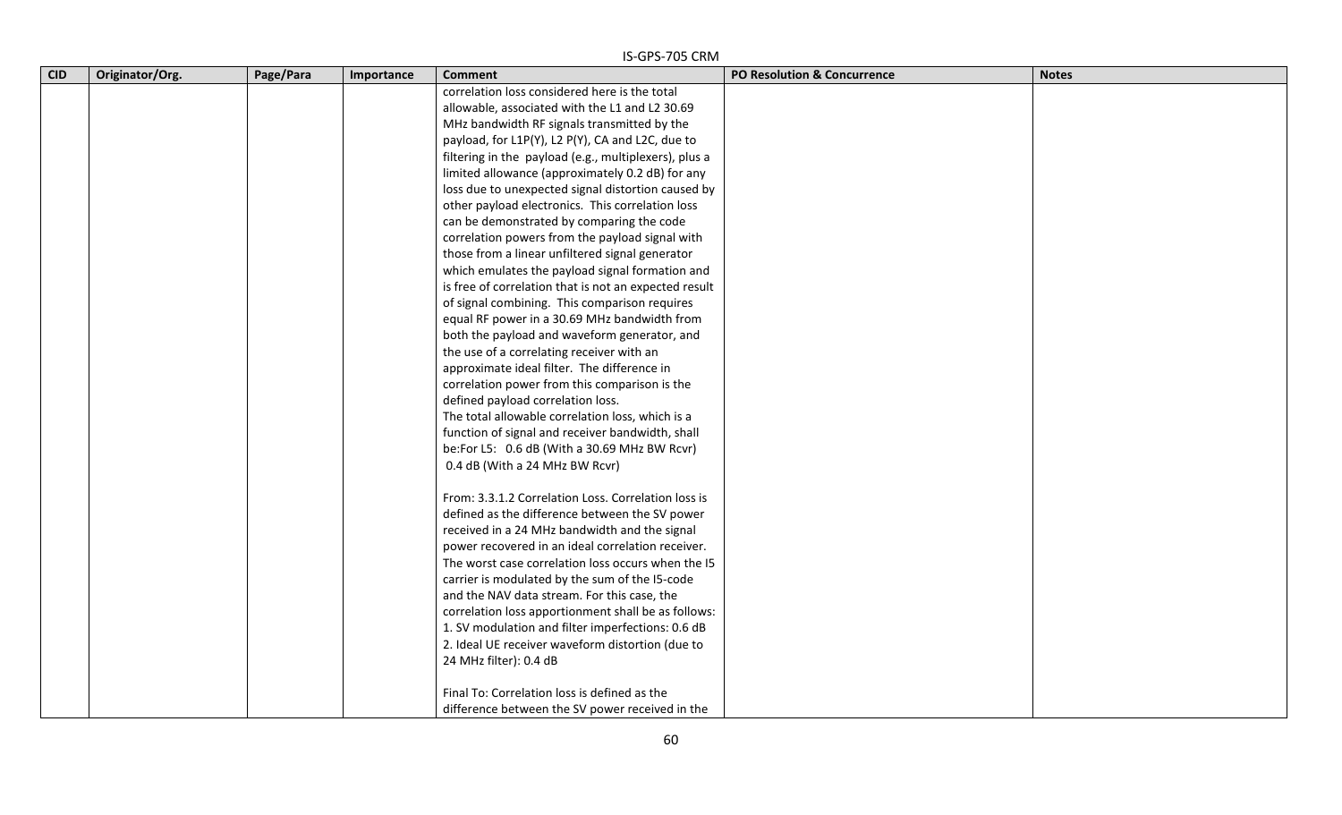| CID | Originator/Org. | Page/Para | Importance | Comment | PO Resolution & Concurrence | Notes |
|---|---|---|---|---|---|---|
| | | | | correlation loss considered here is the total allowable, associated with the L1 and L2 30.69 MHz bandwidth RF signals transmitted by the payload, for L1P(Y), L2 P(Y), CA and L2C, due to filtering in the payload (e.g., multiplexers), plus a limited allowance (approximately 0.2 dB) for any loss due to unexpected signal distortion caused by other payload electronics. This correlation loss can be demonstrated by comparing the code correlation powers from the payload signal with those from a linear unfiltered signal generator which emulates the payload signal formation and is free of correlation that is not an expected result of signal combining. This comparison requires equal RF power in a 30.69 MHz bandwidth from both the payload and waveform generator, and the use of a correlating receiver with an approximate ideal filter. The difference in correlation power from this comparison is the defined payload correlation loss.<br>The total allowable correlation loss, which is a function of signal and receiver bandwidth, shall be:For L5: 0.6 dB (With a 30.69 MHz BW Rcvr)<br>0.4 dB (With a 24 MHz BW Rcvr)<br><br>From: 3.3.1.2 Correlation Loss. Correlation loss is defined as the difference between the SV power received in a 24 MHz bandwidth and the signal power recovered in an ideal correlation receiver. The worst case correlation loss occurs when the I5 carrier is modulated by the sum of the I5-code and the NAV data stream. For this case, the correlation loss apportionment shall be as follows:<br>1. SV modulation and filter imperfections: 0.6 dB<br>2. Ideal UE receiver waveform distortion (due to 24 MHz filter): 0.4 dB<br><br>Final To: Correlation loss is defined as the difference between the SV power received in the | | |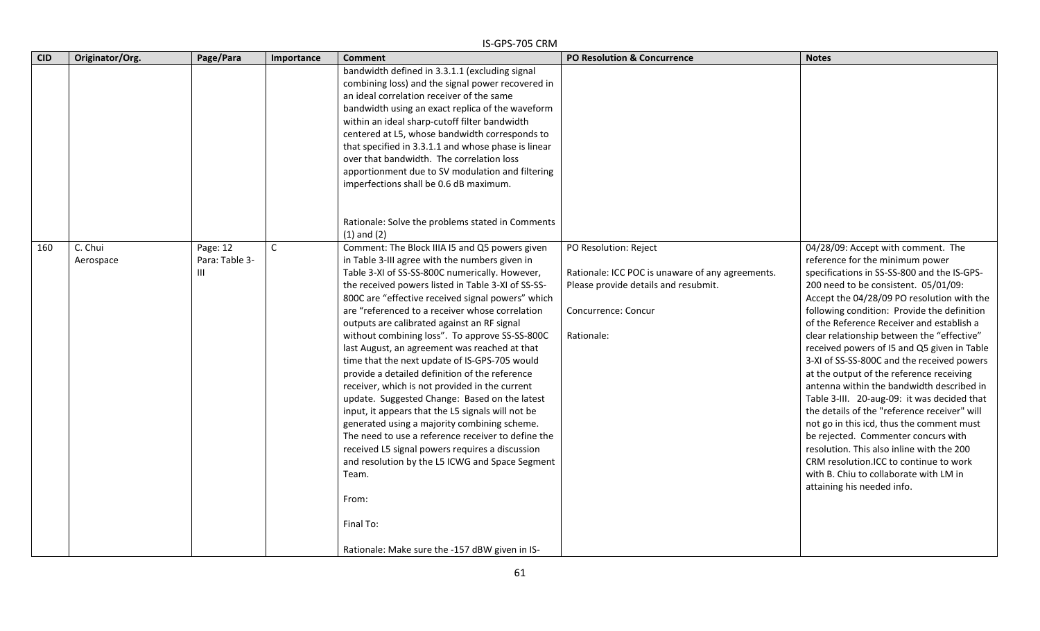| CID | Originator/Org. | Page/Para | Importance | Comment | PO Resolution & Concurrence | Notes |
|---|---|---|---|---|---|---|
| | | | | bandwidth defined in 3.3.1.1 (excluding signal combining loss) and the signal power recovered in an ideal correlation receiver of the same bandwidth using an exact replica of the waveform within an ideal sharp-cutoff filter bandwidth centered at L5, whose bandwidth corresponds to that specified in 3.3.1.1 and whose phase is linear over that bandwidth. The correlation loss apportionment due to SV modulation and filtering imperfections shall be 0.6 dB maximum.<br><br>Rationale: Solve the problems stated in Comments (1) and (2) | | |
| 160 | C. Chui<br>Aerospace | Page: 12<br>Para: Table 3-III | C | Comment: The Block IIIA I5 and Q5 powers given in Table 3-III agree with the numbers given in Table 3-XI of SS-SS-800C numerically. However, the received powers listed in Table 3-XI of SS-SS-800C are "effective received signal powers" which are "referenced to a receiver whose correlation outputs are calibrated against an RF signal without combining loss". To approve SS-SS-800C last August, an agreement was reached at that time that the next update of IS-GPS-705 would provide a detailed definition of the reference receiver, which is not provided in the current update. Suggested Change: Based on the latest input, it appears that the L5 signals will not be generated using a majority combining scheme. The need to use a reference receiver to define the received L5 signal powers requires a discussion and resolution by the L5 ICWG and Space Segment Team.<br><br>From:<br><br>Final To:<br><br>Rationale: Make sure the -157 dBW given in IS- | PO Resolution: Reject<br><br>Rationale: ICC POC is unaware of any agreements. Please provide details and resubmit.<br><br>Concurrence: Concur<br><br>Rationale: | 04/28/09: Accept with comment. The reference for the minimum power specifications in SS-SS-800 and the IS-GPS-200 need to be consistent. 05/01/09: Accept the 04/28/09 PO resolution with the following condition: Provide the definition of the Reference Receiver and establish a clear relationship between the "effective" received powers of I5 and Q5 given in Table 3-XI of SS-SS-800C and the received powers at the output of the reference receiving antenna within the bandwidth described in Table 3-III. 20-aug-09: it was decided that the details of the "reference receiver" will not go in this icd, thus the comment must be rejected. Commenter concurs with resolution. This also inline with the 200 CRM resolution.ICC to continue to work with B. Chiu to collaborate with LM in attaining his needed info. |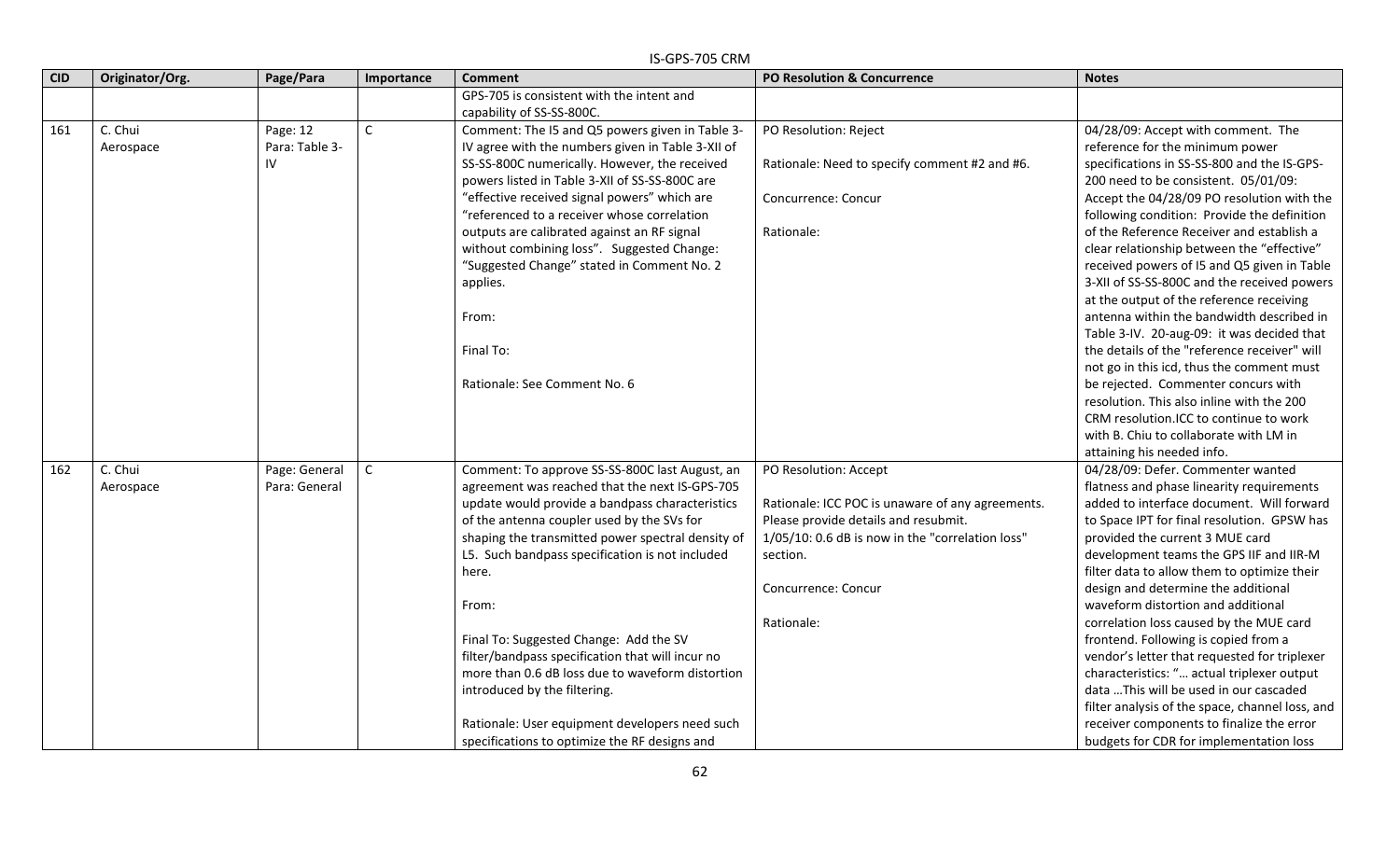| CID | Originator/Org. | Page/Para | Importance | Comment | PO Resolution & Concurrence | Notes |
|---|---|---|---|---|---|---|
| | | | | GPS-705 is consistent with the intent and capability of SS-SS-800C. | | |
| 161 | C. Chui Aerospace | Page: 12 Para: Table 3-IV | C | Comment: The I5 and Q5 powers given in Table 3-IV agree with the numbers given in Table 3-XII of SS-SS-800C numerically. However, the received powers listed in Table 3-XII of SS-SS-800C are "effective received signal powers" which are "referenced to a receiver whose correlation outputs are calibrated against an RF signal without combining loss". Suggested Change: "Suggested Change" stated in Comment No. 2 applies.<br><br>From:<br><br>Final To:<br><br>Rationale: See Comment No. 6 | PO Resolution: Reject<br><br>Rationale: Need to specify comment #2 and #6.<br><br>Concurrence: Concur<br><br>Rationale: | 04/28/09: Accept with comment. The reference for the minimum power specifications in SS-SS-800 and the IS-GPS-200 need to be consistent. 05/01/09: Accept the 04/28/09 PO resolution with the following condition: Provide the definition of the Reference Receiver and establish a clear relationship between the "effective" received powers of I5 and Q5 given in Table 3-XII of SS-SS-800C and the received powers at the output of the reference receiving antenna within the bandwidth described in Table 3-IV. 20-aug-09: it was decided that the details of the "reference receiver" will not go in this icd, thus the comment must be rejected. Commenter concurs with resolution. This also inline with the 200 CRM resolution.ICC to continue to work with B. Chiu to collaborate with LM in attaining his needed info. |
| 162 | C. Chui Aerospace | Page: General Para: General | C | Comment: To approve SS-SS-800C last August, an agreement was reached that the next IS-GPS-705 update would provide a bandpass characteristics of the antenna coupler used by the SVs for shaping the transmitted power spectral density of L5. Such bandpass specification is not included here.<br><br>From:<br><br>Final To: Suggested Change: Add the SV filter/bandpass specification that will incur no more than 0.6 dB loss due to waveform distortion introduced by the filtering.<br><br>Rationale: User equipment developers need such specifications to optimize the RF designs and | PO Resolution: Accept<br><br>Rationale: ICC POC is unaware of any agreements. Please provide details and resubmit.<br>1/05/10: 0.6 dB is now in the "correlation loss" section.<br><br>Concurrence: Concur<br><br>Rationale: | 04/28/09: Defer. Commenter wanted flatness and phase linearity requirements added to interface document. Will forward to Space IPT for final resolution. GPSW has provided the current 3 MUE card development teams the GPS IIF and IIR-M filter data to allow them to optimize their design and determine the additional waveform distortion and additional correlation loss caused by the MUE card frontend. Following is copied from a vendor's letter that requested for triplexer characteristics: "… actual triplexer output data …This will be used in our cascaded filter analysis of the space, channel loss, and receiver components to finalize the error budgets for CDR for implementation loss |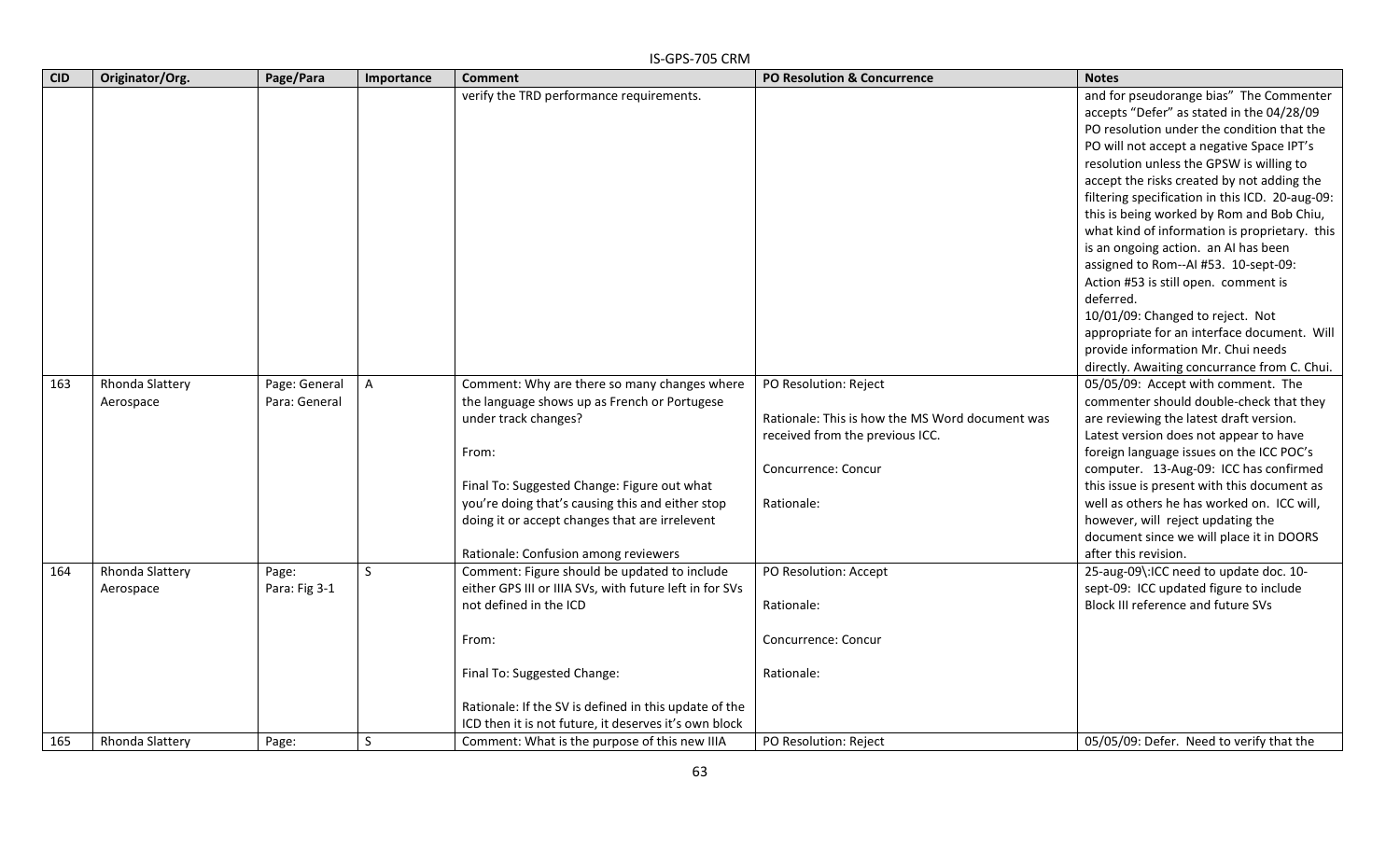| CID | Originator/Org. | Page/Para | Importance | Comment | PO Resolution & Concurrence | Notes |
|---|---|---|---|---|---|---|
| | | | | verify the TRD performance requirements. | | and for pseudorange bias" The Commenter accepts "Defer" as stated in the 04/28/09 PO resolution under the condition that the PO will not accept a negative Space IPT's resolution unless the GPSW is willing to accept the risks created by not adding the filtering specification in this ICD. 20-aug-09: this is being worked by Rom and Bob Chiu, what kind of information is proprietary. this is an ongoing action. an AI has been assigned to Rom--AI #53. 10-sept-09: Action #53 is still open. comment is deferred.<br>10/01/09: Changed to reject. Not appropriate for an interface document. Will provide information Mr. Chui needs directly. Awaiting concurrance from C. Chui. |
| 163 | Rhonda Slattery<br>Aerospace | Page: General<br>Para: General | A | Comment: Why are there so many changes where the language shows up as French or Portugese under track changes?<br><br>From:<br><br>Final To: Suggested Change: Figure out what you're doing that's causing this and either stop doing it or accept changes that are irrelevent<br><br>Rationale: Confusion among reviewers | PO Resolution: Reject<br><br>Rationale: This is how the MS Word document was received from the previous ICC.<br><br>Concurrence: Concur<br><br>Rationale: | 05/05/09: Accept with comment. The commenter should double-check that they are reviewing the latest draft version. Latest version does not appear to have foreign language issues on the ICC POC's computer. 13-Aug-09: ICC has confirmed this issue is present with this document as well as others he has worked on. ICC will, however, will reject updating the document since we will place it in DOORS after this revision. |
| 164 | Rhonda Slattery<br>Aerospace | Page:<br>Para: Fig 3-1 | S | Comment: Figure should be updated to include either GPS III or IIIA SVs, with future left in for SVs not defined in the ICD<br><br>From:<br><br>Final To: Suggested Change:<br><br>Rationale: If the SV is defined in this update of the ICD then it is not future, it deserves it's own block | PO Resolution: Accept<br><br>Rationale:<br><br>Concurrence: Concur<br><br>Rationale: | 25-aug-09\:ICC need to update doc. 10-sept-09: ICC updated figure to include Block III reference and future SVs |
| 165 | Rhonda Slattery | Page: | S | Comment: What is the purpose of this new IIIA | PO Resolution: Reject | 05/05/09: Defer. Need to verify that the |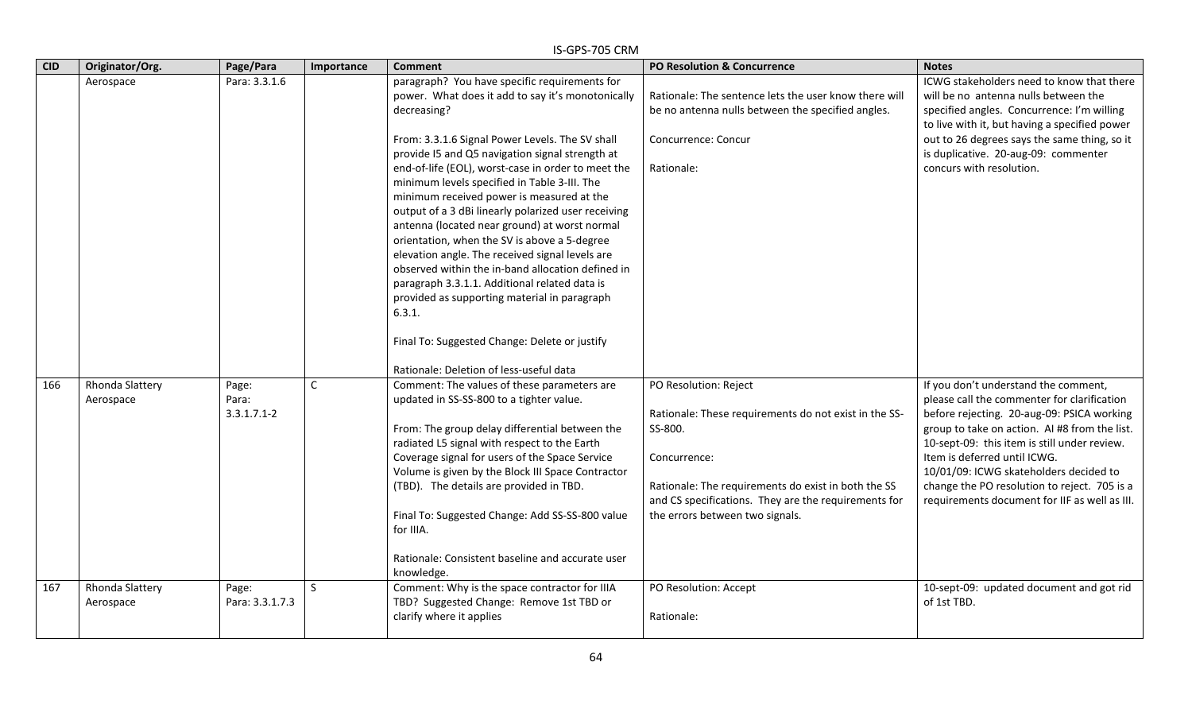| CID | Originator/Org. | Page/Para | Importance | Comment | PO Resolution & Concurrence | Notes |
|---|---|---|---|---|---|---|
| | Aerospace | Para: 3.3.1.6 | | paragraph? You have specific requirements for power. What does it add to say it's monotonically decreasing?<br><br>From: 3.3.1.6 Signal Power Levels. The SV shall provide I5 and Q5 navigation signal strength at end-of-life (EOL), worst-case in order to meet the minimum levels specified in Table 3-III. The minimum received power is measured at the output of a 3 dBi linearly polarized user receiving antenna (located near ground) at worst normal orientation, when the SV is above a 5-degree elevation angle. The received signal levels are observed within the in-band allocation defined in paragraph 3.3.1.1. Additional related data is provided as supporting material in paragraph 6.3.1.<br><br>Final To: Suggested Change: Delete or justify<br><br>Rationale: Deletion of less-useful data | Rationale: The sentence lets the user know there will be no antenna nulls between the specified angles.<br><br>Concurrence: Concur<br><br>Rationale: | ICWG stakeholders need to know that there will be no antenna nulls between the specified angles. Concurrence: I'm willing to live with it, but having a specified power out to 26 degrees says the same thing, so it is duplicative. 20-aug-09: commenter concurs with resolution. |
| 166 | Rhonda Slattery Aerospace | Page: Para: 3.3.1.7.1-2 | C | Comment: The values of these parameters are updated in SS-SS-800 to a tighter value.<br><br>From: The group delay differential between the radiated L5 signal with respect to the Earth Coverage signal for users of the Space Service Volume is given by the Block III Space Contractor (TBD). The details are provided in TBD.<br><br>Final To: Suggested Change: Add SS-SS-800 value for IIIA.<br><br>Rationale: Consistent baseline and accurate user knowledge. | PO Resolution: Reject<br><br>Rationale: These requirements do not exist in the SS-SS-800.<br><br>Concurrence:<br><br>Rationale: The requirements do exist in both the SS and CS specifications. They are the requirements for the errors between two signals. | If you don't understand the comment, please call the commenter for clarification before rejecting. 20-aug-09: PSICA working group to take on action. AI #8 from the list. 10-sept-09: this item is still under review. Item is deferred until ICWG. 10/01/09: ICWG skateholders decided to change the PO resolution to reject. 705 is a requirements document for IIF as well as III. |
| 167 | Rhonda Slattery Aerospace | Page: Para: 3.3.1.7.3 | S | Comment: Why is the space contractor for IIIA TBD? Suggested Change: Remove 1st TBD or clarify where it applies | PO Resolution: Accept<br><br>Rationale: | 10-sept-09: updated document and got rid of 1st TBD. |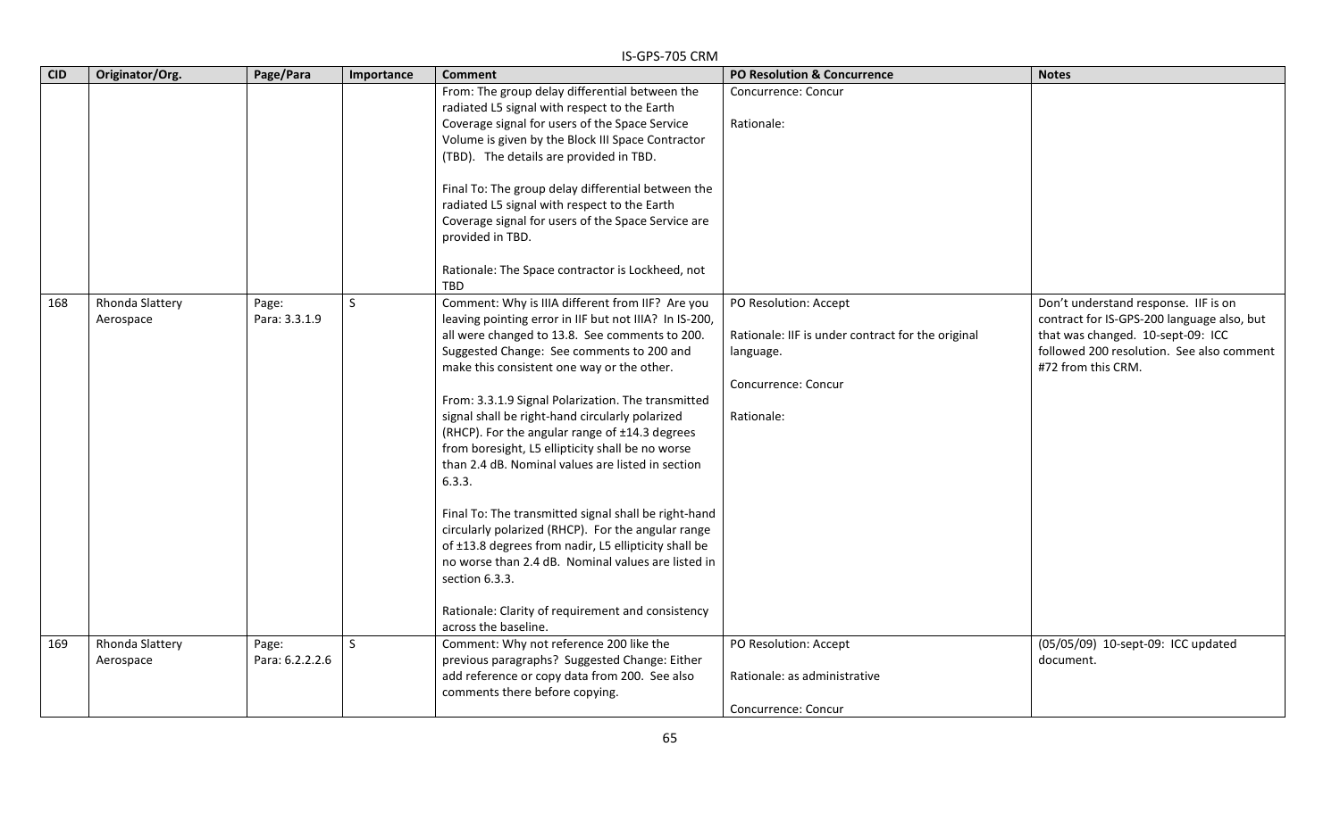| CID | Originator/Org. | Page/Para | Importance | Comment | PO Resolution & Concurrence | Notes |
|---|---|---|---|---|---|---|
| | | | | From: The group delay differential between the radiated L5 signal with respect to the Earth Coverage signal for users of the Space Service Volume is given by the Block III Space Contractor (TBD). The details are provided in TBD.<br><br>Final To: The group delay differential between the radiated L5 signal with respect to the Earth Coverage signal for users of the Space Service are provided in TBD.<br><br>Rationale: The Space contractor is Lockheed, not TBD | Concurrence: Concur<br><br>Rationale: | |
| 168 | Rhonda Slattery Aerospace | Page: Para: 3.3.1.9 | S | Comment: Why is IIIA different from IIF? Are you leaving pointing error in IIF but not IIIA? In IS-200, all were changed to 13.8. See comments to 200. Suggested Change: See comments to 200 and make this consistent one way or the other.<br><br>From: 3.3.1.9 Signal Polarization. The transmitted signal shall be right-hand circularly polarized (RHCP). For the angular range of ±14.3 degrees from boresight, L5 ellipticity shall be no worse than 2.4 dB. Nominal values are listed in section 6.3.3.<br><br>Final To: The transmitted signal shall be right-hand circularly polarized (RHCP). For the angular range of ±13.8 degrees from nadir, L5 ellipticity shall be no worse than 2.4 dB. Nominal values are listed in section 6.3.3.<br><br>Rationale: Clarity of requirement and consistency across the baseline. | PO Resolution: Accept<br><br>Rationale: IIF is under contract for the original language.<br><br>Concurrence: Concur<br><br>Rationale: | Don't understand response. IIF is on contract for IS-GPS-200 language also, but that was changed. 10-sept-09: ICC followed 200 resolution. See also comment #72 from this CRM. |
| 169 | Rhonda Slattery Aerospace | Page: Para: 6.2.2.2.6 | S | Comment: Why not reference 200 like the previous paragraphs? Suggested Change: Either add reference or copy data from 200. See also comments there before copying. | PO Resolution: Accept<br><br>Rationale: as administrative<br><br>Concurrence: Concur | (05/05/09) 10-sept-09: ICC updated document. |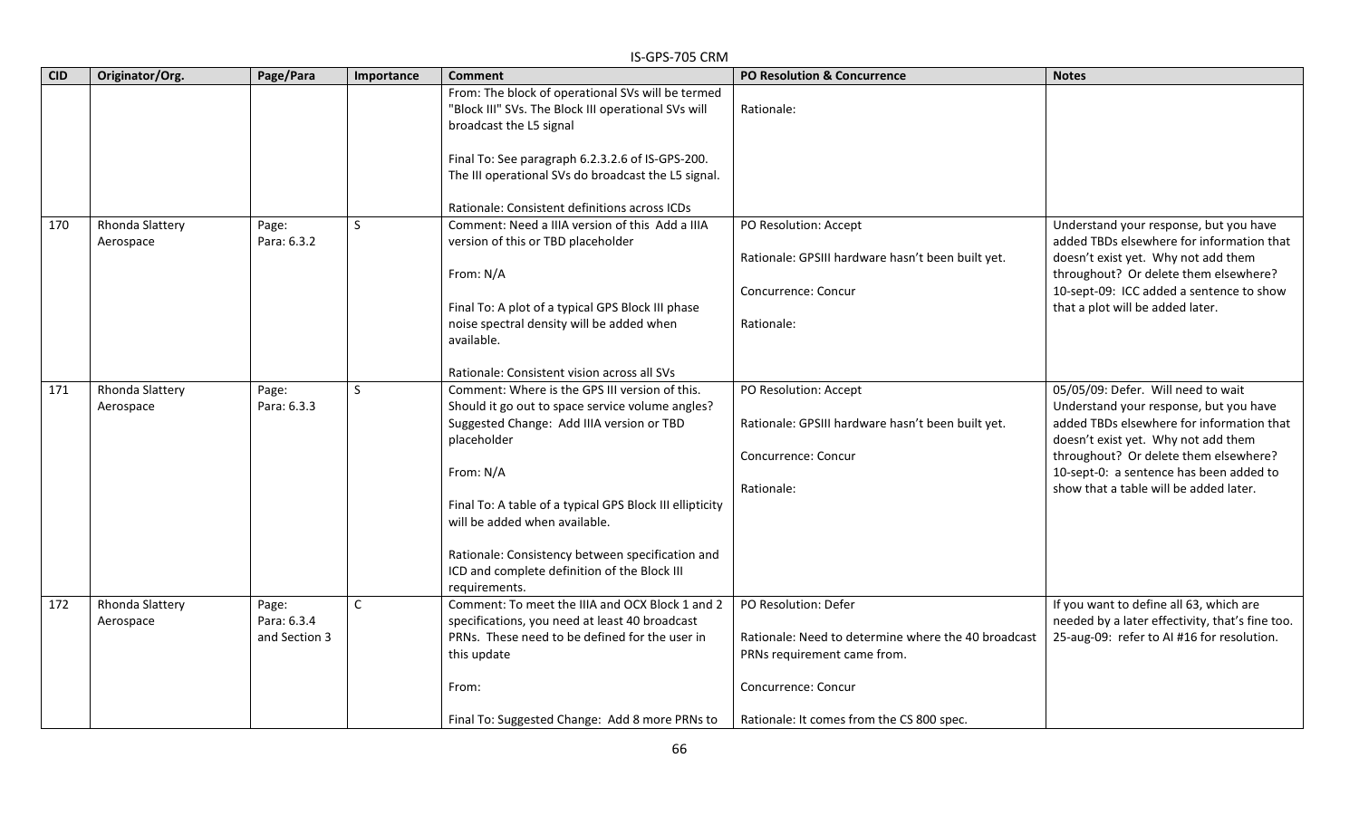| CID | Originator/Org. | Page/Para | Importance | Comment | PO Resolution & Concurrence | Notes |
|---|---|---|---|---|---|---|
| | | | | From: The block of operational SVs will be termed "Block III" SVs. The Block III operational SVs will broadcast the L5 signal<br><br>Final To: See paragraph 6.2.3.2.6 of IS-GPS-200. The III operational SVs do broadcast the L5 signal.<br><br>Rationale: Consistent definitions across ICDs | Rationale: | |
| 170 | Rhonda Slattery Aerospace | Page: Para: 6.3.2 | S | Comment: Need a IIIA version of this Add a IIIA version of this or TBD placeholder<br><br>From: N/A<br><br>Final To: A plot of a typical GPS Block III phase noise spectral density will be added when available.<br><br>Rationale: Consistent vision across all SVs | PO Resolution: Accept<br><br>Rationale: GPSIII hardware hasn't been built yet.<br><br>Concurrence: Concur<br><br>Rationale: | Understand your response, but you have added TBDs elsewhere for information that doesn't exist yet. Why not add them throughout? Or delete them elsewhere? 10-sept-09: ICC added a sentence to show that a plot will be added later. |
| 171 | Rhonda Slattery Aerospace | Page: Para: 6.3.3 | S | Comment: Where is the GPS III version of this. Should it go out to space service volume angles? Suggested Change: Add IIIA version or TBD placeholder<br><br>From: N/A<br><br>Final To: A table of a typical GPS Block III ellipticity will be added when available.<br><br>Rationale: Consistency between specification and ICD and complete definition of the Block III requirements. | PO Resolution: Accept<br><br>Rationale: GPSIII hardware hasn't been built yet.<br><br>Concurrence: Concur<br><br>Rationale: | 05/05/09: Defer. Will need to wait Understand your response, but you have added TBDs elsewhere for information that doesn't exist yet. Why not add them throughout? Or delete them elsewhere? 10-sept-0: a sentence has been added to show that a table will be added later. |
| 172 | Rhonda Slattery Aerospace | Page: Para: 6.3.4 and Section 3 | C | Comment: To meet the IIIA and OCX Block 1 and 2 specifications, you need at least 40 broadcast PRNs. These need to be defined for the user in this update<br><br>From:<br><br>Final To: Suggested Change: Add 8 more PRNs to | PO Resolution: Defer<br><br>Rationale: Need to determine where the 40 broadcast PRNs requirement came from.<br><br>Concurrence: Concur<br><br>Rationale: It comes from the CS 800 spec. | If you want to define all 63, which are needed by a later effectivity, that's fine too. 25-aug-09: refer to AI #16 for resolution. |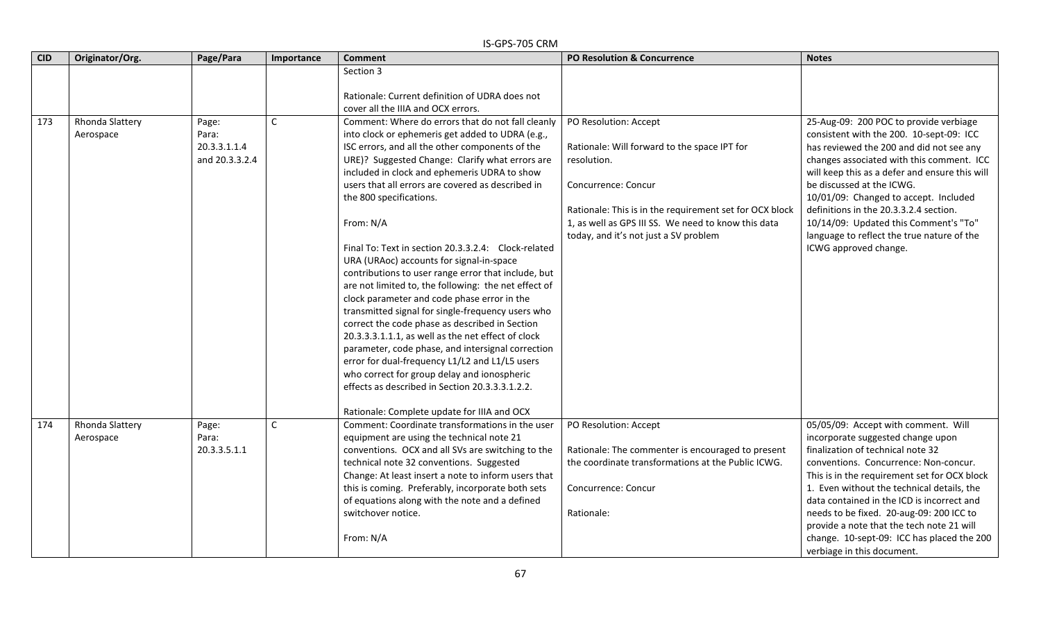| CID | Originator/Org. | Page/Para | Importance | Comment | PO Resolution & Concurrence | Notes |
|---|---|---|---|---|---|---|
| | | | | Section 3<br><br>Rationale: Current definition of UDRA does not cover all the IIIA and OCX errors. | | |
| 173 | Rhonda Slattery Aerospace | Page: Para: 20.3.3.1.1.4 and 20.3.3.2.4 | C | Comment: Where do errors that do not fall cleanly into clock or ephemeris get added to UDRA (e.g., ISC errors, and all the other components of the URE)? Suggested Change: Clarify what errors are included in clock and ephemeris UDRA to show users that all errors are covered as described in the 800 specifications.<br><br>From: N/A<br><br>Final To: Text in section 20.3.3.2.4: Clock-related URA (URAoc) accounts for signal-in-space contributions to user range error that include, but are not limited to, the following: the net effect of clock parameter and code phase error in the transmitted signal for single-frequency users who correct the code phase as described in Section 20.3.3.3.1.1.1, as well as the net effect of clock parameter, code phase, and intersignal correction error for dual-frequency L1/L2 and L1/L5 users who correct for group delay and ionospheric effects as described in Section 20.3.3.3.1.2.2.<br><br>Rationale: Complete update for IIIA and OCX | PO Resolution: Accept<br><br>Rationale: Will forward to the space IPT for resolution.<br><br>Concurrence: Concur<br><br>Rationale: This is in the requirement set for OCX block 1, as well as GPS III SS. We need to know this data today, and it's not just a SV problem | 25-Aug-09: 200 POC to provide verbiage consistent with the 200. 10-sept-09: ICC has reviewed the 200 and did not see any changes associated with this comment. ICC will keep this as a defer and ensure this will be discussed at the ICWG.<br>10/01/09: Changed to accept. Included definitions in the 20.3.3.2.4 section.<br>10/14/09: Updated this Comment's "To" language to reflect the true nature of the ICWG approved change. |
| 174 | Rhonda Slattery Aerospace | Page: Para: 20.3.3.5.1.1 | C | Comment: Coordinate transformations in the user equipment are using the technical note 21 conventions. OCX and all SVs are switching to the technical note 32 conventions. Suggested Change: At least insert a note to inform users that this is coming. Preferably, incorporate both sets of equations along with the note and a defined switchover notice.<br><br>From: N/A | PO Resolution: Accept<br><br>Rationale: The commenter is encouraged to present the coordinate transformations at the Public ICWG.<br><br>Concurrence: Concur<br><br>Rationale: | 05/05/09: Accept with comment. Will incorporate suggested change upon finalization of technical note 32 conventions. Concurrence: Non-concur. This is in the requirement set for OCX block 1. Even without the technical details, the data contained in the ICD is incorrect and needs to be fixed. 20-aug-09: 200 ICC to provide a note that the tech note 21 will change. 10-sept-09: ICC has placed the 200 verbiage in this document. |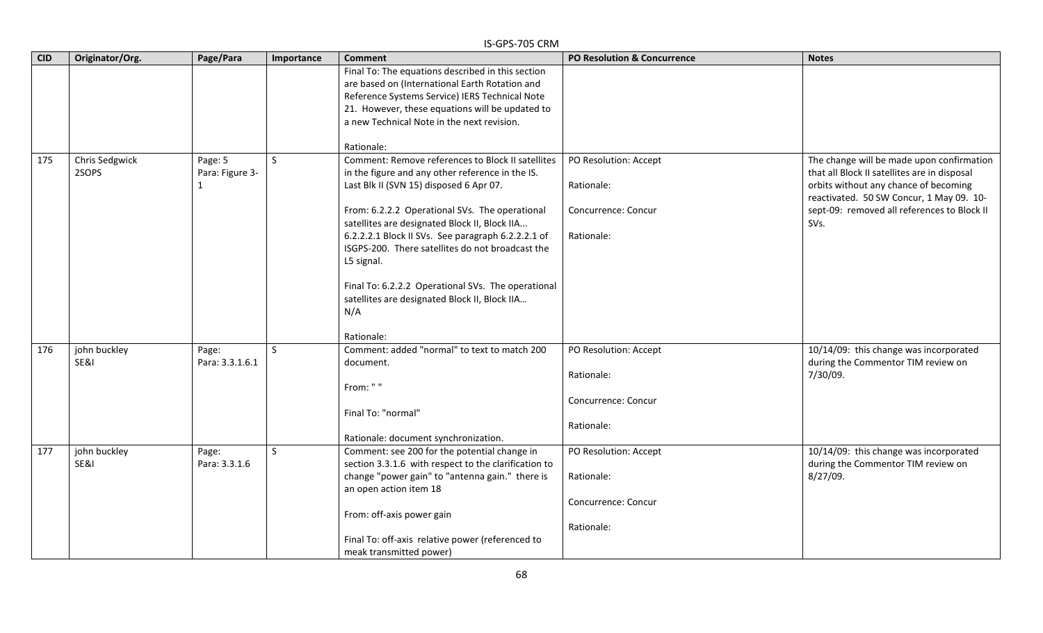| CID | Originator/Org. | Page/Para | Importance | Comment | PO Resolution & Concurrence | Notes |
|---|---|---|---|---|---|---|
| | | | | Final To: The equations described in this section are based on (International Earth Rotation and Reference Systems Service) IERS Technical Note 21. However, these equations will be updated to a new Technical Note in the next revision.<br><br>Rationale: | | |
| 175 | Chris Sedgwick<br>2SOPS | Page: 5<br>Para: Figure 3-1 | S | Comment: Remove references to Block II satellites in the figure and any other reference in the IS. Last Blk II (SVN 15) disposed 6 Apr 07.<br><br>From: 6.2.2.2 Operational SVs. The operational satellites are designated Block II, Block IIA...<br>6.2.2.2.1 Block II SVs. See paragraph 6.2.2.2.1 of ISGPS-200. There satellites do not broadcast the L5 signal.<br><br>Final To: 6.2.2.2 Operational SVs. The operational satellites are designated Block II, Block IIA…<br>N/A<br><br>Rationale: | PO Resolution: Accept<br><br>Rationale:<br><br>Concurrence: Concur<br><br>Rationale: | The change will be made upon confirmation that all Block II satellites are in disposal orbits without any chance of becoming reactivated. 50 SW Concur, 1 May 09. 10-sept-09: removed all references to Block II SVs. |
| 176 | john buckley<br>SE&I | Page:<br>Para: 3.3.1.6.1 | S | Comment: added "normal" to text to match 200 document.<br><br>From: " "<br><br>Final To: "normal"<br><br>Rationale: document synchronization. | PO Resolution: Accept<br><br>Rationale:<br><br>Concurrence: Concur<br><br>Rationale: | 10/14/09: this change was incorporated during the Commentor TIM review on 7/30/09. |
| 177 | john buckley<br>SE&I | Page:<br>Para: 3.3.1.6 | S | Comment: see 200 for the potential change in section 3.3.1.6 with respect to the clarification to change "power gain" to "antenna gain." there is an open action item 18<br><br>From: off-axis power gain<br><br>Final To: off-axis relative power (referenced to meak transmitted power) | PO Resolution: Accept<br><br>Rationale:<br><br>Concurrence: Concur<br><br>Rationale: | 10/14/09: this change was incorporated during the Commentor TIM review on 8/27/09. |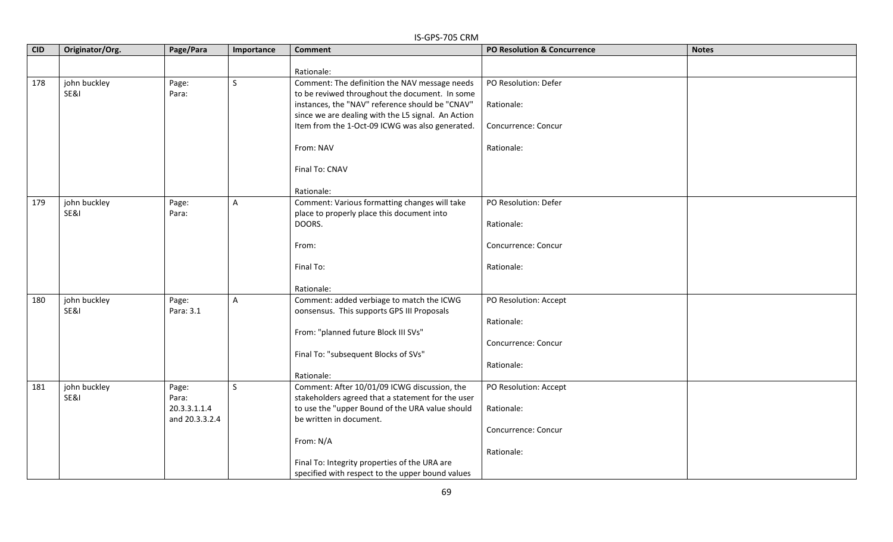| CID | Originator/Org. | Page/Para | Importance | Comment | PO Resolution & Concurrence | Notes |
|---|---|---|---|---|---|---|
| | | | | Rationale: | | |
| 178 | john buckley<br>SE&I | Page:<br>Para: | S | Comment: The definition the NAV message needs to be reviwed throughout the document. In some instances, the "NAV" reference should be "CNAV" since we are dealing with the L5 signal. An Action Item from the 1-Oct-09 ICWG was also generated.<br><br>From: NAV<br><br>Final To: CNAV<br><br>Rationale: | PO Resolution: Defer<br><br>Rationale:<br><br>Concurrence: Concur<br><br>Rationale: | |
| 179 | john buckley<br>SE&I | Page:<br>Para: | A | Comment: Various formatting changes will take place to properly place this document into DOORS.<br><br>From:<br><br>Final To:<br><br>Rationale: | PO Resolution: Defer<br><br>Rationale:<br><br>Concurrence: Concur<br><br>Rationale: | |
| 180 | john buckley<br>SE&I | Page:<br>Para: 3.1 | A | Comment: added verbiage to match the ICWG oonsensus. This supports GPS III Proposals<br><br>From: "planned future Block III SVs"<br><br>Final To: "subsequent Blocks of SVs"<br><br>Rationale: | PO Resolution: Accept<br><br>Rationale:<br><br>Concurrence: Concur<br><br>Rationale: | |
| 181 | john buckley<br>SE&I | Page:<br>Para:<br>20.3.3.1.1.4<br>and 20.3.3.2.4 | S | Comment: After 10/01/09 ICWG discussion, the stakeholders agreed that a statement for the user to use the "upper Bound of the URA value should be written in document.<br><br>From: N/A<br><br>Final To: Integrity properties of the URA are specified with respect to the upper bound values | PO Resolution: Accept<br><br>Rationale:<br><br>Concurrence: Concur<br><br>Rationale: | |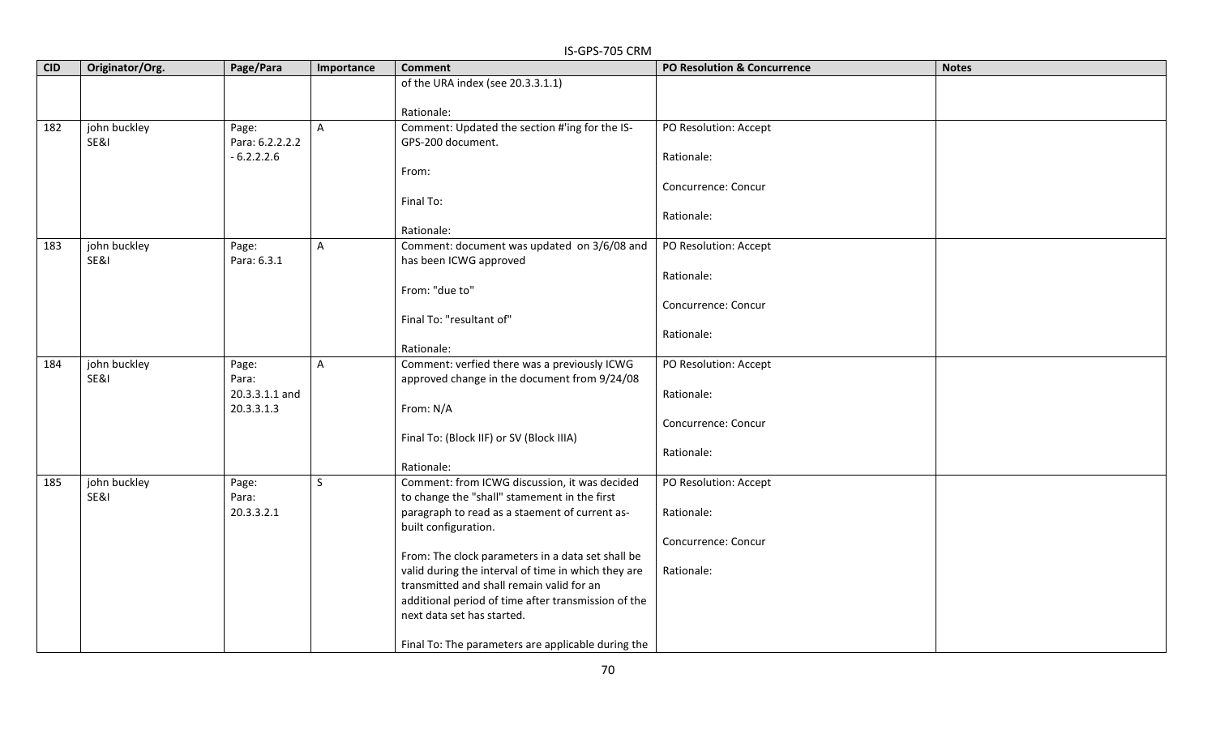| CID | Originator/Org. | Page/Para | Importance | Comment | PO Resolution & Concurrence | Notes |
|---|---|---|---|---|---|---|
| | | | | of the URA index (see 20.3.3.1.1)<br><br>Rationale: | | |
| 182 | john buckley<br>SE&I | Page:<br>Para: 6.2.2.2.2 - 6.2.2.2.6 | A | Comment: Updated the section #'ing for the IS-GPS-200 document.<br><br>From:<br><br>Final To:<br><br>Rationale: | PO Resolution: Accept<br><br>Rationale:<br><br>Concurrence: Concur<br><br>Rationale: | |
| 183 | john buckley<br>SE&I | Page:<br>Para: 6.3.1 | A | Comment: document was updated on 3/6/08 and has been ICWG approved<br><br>From: "due to"<br><br>Final To: "resultant of"<br><br>Rationale: | PO Resolution: Accept<br><br>Rationale:<br><br>Concurrence: Concur<br><br>Rationale: | |
| 184 | john buckley<br>SE&I | Page:<br>Para: 20.3.3.1.1 and 20.3.3.1.3 | A | Comment: verfied there was a previously ICWG approved change in the document from 9/24/08<br><br>From: N/A<br><br>Final To: (Block IIF) or SV (Block IIIA)<br><br>Rationale: | PO Resolution: Accept<br><br>Rationale:<br><br>Concurrence: Concur<br><br>Rationale: | |
| 185 | john buckley<br>SE&I | Page:<br>Para: 20.3.3.2.1 | S | Comment: from ICWG discussion, it was decided to change the "shall" stamement in the first paragraph to read as a staement of current as-built configuration.<br><br>From: The clock parameters in a data set shall be valid during the interval of time in which they are transmitted and shall remain valid for an additional period of time after transmission of the next data set has started.<br><br>Final To: The parameters are applicable during the | PO Resolution: Accept<br><br>Rationale:<br><br>Concurrence: Concur<br><br>Rationale: | |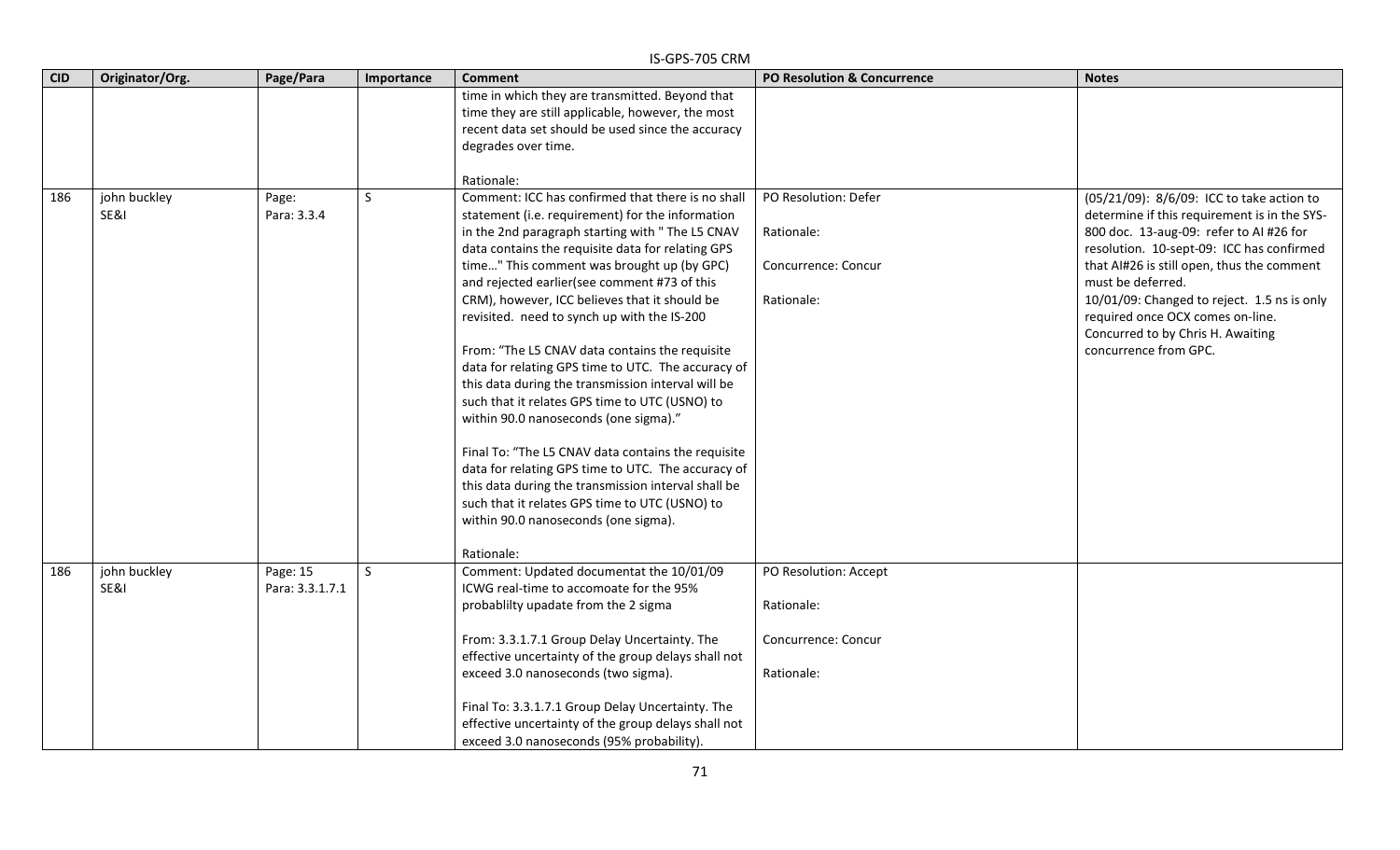| CID | Originator/Org. | Page/Para | Importance | Comment | PO Resolution & Concurrence | Notes |
|---|---|---|---|---|---|---|
| | | | | time in which they are transmitted. Beyond that time they are still applicable, however, the most recent data set should be used since the accuracy degrades over time.<br><br>Rationale: | | |
| 186 | john buckley<br>SE&I | Page:<br>Para: 3.3.4 | S | Comment: ICC has confirmed that there is no shall statement (i.e. requirement) for the information in the 2nd paragraph starting with " The L5 CNAV data contains the requisite data for relating GPS time…" This comment was brought up (by GPC) and rejected earlier(see comment #73 of this CRM), however, ICC believes that it should be revisited. need to synch up with the IS-200<br><br>From: "The L5 CNAV data contains the requisite data for relating GPS time to UTC. The accuracy of this data during the transmission interval will be such that it relates GPS time to UTC (USNO) to within 90.0 nanoseconds (one sigma)."<br><br>Final To: "The L5 CNAV data contains the requisite data for relating GPS time to UTC. The accuracy of this data during the transmission interval shall be such that it relates GPS time to UTC (USNO) to within 90.0 nanoseconds (one sigma).<br><br>Rationale: | PO Resolution: Defer<br><br>Rationale:<br><br>Concurrence: Concur<br><br>Rationale: | (05/21/09): 8/6/09: ICC to take action to determine if this requirement is in the SYS-800 doc. 13-aug-09: refer to AI #26 for resolution. 10-sept-09: ICC has confirmed that AI#26 is still open, thus the comment must be deferred.<br>10/01/09: Changed to reject. 1.5 ns is only required once OCX comes on-line. Concurred to by Chris H. Awaiting concurrence from GPC. |
| 186 | john buckley<br>SE&I | Page: 15<br>Para: 3.3.1.7.1 | S | Comment: Updated documentat the 10/01/09 ICWG real-time to accomoate for the 95% probablilty upadate from the 2 sigma<br><br>From: 3.3.1.7.1 Group Delay Uncertainty. The effective uncertainty of the group delays shall not exceed 3.0 nanoseconds (two sigma).<br><br>Final To: 3.3.1.7.1 Group Delay Uncertainty. The effective uncertainty of the group delays shall not exceed 3.0 nanoseconds (95% probability). | PO Resolution: Accept<br><br>Rationale:<br><br>Concurrence: Concur<br><br>Rationale: | |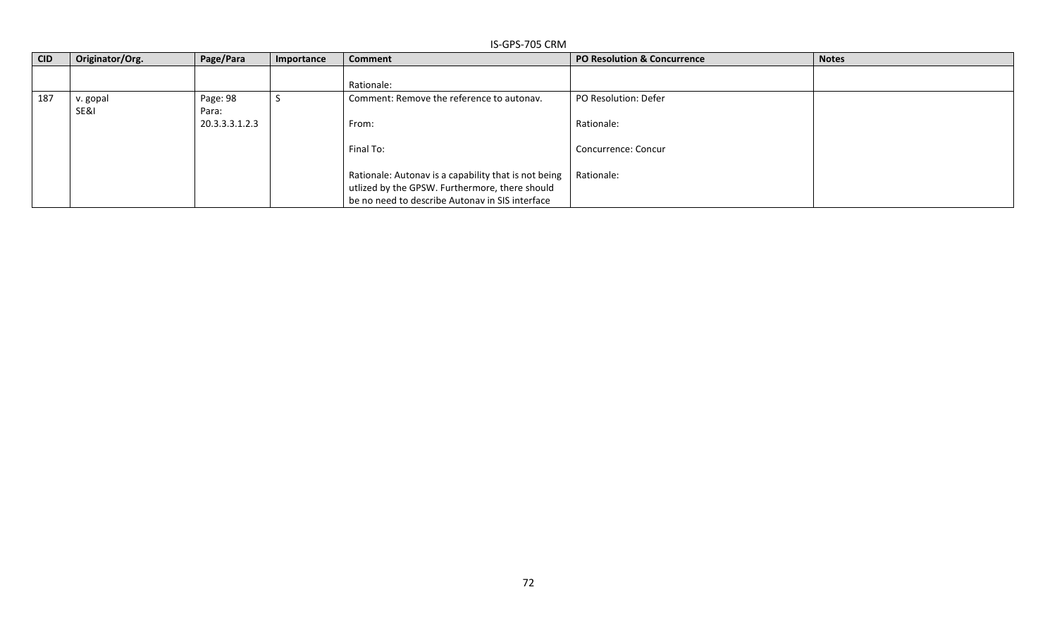| CID | Originator/Org. | Page/Para | Importance | Comment | PO Resolution & Concurrence | Notes |
|---|---|---|---|---|---|---|
| | | | | Rationale: | | |
| 187 | v. gopal SE&I | Page: 98 Para: 20.3.3.3.1.2.3 | S | Comment: Remove the reference to autonav.<br><br>From:<br><br>Final To:<br><br>Rationale: Autonav is a capability that is not being utlized by the GPSW. Furthermore, there should be no need to describe Autonav in SIS interface | PO Resolution: Defer<br><br>Rationale:<br><br>Concurrence: Concur<br><br>Rationale: | |